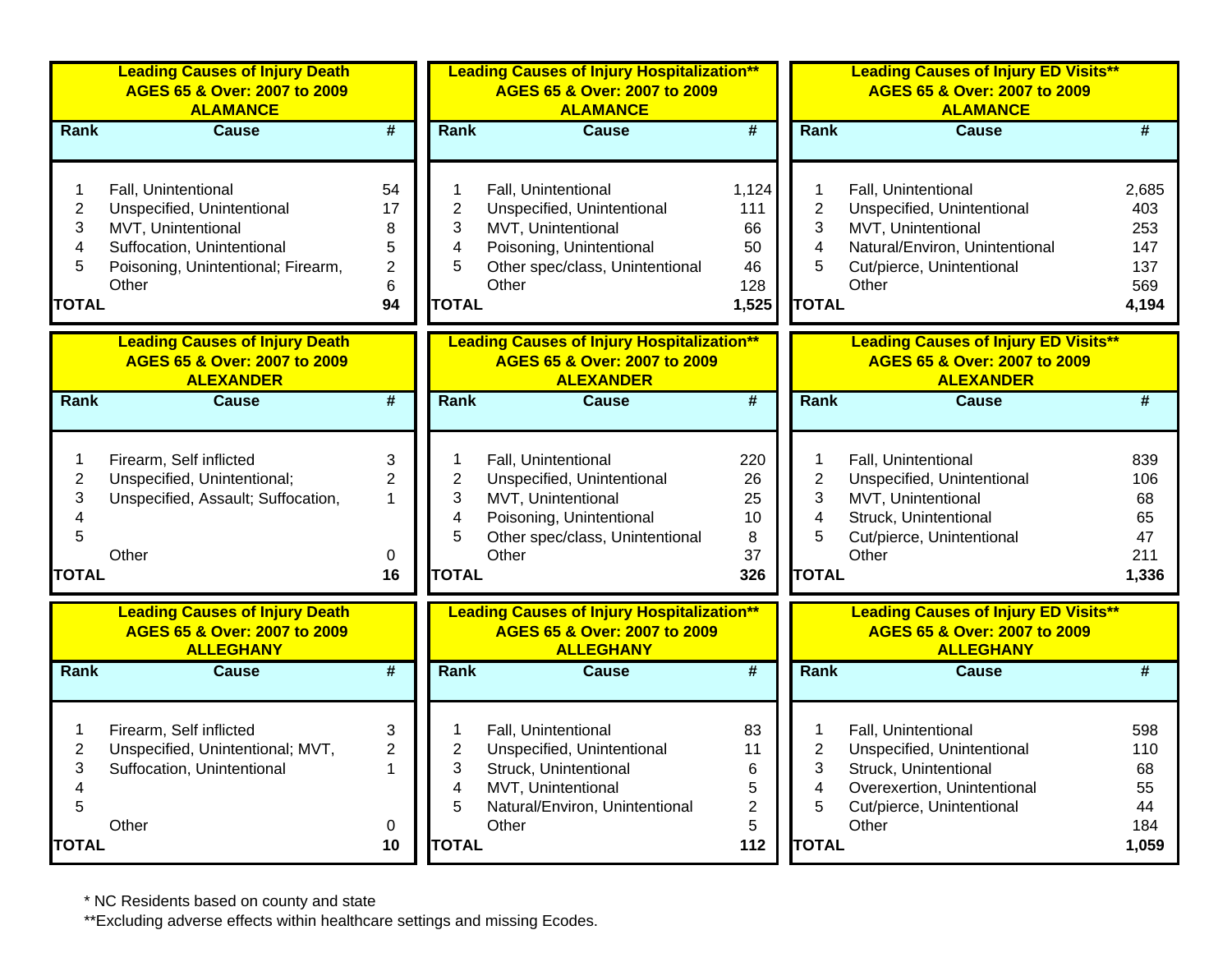### Leading Causes of Injury Death AGES 65 & Over: 2007 to 2009 ALAMANCE

| Rank | Cause | # |
|---|---|---|
| 1 | Fall, Unintentional | 54 |
| 2 | Unspecified, Unintentional | 17 |
| 3 | MVT, Unintentional | 8 |
| 4 | Suffocation, Unintentional | 5 |
| 5 | Poisoning, Unintentional; Firearm, | 2 |
| | Other | 6 |
| TOTAL | | 94 |

### Leading Causes of Injury Hospitalization** AGES 65 & Over: 2007 to 2009 ALAMANCE

| Rank | Cause | # |
|---|---|---|
| 1 | Fall, Unintentional | 1,124 |
| 2 | Unspecified, Unintentional | 111 |
| 3 | MVT, Unintentional | 66 |
| 4 | Poisoning, Unintentional | 50 |
| 5 | Other spec/class, Unintentional | 46 |
| | Other | 128 |
| TOTAL | | 1,525 |

### Leading Causes of Injury ED Visits** AGES 65 & Over: 2007 to 2009 ALAMANCE

| Rank | Cause | # |
|---|---|---|
| 1 | Fall, Unintentional | 2,685 |
| 2 | Unspecified, Unintentional | 403 |
| 3 | MVT, Unintentional | 253 |
| 4 | Natural/Environ, Unintentional | 147 |
| 5 | Cut/pierce, Unintentional | 137 |
| | Other | 569 |
| TOTAL | | 4,194 |

### Leading Causes of Injury Death AGES 65 & Over: 2007 to 2009 ALEXANDER

| Rank | Cause | # |
|---|---|---|
| 1 | Firearm, Self inflicted | 3 |
| 2 | Unspecified, Unintentional; | 2 |
| 3 | Unspecified, Assault; Suffocation, | 1 |
| 4 | | |
| 5 | | |
| | Other | 0 |
| TOTAL | | 16 |

### Leading Causes of Injury Hospitalization** AGES 65 & Over: 2007 to 2009 ALEXANDER

| Rank | Cause | # |
|---|---|---|
| 1 | Fall, Unintentional | 220 |
| 2 | Unspecified, Unintentional | 26 |
| 3 | MVT, Unintentional | 25 |
| 4 | Poisoning, Unintentional | 10 |
| 5 | Other spec/class, Unintentional | 8 |
| | Other | 37 |
| TOTAL | | 326 |

### Leading Causes of Injury ED Visits** AGES 65 & Over: 2007 to 2009 ALEXANDER

| Rank | Cause | # |
|---|---|---|
| 1 | Fall, Unintentional | 839 |
| 2 | Unspecified, Unintentional | 106 |
| 3 | MVT, Unintentional | 68 |
| 4 | Struck, Unintentional | 65 |
| 5 | Cut/pierce, Unintentional | 47 |
| | Other | 211 |
| TOTAL | | 1,336 |

### Leading Causes of Injury Death AGES 65 & Over: 2007 to 2009 ALLEGHANY

| Rank | Cause | # |
|---|---|---|
| 1 | Firearm, Self inflicted | 3 |
| 2 | Unspecified, Unintentional; MVT, | 2 |
| 3 | Suffocation, Unintentional | 1 |
| 4 | | |
| 5 | | |
| | Other | 0 |
| TOTAL | | 10 |

### Leading Causes of Injury Hospitalization** AGES 65 & Over: 2007 to 2009 ALLEGHANY

| Rank | Cause | # |
|---|---|---|
| 1 | Fall, Unintentional | 83 |
| 2 | Unspecified, Unintentional | 11 |
| 3 | Struck, Unintentional | 6 |
| 4 | MVT, Unintentional | 5 |
| 5 | Natural/Environ, Unintentional | 2 |
| | Other | 5 |
| TOTAL | | 112 |

### Leading Causes of Injury ED Visits** AGES 65 & Over: 2007 to 2009 ALLEGHANY

| Rank | Cause | # |
|---|---|---|
| 1 | Fall, Unintentional | 598 |
| 2 | Unspecified, Unintentional | 110 |
| 3 | Struck, Unintentional | 68 |
| 4 | Overexertion, Unintentional | 55 |
| 5 | Cut/pierce, Unintentional | 44 |
| | Other | 184 |
| TOTAL | | 1,059 |

* NC Residents based on county and state

**Excluding adverse effects within healthcare settings and missing Ecodes.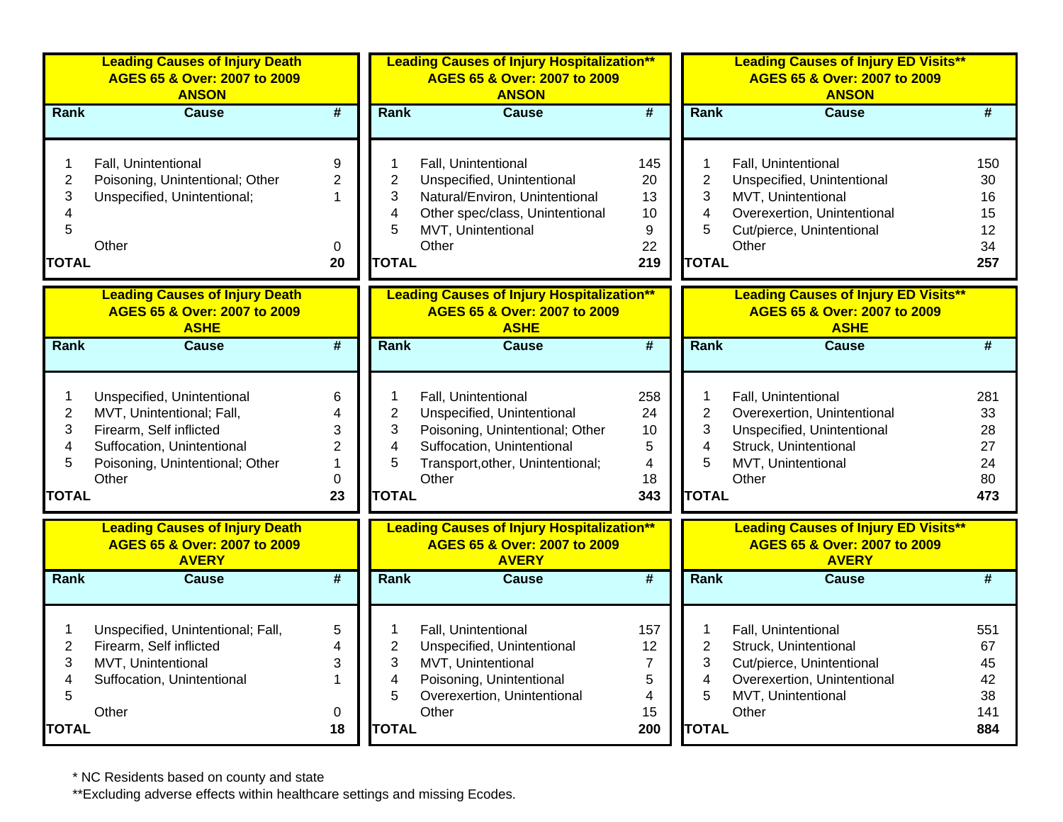**Leading Causes of Injury Death**
**AGES 65 & Over: 2007 to 2009**
**ANSON**

| Rank | Cause | # |
|---|---|---|
| 1 | Fall, Unintentional | 9 |
| 2 | Poisoning, Unintentional; Other | 2 |
| 3 | Unspecified, Unintentional; | 1 |
| 4 | | |
| 5 | | |
| | Other | 0 |
| **TOTAL** | | **20** |

**Leading Causes of Injury Hospitalization****
**AGES 65 & Over: 2007 to 2009**
**ANSON**

| Rank | Cause | # |
|---|---|---|
| 1 | Fall, Unintentional | 145 |
| 2 | Unspecified, Unintentional | 20 |
| 3 | Natural/Environ, Unintentional | 13 |
| 4 | Other spec/class, Unintentional | 10 |
| 5 | MVT, Unintentional | 9 |
| | Other | 22 |
| **TOTAL** | | **219** |

**Leading Causes of Injury ED Visits****
**AGES 65 & Over: 2007 to 2009**
**ANSON**

| Rank | Cause | # |
|---|---|---|
| 1 | Fall, Unintentional | 150 |
| 2 | Unspecified, Unintentional | 30 |
| 3 | MVT, Unintentional | 16 |
| 4 | Overexertion, Unintentional | 15 |
| 5 | Cut/pierce, Unintentional | 12 |
| | Other | 34 |
| **TOTAL** | | **257** |

**Leading Causes of Injury Death**
**AGES 65 & Over: 2007 to 2009**
**ASHE**

| Rank | Cause | # |
|---|---|---|
| 1 | Unspecified, Unintentional | 6 |
| 2 | MVT, Unintentional; Fall, | 4 |
| 3 | Firearm, Self inflicted | 3 |
| 4 | Suffocation, Unintentional | 2 |
| 5 | Poisoning, Unintentional; Other | 1 |
| | Other | 0 |
| **TOTAL** | | **23** |

**Leading Causes of Injury Hospitalization****
**AGES 65 & Over: 2007 to 2009**
**ASHE**

| Rank | Cause | # |
|---|---|---|
| 1 | Fall, Unintentional | 258 |
| 2 | Unspecified, Unintentional | 24 |
| 3 | Poisoning, Unintentional; Other | 10 |
| 4 | Suffocation, Unintentional | 5 |
| 5 | Transport,other, Unintentional; | 4 |
| | Other | 18 |
| **TOTAL** | | **343** |

**Leading Causes of Injury ED Visits****
**AGES 65 & Over: 2007 to 2009**
**ASHE**

| Rank | Cause | # |
|---|---|---|
| 1 | Fall, Unintentional | 281 |
| 2 | Overexertion, Unintentional | 33 |
| 3 | Unspecified, Unintentional | 28 |
| 4 | Struck, Unintentional | 27 |
| 5 | MVT, Unintentional | 24 |
| | Other | 80 |
| **TOTAL** | | **473** |

**Leading Causes of Injury Death**
**AGES 65 & Over: 2007 to 2009**
**AVERY**

| Rank | Cause | # |
|---|---|---|
| 1 | Unspecified, Unintentional; Fall, | 5 |
| 2 | Firearm, Self inflicted | 4 |
| 3 | MVT, Unintentional | 3 |
| 4 | Suffocation, Unintentional | 1 |
| 5 | | |
| | Other | 0 |
| **TOTAL** | | **18** |

**Leading Causes of Injury Hospitalization****
**AGES 65 & Over: 2007 to 2009**
**AVERY**

| Rank | Cause | # |
|---|---|---|
| 1 | Fall, Unintentional | 157 |
| 2 | Unspecified, Unintentional | 12 |
| 3 | MVT, Unintentional | 7 |
| 4 | Poisoning, Unintentional | 5 |
| 5 | Overexertion, Unintentional | 4 |
| | Other | 15 |
| **TOTAL** | | **200** |

**Leading Causes of Injury ED Visits****
**AGES 65 & Over: 2007 to 2009**
**AVERY**

| Rank | Cause | # |
|---|---|---|
| 1 | Fall, Unintentional | 551 |
| 2 | Struck, Unintentional | 67 |
| 3 | Cut/pierce, Unintentional | 45 |
| 4 | Overexertion, Unintentional | 42 |
| 5 | MVT, Unintentional | 38 |
| | Other | 141 |
| **TOTAL** | | **884** |

* NC Residents based on county and state

**Excluding adverse effects within healthcare settings and missing Ecodes.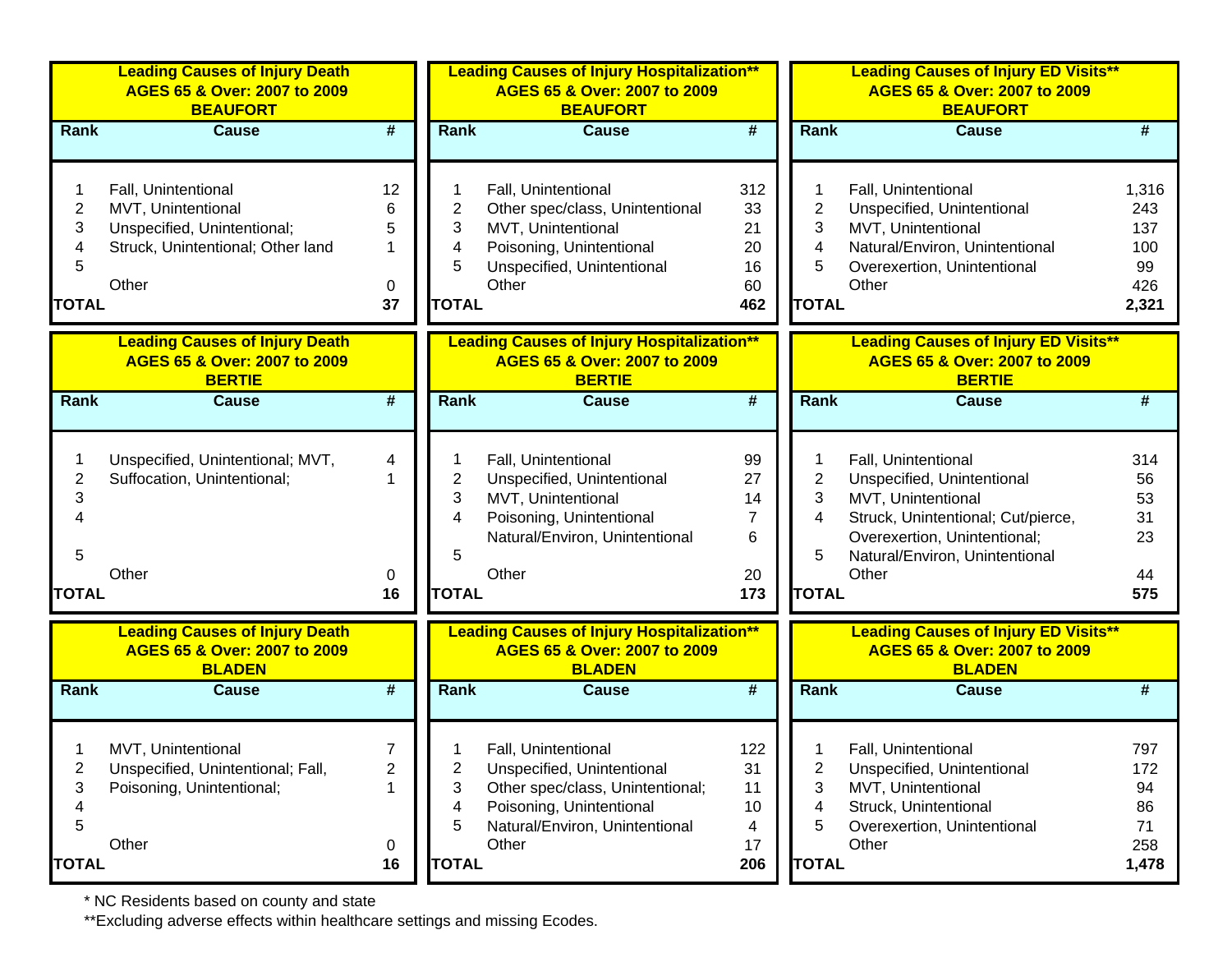## Leading Causes of Injury Death AGES 65 & Over: 2007 to 2009 BEAUFORT

| Rank | Cause | # |
|---|---|---|
| 1 | Fall, Unintentional | 12 |
| 2 | MVT, Unintentional | 6 |
| 3 | Unspecified, Unintentional; | 5 |
| 4 | Struck, Unintentional; Other land | 1 |
| 5 | | |
| | Other | 0 |
| TOTAL | | 37 |

## Leading Causes of Injury Hospitalization** AGES 65 & Over: 2007 to 2009 BEAUFORT

| Rank | Cause | # |
|---|---|---|
| 1 | Fall, Unintentional | 312 |
| 2 | Other spec/class, Unintentional | 33 |
| 3 | MVT, Unintentional | 21 |
| 4 | Poisoning, Unintentional | 20 |
| 5 | Unspecified, Unintentional | 16 |
| | Other | 60 |
| TOTAL | | 462 |

## Leading Causes of Injury ED Visits** AGES 65 & Over: 2007 to 2009 BEAUFORT

| Rank | Cause | # |
|---|---|---|
| 1 | Fall, Unintentional | 1,316 |
| 2 | Unspecified, Unintentional | 243 |
| 3 | MVT, Unintentional | 137 |
| 4 | Natural/Environ, Unintentional | 100 |
| 5 | Overexertion, Unintentional | 99 |
| | Other | 426 |
| TOTAL | | 2,321 |

## Leading Causes of Injury Death AGES 65 & Over: 2007 to 2009 BERTIE

| Rank | Cause | # |
|---|---|---|
| 1 | Unspecified, Unintentional; MVT, | 4 |
| 2 | Suffocation, Unintentional; | 1 |
| 3 | | |
| 4 | | |
| 5 | | |
| | Other | 0 |
| TOTAL | | 16 |

## Leading Causes of Injury Hospitalization** AGES 65 & Over: 2007 to 2009 BERTIE

| Rank | Cause | # |
|---|---|---|
| 1 | Fall, Unintentional | 99 |
| 2 | Unspecified, Unintentional | 27 |
| 3 | MVT, Unintentional | 14 |
| 4 | Poisoning, Unintentional | 7 |
| | Natural/Environ, Unintentional | 6 |
| 5 | | |
| | Other | 20 |
| TOTAL | | 173 |

## Leading Causes of Injury ED Visits** AGES 65 & Over: 2007 to 2009 BERTIE

| Rank | Cause | # |
|---|---|---|
| 1 | Fall, Unintentional | 314 |
| 2 | Unspecified, Unintentional | 56 |
| 3 | MVT, Unintentional | 53 |
| 4 | Struck, Unintentional; Cut/pierce, | 31 |
| | Overexertion, Unintentional; | 23 |
| 5 | Natural/Environ, Unintentional | |
| | Other | 44 |
| TOTAL | | 575 |

## Leading Causes of Injury Death AGES 65 & Over: 2007 to 2009 BLADEN

| Rank | Cause | # |
|---|---|---|
| 1 | MVT, Unintentional | 7 |
| 2 | Unspecified, Unintentional; Fall, | 2 |
| 3 | Poisoning, Unintentional; | 1 |
| 4 | | |
| 5 | | |
| | Other | 0 |
| TOTAL | | 16 |

## Leading Causes of Injury Hospitalization** AGES 65 & Over: 2007 to 2009 BLADEN

| Rank | Cause | # |
|---|---|---|
| 1 | Fall, Unintentional | 122 |
| 2 | Unspecified, Unintentional | 31 |
| 3 | Other spec/class, Unintentional; | 11 |
| 4 | Poisoning, Unintentional | 10 |
| 5 | Natural/Environ, Unintentional | 4 |
| | Other | 17 |
| TOTAL | | 206 |

## Leading Causes of Injury ED Visits** AGES 65 & Over: 2007 to 2009 BLADEN

| Rank | Cause | # |
|---|---|---|
| 1 | Fall, Unintentional | 797 |
| 2 | Unspecified, Unintentional | 172 |
| 3 | MVT, Unintentional | 94 |
| 4 | Struck, Unintentional | 86 |
| 5 | Overexertion, Unintentional | 71 |
| | Other | 258 |
| TOTAL | | 1,478 |

* NC Residents based on county and state

**Excluding adverse effects within healthcare settings and missing Ecodes.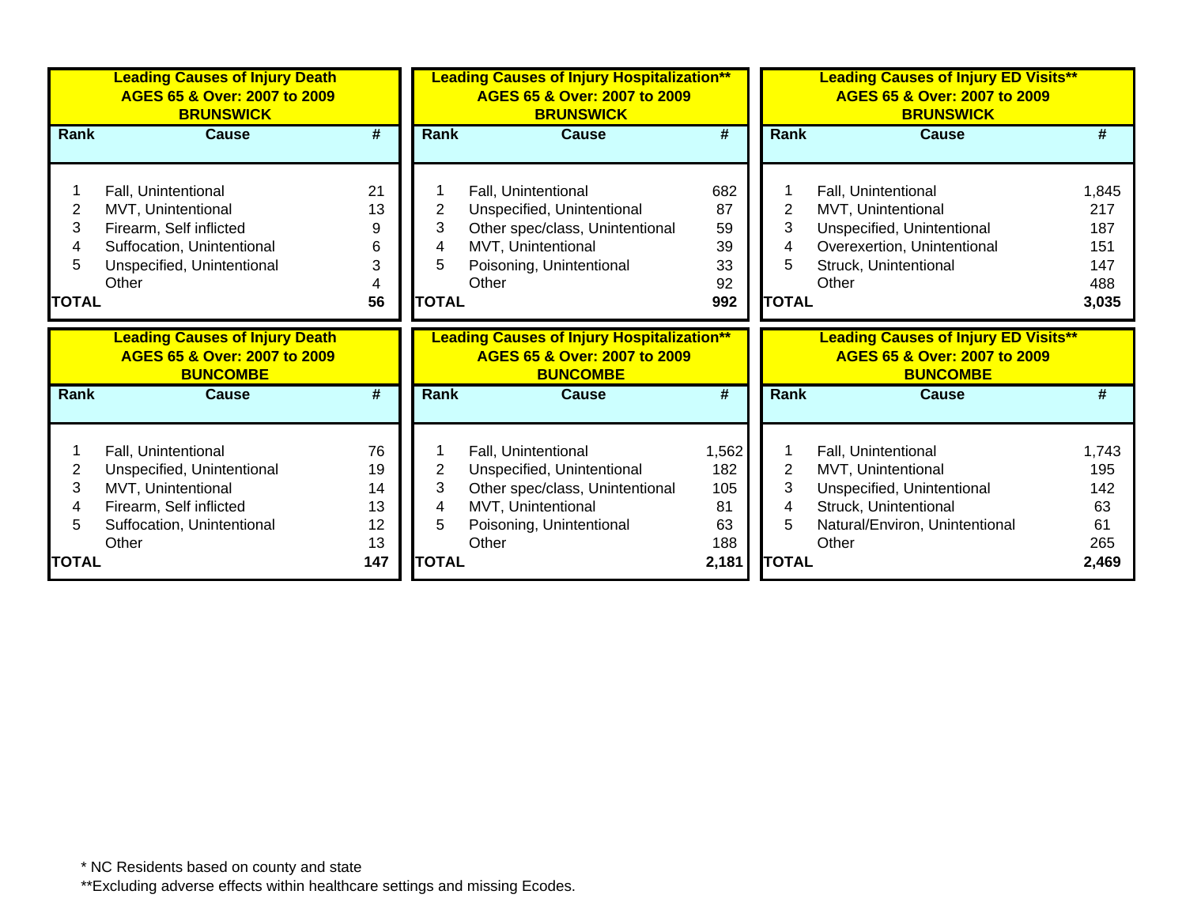## Leading Causes of Injury Death AGES 65 & Over: 2007 to 2009 BRUNSWICK

| Rank | Cause | # |
|---|---|---|
| 1 | Fall, Unintentional | 21 |
| 2 | MVT, Unintentional | 13 |
| 3 | Firearm, Self inflicted | 9 |
| 4 | Suffocation, Unintentional | 6 |
| 5 | Unspecified, Unintentional | 3 |
| | Other | 4 |
| **TOTAL** | | **56** |

## Leading Causes of Injury Hospitalization** AGES 65 & Over: 2007 to 2009 BRUNSWICK

| Rank | Cause | # |
|---|---|---|
| 1 | Fall, Unintentional | 682 |
| 2 | Unspecified, Unintentional | 87 |
| 3 | Other spec/class, Unintentional | 59 |
| 4 | MVT, Unintentional | 39 |
| 5 | Poisoning, Unintentional | 33 |
| | Other | 92 |
| **TOTAL** | | **992** |

## Leading Causes of Injury ED Visits** AGES 65 & Over: 2007 to 2009 BRUNSWICK

| Rank | Cause | # |
|---|---|---|
| 1 | Fall, Unintentional | 1,845 |
| 2 | MVT, Unintentional | 217 |
| 3 | Unspecified, Unintentional | 187 |
| 4 | Overexertion, Unintentional | 151 |
| 5 | Struck, Unintentional | 147 |
| | Other | 488 |
| **TOTAL** | | **3,035** |

## Leading Causes of Injury Death AGES 65 & Over: 2007 to 2009 BUNCOMBE

| Rank | Cause | # |
|---|---|---|
| 1 | Fall, Unintentional | 76 |
| 2 | Unspecified, Unintentional | 19 |
| 3 | MVT, Unintentional | 14 |
| 4 | Firearm, Self inflicted | 13 |
| 5 | Suffocation, Unintentional | 12 |
| | Other | 13 |
| **TOTAL** | | **147** |

## Leading Causes of Injury Hospitalization** AGES 65 & Over: 2007 to 2009 BUNCOMBE

| Rank | Cause | # |
|---|---|---|
| 1 | Fall, Unintentional | 1,562 |
| 2 | Unspecified, Unintentional | 182 |
| 3 | Other spec/class, Unintentional | 105 |
| 4 | MVT, Unintentional | 81 |
| 5 | Poisoning, Unintentional | 63 |
| | Other | 188 |
| **TOTAL** | | **2,181** |

## Leading Causes of Injury ED Visits** AGES 65 & Over: 2007 to 2009 BUNCOMBE

| Rank | Cause | # |
|---|---|---|
| 1 | Fall, Unintentional | 1,743 |
| 2 | MVT, Unintentional | 195 |
| 3 | Unspecified, Unintentional | 142 |
| 4 | Struck, Unintentional | 63 |
| 5 | Natural/Environ, Unintentional | 61 |
| | Other | 265 |
| **TOTAL** | | **2,469** |

* NC Residents based on county and state

**Excluding adverse effects within healthcare settings and missing Ecodes.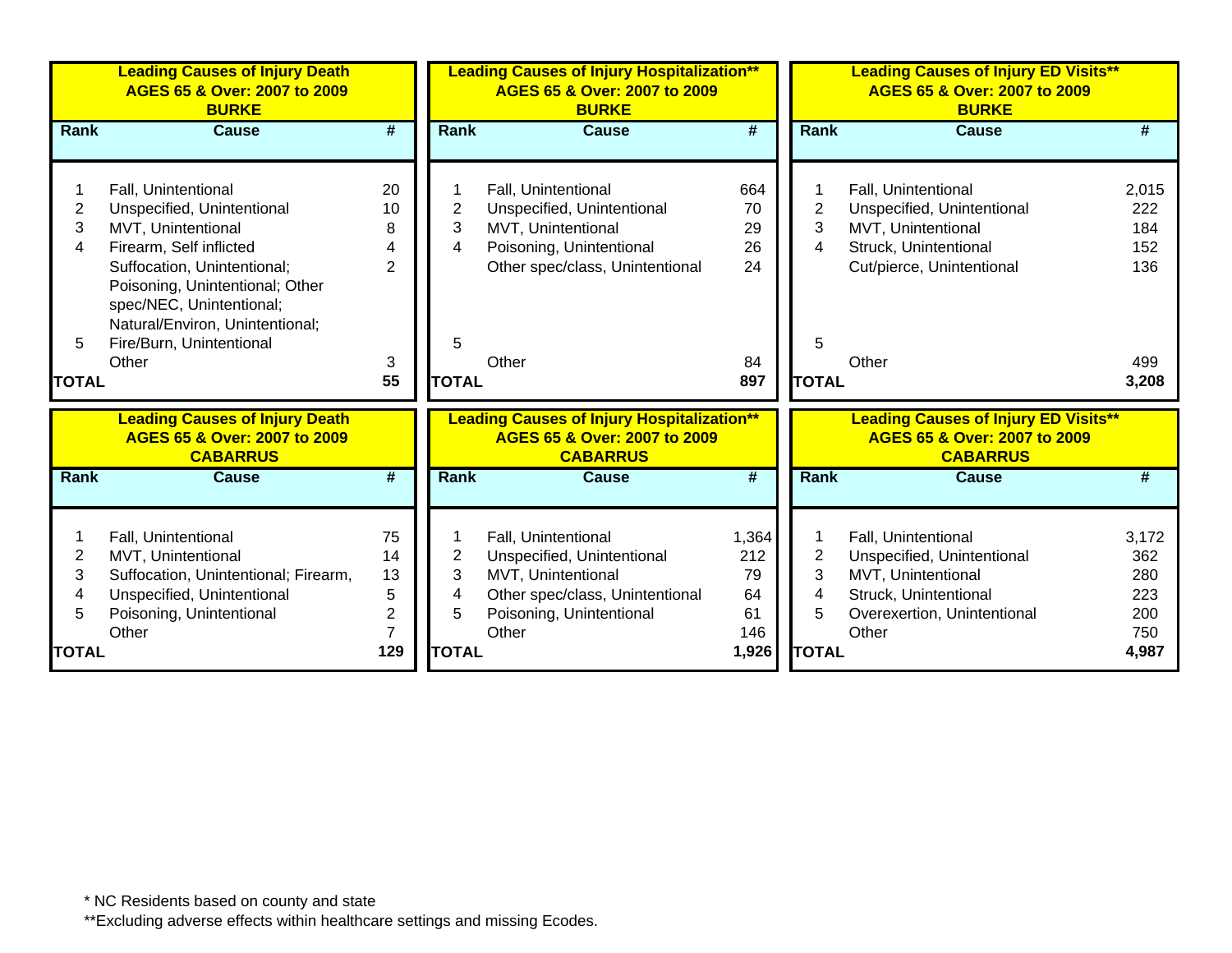### Leading Causes of Injury Death AGES 65 & Over: 2007 to 2009 BURKE

| Rank | Cause | # |
|---|---|---|
| 1 | Fall, Unintentional | 20 |
| 2 | Unspecified, Unintentional | 10 |
| 3 | MVT, Unintentional | 8 |
| 4 | Firearm, Self inflicted | 4 |
| 5 | Suffocation, Unintentional; Poisoning, Unintentional; Other spec/NEC, Unintentional; Natural/Environ, Unintentional; Fire/Burn, Unintentional | 2 |
| | Other | 3 |
| **TOTAL** | | **55** |

### Leading Causes of Injury Hospitalization** AGES 65 & Over: 2007 to 2009 BURKE

| Rank | Cause | # |
|---|---|---|
| 1 | Fall, Unintentional | 664 |
| 2 | Unspecified, Unintentional | 70 |
| 3 | MVT, Unintentional | 29 |
| 4 | Poisoning, Unintentional | 26 |
| 5 | Other spec/class, Unintentional | 24 |
| | Other | 84 |
| **TOTAL** | | **897** |

### Leading Causes of Injury ED Visits** AGES 65 & Over: 2007 to 2009 BURKE

| Rank | Cause | # |
|---|---|---|
| 1 | Fall, Unintentional | 2,015 |
| 2 | Unspecified, Unintentional | 222 |
| 3 | MVT, Unintentional | 184 |
| 4 | Struck, Unintentional | 152 |
| 5 | Cut/pierce, Unintentional | 136 |
| | Other | 499 |
| **TOTAL** | | **3,208** |

### Leading Causes of Injury Death AGES 65 & Over: 2007 to 2009 CABARRUS

| Rank | Cause | # |
|---|---|---|
| 1 | Fall, Unintentional | 75 |
| 2 | MVT, Unintentional | 14 |
| 3 | Suffocation, Unintentional; Firearm, | 13 |
| 4 | Unspecified, Unintentional | 5 |
| 5 | Poisoning, Unintentional | 2 |
| | Other | 7 |
| **TOTAL** | | **129** |

### Leading Causes of Injury Hospitalization** AGES 65 & Over: 2007 to 2009 CABARRUS

| Rank | Cause | # |
|---|---|---|
| 1 | Fall, Unintentional | 1,364 |
| 2 | Unspecified, Unintentional | 212 |
| 3 | MVT, Unintentional | 79 |
| 4 | Other spec/class, Unintentional | 64 |
| 5 | Poisoning, Unintentional | 61 |
| | Other | 146 |
| **TOTAL** | | **1,926** |

### Leading Causes of Injury ED Visits** AGES 65 & Over: 2007 to 2009 CABARRUS

| Rank | Cause | # |
|---|---|---|
| 1 | Fall, Unintentional | 3,172 |
| 2 | Unspecified, Unintentional | 362 |
| 3 | MVT, Unintentional | 280 |
| 4 | Struck, Unintentional | 223 |
| 5 | Overexertion, Unintentional | 200 |
| | Other | 750 |
| **TOTAL** | | **4,987** |

* NC Residents based on county and state

**Excluding adverse effects within healthcare settings and missing Ecodes.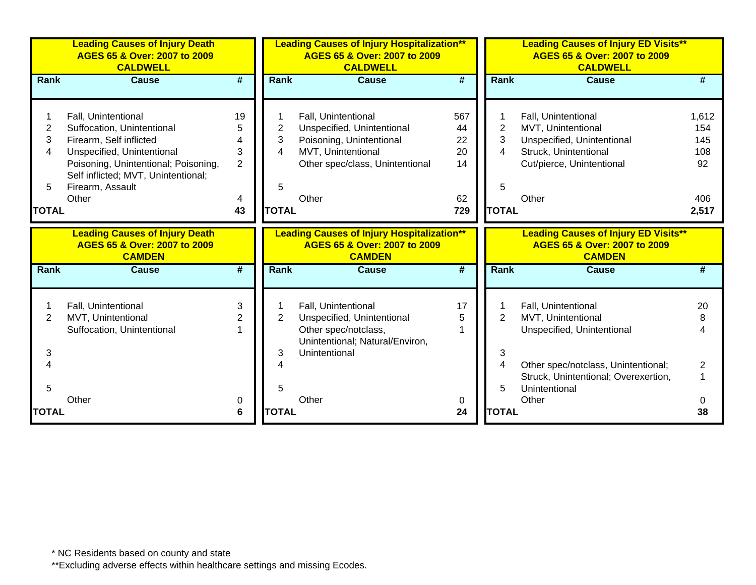## Leading Causes of Injury Death AGES 65 & Over: 2007 to 2009 CALDWELL

| Rank | Cause | # |
|---|---|---|
| 1 | Fall, Unintentional | 19 |
| 2 | Suffocation, Unintentional | 5 |
| 3 | Firearm, Self inflicted | 4 |
| 4 | Unspecified, Unintentional | 3 |
| 5 | Poisoning, Unintentional; Poisoning, Self inflicted; MVT, Unintentional; Firearm, Assault | 2 |
| | Other | 4 |
| **TOTAL** | | **43** |

## Leading Causes of Injury Hospitalization** AGES 65 & Over: 2007 to 2009 CALDWELL

| Rank | Cause | # |
|---|---|---|
| 1 | Fall, Unintentional | 567 |
| 2 | Unspecified, Unintentional | 44 |
| 3 | Poisoning, Unintentional | 22 |
| 4 | MVT, Unintentional | 20 |
| 5 | Other spec/class, Unintentional | 14 |
| | Other | 62 |
| **TOTAL** | | **729** |

## Leading Causes of Injury ED Visits** AGES 65 & Over: 2007 to 2009 CALDWELL

| Rank | Cause | # |
|---|---|---|
| 1 | Fall, Unintentional | 1,612 |
| 2 | MVT, Unintentional | 154 |
| 3 | Unspecified, Unintentional | 145 |
| 4 | Struck, Unintentional | 108 |
| 5 | Cut/pierce, Unintentional | 92 |
| | Other | 406 |
| **TOTAL** | | **2,517** |

## Leading Causes of Injury Death AGES 65 & Over: 2007 to 2009 CAMDEN

| Rank | Cause | # |
|---|---|---|
| 1 | Fall, Unintentional | 3 |
| 2 | MVT, Unintentional | 2 |
| 3 | Suffocation, Unintentional | 1 |
| 4 | | |
| 5 | | |
| | Other | 0 |
| **TOTAL** | | **6** |

## Leading Causes of Injury Hospitalization** AGES 65 & Over: 2007 to 2009 CAMDEN

| Rank | Cause | # |
|---|---|---|
| 1 | Fall, Unintentional | 17 |
| 2 | Unspecified, Unintentional | 5 |
| 3 | Other spec/notclass, Unintentional; Natural/Environ, Unintentional | 1 |
| 4 | | |
| 5 | | |
| | Other | 0 |
| **TOTAL** | | **24** |

## Leading Causes of Injury ED Visits** AGES 65 & Over: 2007 to 2009 CAMDEN

| Rank | Cause | # |
|---|---|---|
| 1 | Fall, Unintentional | 20 |
| 2 | MVT, Unintentional | 8 |
| 3 | Unspecified, Unintentional | 4 |
| 4 | Other spec/notclass, Unintentional | 2 |
| 5 | Struck, Unintentional; Overexertion, Unintentional | 1 |
| | Other | 0 |
| **TOTAL** | | **38** |

\* NC Residents based on county and state

**Excluding adverse effects within healthcare settings and missing Ecodes.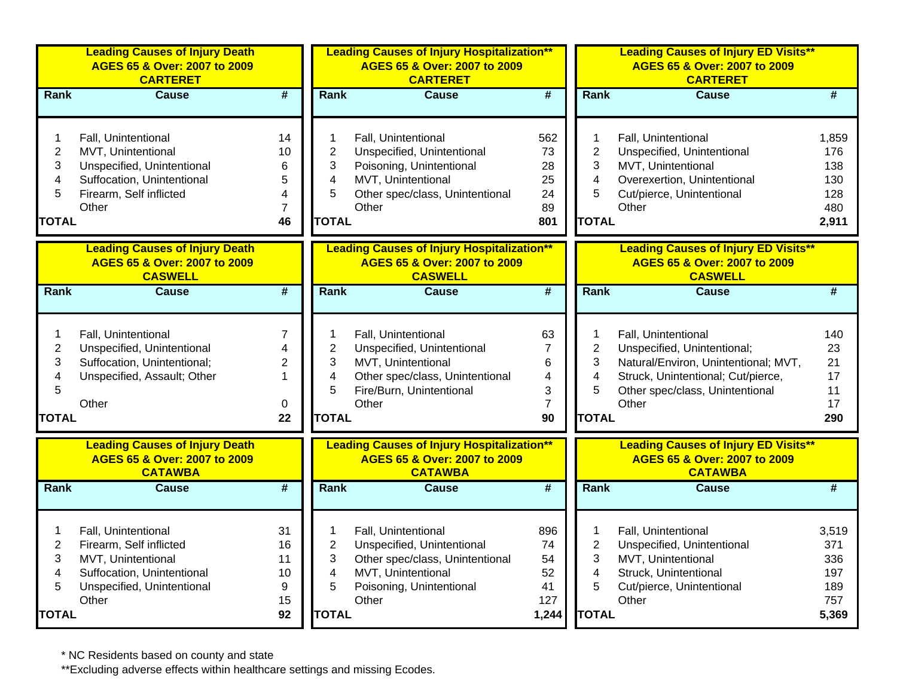**Leading Causes of Injury Death**
**AGES 65 & Over: 2007 to 2009**
**CARTERET**

| Rank | Cause | # |
|---|---|---|
| 1 | Fall, Unintentional | 14 |
| 2 | MVT, Unintentional | 10 |
| 3 | Unspecified, Unintentional | 6 |
| 4 | Suffocation, Unintentional | 5 |
| 5 | Firearm, Self inflicted | 4 |
| | Other | 7 |
| **TOTAL** | | **46** |

**Leading Causes of Injury Hospitalization****
**AGES 65 & Over: 2007 to 2009**
**CARTERET**

| Rank | Cause | # |
|---|---|---|
| 1 | Fall, Unintentional | 562 |
| 2 | Unspecified, Unintentional | 73 |
| 3 | Poisoning, Unintentional | 28 |
| 4 | MVT, Unintentional | 25 |
| 5 | Other spec/class, Unintentional | 24 |
| | Other | 89 |
| **TOTAL** | | **801** |

**Leading Causes of Injury ED Visits****
**AGES 65 & Over: 2007 to 2009**
**CARTERET**

| Rank | Cause | # |
|---|---|---|
| 1 | Fall, Unintentional | 1,859 |
| 2 | Unspecified, Unintentional | 176 |
| 3 | MVT, Unintentional | 138 |
| 4 | Overexertion, Unintentional | 130 |
| 5 | Cut/pierce, Unintentional | 128 |
| | Other | 480 |
| **TOTAL** | | **2,911** |

**Leading Causes of Injury Death**
**AGES 65 & Over: 2007 to 2009**
**CASWELL**

| Rank | Cause | # |
|---|---|---|
| 1 | Fall, Unintentional | 7 |
| 2 | Unspecified, Unintentional | 4 |
| 3 | Suffocation, Unintentional; | 2 |
| 4 | Unspecified, Assault; Other | 1 |
| 5 | | |
| | Other | 0 |
| **TOTAL** | | **22** |

**Leading Causes of Injury Hospitalization****
**AGES 65 & Over: 2007 to 2009**
**CASWELL**

| Rank | Cause | # |
|---|---|---|
| 1 | Fall, Unintentional | 63 |
| 2 | Unspecified, Unintentional | 7 |
| 3 | MVT, Unintentional | 6 |
| 4 | Other spec/class, Unintentional | 4 |
| 5 | Fire/Burn, Unintentional | 3 |
| | Other | 7 |
| **TOTAL** | | **90** |

**Leading Causes of Injury ED Visits****
**AGES 65 & Over: 2007 to 2009**
**CASWELL**

| Rank | Cause | # |
|---|---|---|
| 1 | Fall, Unintentional | 140 |
| 2 | Unspecified, Unintentional; | 23 |
| 3 | Natural/Environ, Unintentional; MVT, | 21 |
| 4 | Struck, Unintentional; Cut/pierce, | 17 |
| 5 | Other spec/class, Unintentional | 11 |
| | Other | 17 |
| **TOTAL** | | **290** |

**Leading Causes of Injury Death**
**AGES 65 & Over: 2007 to 2009**
**CATAWBA**

| Rank | Cause | # |
|---|---|---|
| 1 | Fall, Unintentional | 31 |
| 2 | Firearm, Self inflicted | 16 |
| 3 | MVT, Unintentional | 11 |
| 4 | Suffocation, Unintentional | 10 |
| 5 | Unspecified, Unintentional | 9 |
| | Other | 15 |
| **TOTAL** | | **92** |

**Leading Causes of Injury Hospitalization****
**AGES 65 & Over: 2007 to 2009**
**CATAWBA**

| Rank | Cause | # |
|---|---|---|
| 1 | Fall, Unintentional | 896 |
| 2 | Unspecified, Unintentional | 74 |
| 3 | Other spec/class, Unintentional | 54 |
| 4 | MVT, Unintentional | 52 |
| 5 | Poisoning, Unintentional | 41 |
| | Other | 127 |
| **TOTAL** | | **1,244** |

**Leading Causes of Injury ED Visits****
**AGES 65 & Over: 2007 to 2009**
**CATAWBA**

| Rank | Cause | # |
|---|---|---|
| 1 | Fall, Unintentional | 3,519 |
| 2 | Unspecified, Unintentional | 371 |
| 3 | MVT, Unintentional | 336 |
| 4 | Struck, Unintentional | 197 |
| 5 | Cut/pierce, Unintentional | 189 |
| | Other | 757 |
| **TOTAL** | | **5,369** |

* NC Residents based on county and state

**Excluding adverse effects within healthcare settings and missing Ecodes.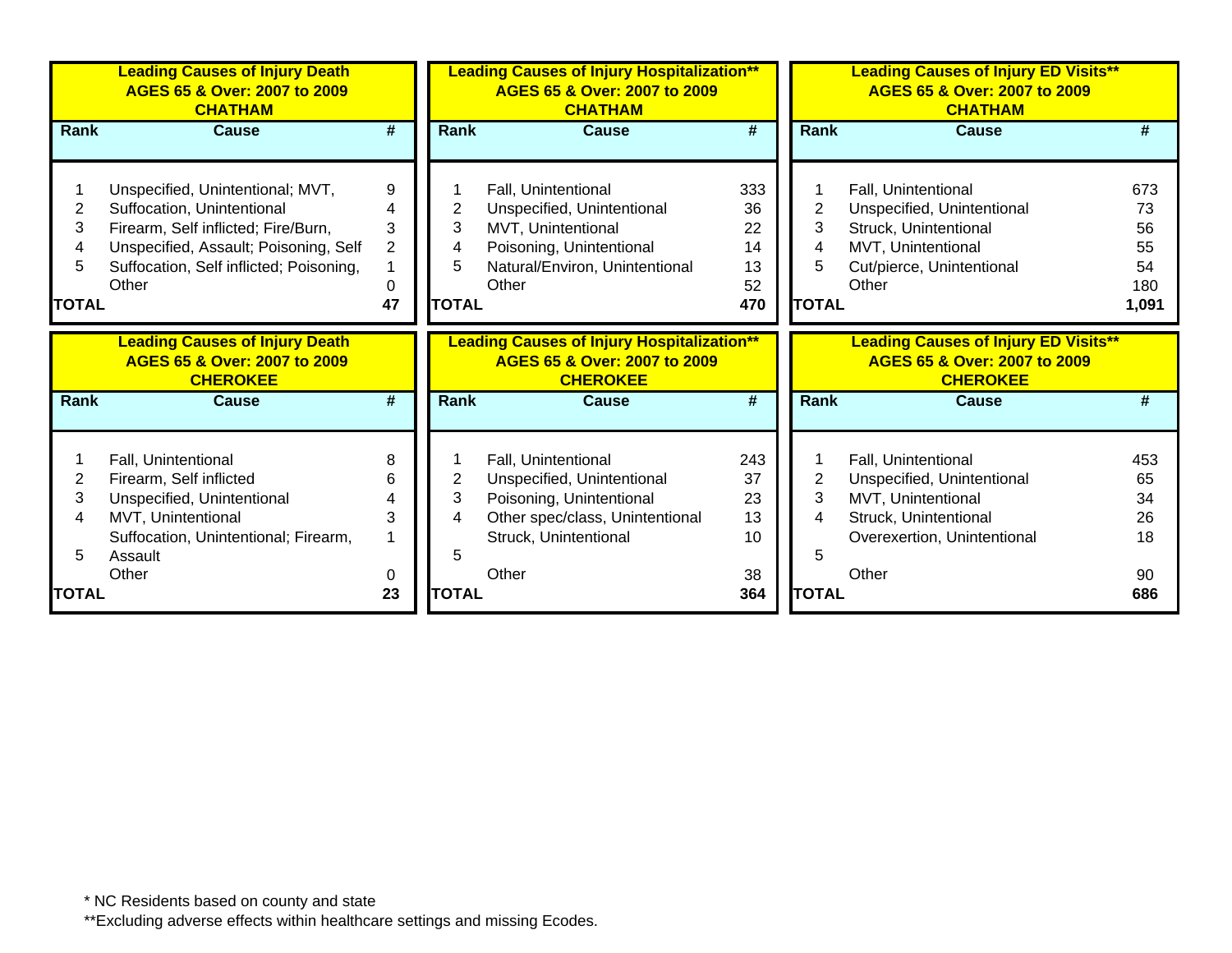**Leading Causes of Injury Death**
**AGES 65 & Over: 2007 to 2009**
**CHATHAM**

| Rank | Cause | # |
|---|---|---|
| 1 | Unspecified, Unintentional; MVT, | 9 |
| 2 | Suffocation, Unintentional | 4 |
| 3 | Firearm, Self inflicted; Fire/Burn, | 3 |
| 4 | Unspecified, Assault; Poisoning, Self | 2 |
| 5 | Suffocation, Self inflicted; Poisoning, | 1 |
| | Other | 0 |
| **TOTAL** | | **47** |

**Leading Causes of Injury Hospitalization****
**AGES 65 & Over: 2007 to 2009**
**CHATHAM**

| Rank | Cause | # |
|---|---|---|
| 1 | Fall, Unintentional | 333 |
| 2 | Unspecified, Unintentional | 36 |
| 3 | MVT, Unintentional | 22 |
| 4 | Poisoning, Unintentional | 14 |
| 5 | Natural/Environ, Unintentional | 13 |
| | Other | 52 |
| **TOTAL** | | **470** |

**Leading Causes of Injury ED Visits****
**AGES 65 & Over: 2007 to 2009**
**CHATHAM**

| Rank | Cause | # |
|---|---|---|
| 1 | Fall, Unintentional | 673 |
| 2 | Unspecified, Unintentional | 73 |
| 3 | Struck, Unintentional | 56 |
| 4 | MVT, Unintentional | 55 |
| 5 | Cut/pierce, Unintentional | 54 |
| | Other | 180 |
| **TOTAL** | | **1,091** |

**Leading Causes of Injury Death**
**AGES 65 & Over: 2007 to 2009**
**CHEROKEE**

| Rank | Cause | # |
|---|---|---|
| 1 | Fall, Unintentional | 8 |
| 2 | Firearm, Self inflicted | 6 |
| 3 | Unspecified, Unintentional | 4 |
| 4 | MVT, Unintentional | 3 |
| 5 | Suffocation, Unintentional; Firearm, Assault | 1 |
| | Other | 0 |
| **TOTAL** | | **23** |

**Leading Causes of Injury Hospitalization****
**AGES 65 & Over: 2007 to 2009**
**CHEROKEE**

| Rank | Cause | # |
|---|---|---|
| 1 | Fall, Unintentional | 243 |
| 2 | Unspecified, Unintentional | 37 |
| 3 | Poisoning, Unintentional | 23 |
| 4 | Other spec/class, Unintentional | 13 |
| | Struck, Unintentional | 10 |
| 5 | | |
| | Other | 38 |
| **TOTAL** | | **364** |

**Leading Causes of Injury ED Visits****
**AGES 65 & Over: 2007 to 2009**
**CHEROKEE**

| Rank | Cause | # |
|---|---|---|
| 1 | Fall, Unintentional | 453 |
| 2 | Unspecified, Unintentional | 65 |
| 3 | MVT, Unintentional | 34 |
| 4 | Struck, Unintentional | 26 |
| | Overexertion, Unintentional | 18 |
| 5 | | |
| | Other | 90 |
| **TOTAL** | | **686** |

* NC Residents based on county and state

**Excluding adverse effects within healthcare settings and missing Ecodes.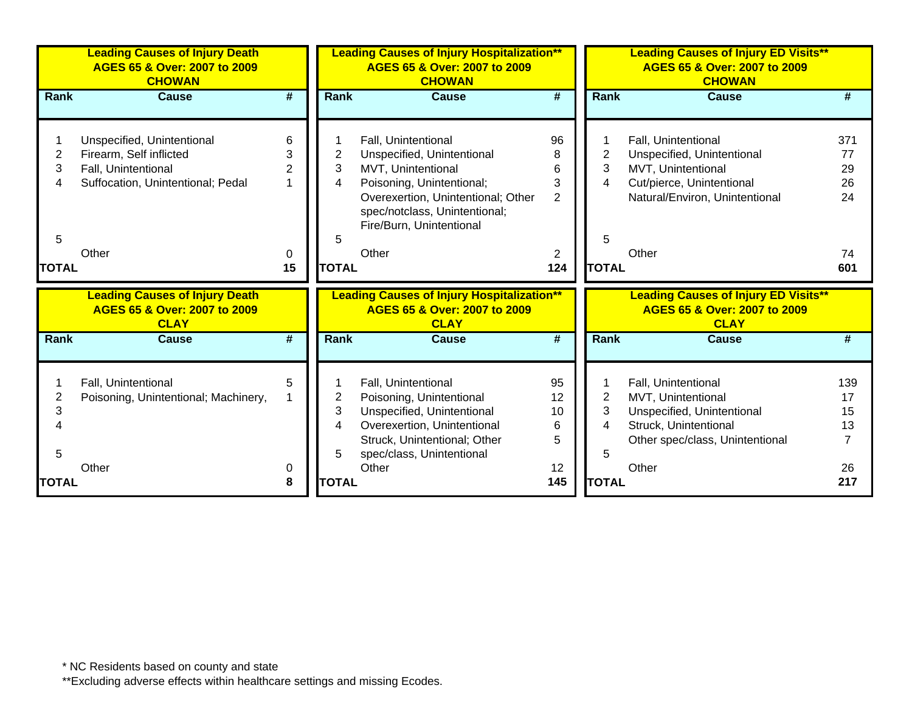**Leading Causes of Injury Death**
**AGES 65 & Over: 2007 to 2009**
**CHOWAN**

| Rank | Cause | # |
|---|---|---|
| 1 | Unspecified, Unintentional | 6 |
| 2 | Firearm, Self inflicted | 3 |
| 3 | Fall, Unintentional | 2 |
| 4 | Suffocation, Unintentional; Pedal | 1 |
| 5 | | |
| | Other | 0 |
| **TOTAL** | | **15** |

**Leading Causes of Injury Hospitalization\*\***
**AGES 65 & Over: 2007 to 2009**
**CHOWAN**

| Rank | Cause | # |
|---|---|---|
| 1 | Fall, Unintentional | 96 |
| 2 | Unspecified, Unintentional | 8 |
| 3 | MVT, Unintentional | 6 |
| 4 | Poisoning, Unintentional; | 3 |
| | Overexertion, Unintentional; Other spec/notclass, Unintentional; Fire/Burn, Unintentional | 2 |
| 5 | | |
| | Other | 2 |
| **TOTAL** | | **124** |

**Leading Causes of Injury ED Visits\*\***
**AGES 65 & Over: 2007 to 2009**
**CHOWAN**

| Rank | Cause | # |
|---|---|---|
| 1 | Fall, Unintentional | 371 |
| 2 | Unspecified, Unintentional | 77 |
| 3 | MVT, Unintentional | 29 |
| 4 | Cut/pierce, Unintentional | 26 |
| | Natural/Environ, Unintentional | 24 |
| 5 | | |
| | Other | 74 |
| **TOTAL** | | **601** |

**Leading Causes of Injury Death**
**AGES 65 & Over: 2007 to 2009**
**CLAY**

| Rank | Cause | # |
|---|---|---|
| 1 | Fall, Unintentional | 5 |
| 2 | Poisoning, Unintentional; Machinery, | 1 |
| 3 | | |
| 4 | | |
| 5 | | |
| | Other | 0 |
| **TOTAL** | | **8** |

**Leading Causes of Injury Hospitalization\*\***
**AGES 65 & Over: 2007 to 2009**
**CLAY**

| Rank | Cause | # |
|---|---|---|
| 1 | Fall, Unintentional | 95 |
| 2 | Poisoning, Unintentional | 12 |
| 3 | Unspecified, Unintentional | 10 |
| 4 | Overexertion, Unintentional | 6 |
| | Struck, Unintentional; Other | 5 |
| 5 | spec/class, Unintentional | |
| | Other | 12 |
| **TOTAL** | | **145** |

**Leading Causes of Injury ED Visits\*\***
**AGES 65 & Over: 2007 to 2009**
**CLAY**

| Rank | Cause | # |
|---|---|---|
| 1 | Fall, Unintentional | 139 |
| 2 | MVT, Unintentional | 17 |
| 3 | Unspecified, Unintentional | 15 |
| 4 | Struck, Unintentional | 13 |
| | Other spec/class, Unintentional | 7 |
| 5 | | |
| | Other | 26 |
| **TOTAL** | | **217** |

\* NC Residents based on county and state
\*\*Excluding adverse effects within healthcare settings and missing Ecodes.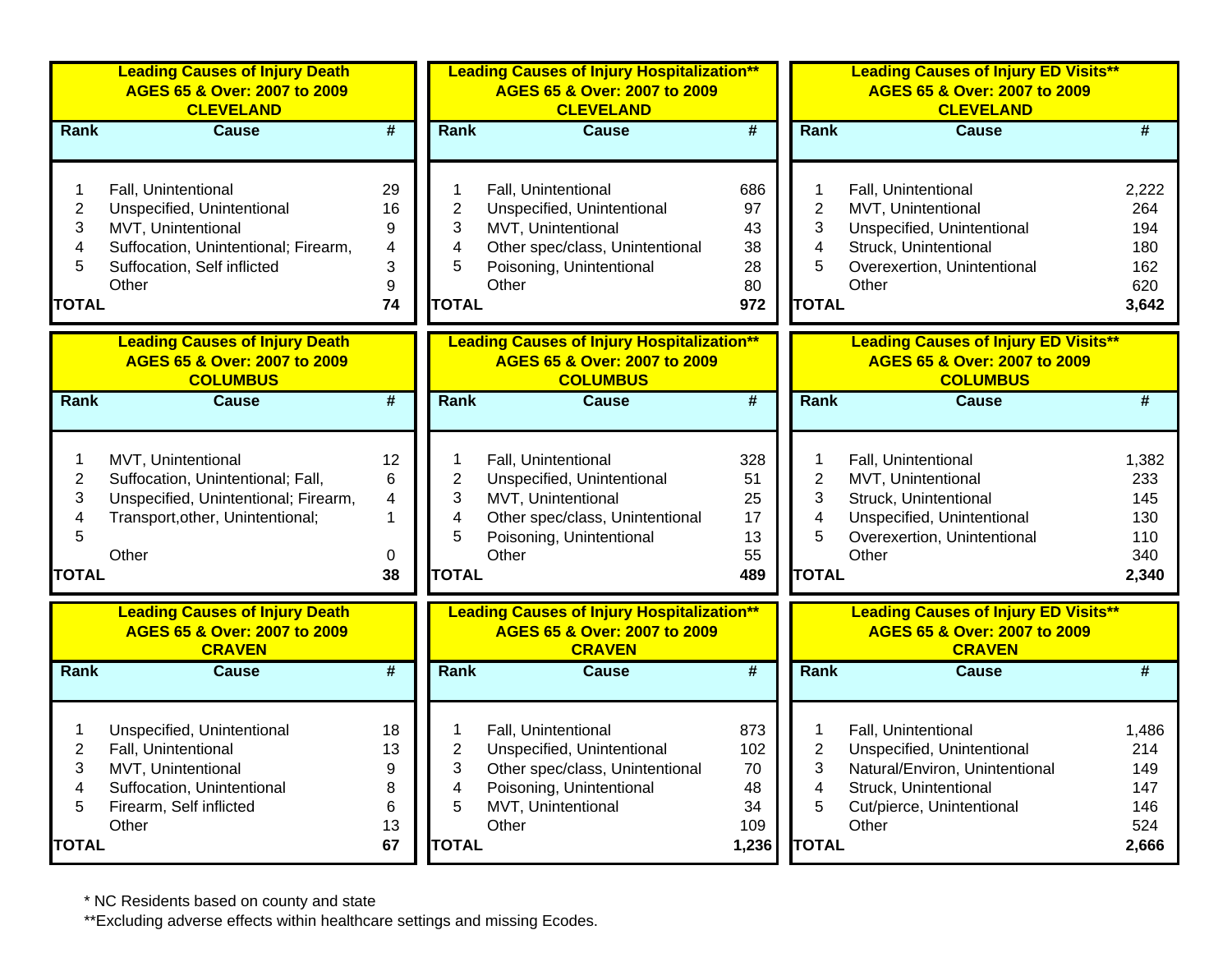### Leading Causes of Injury Death AGES 65 & Over: 2007 to 2009 CLEVELAND

| Rank | Cause | # |
|---|---|---|
| 1 | Fall, Unintentional | 29 |
| 2 | Unspecified, Unintentional | 16 |
| 3 | MVT, Unintentional | 9 |
| 4 | Suffocation, Unintentional; Firearm, | 4 |
| 5 | Suffocation, Self inflicted | 3 |
| | Other | 9 |
| TOTAL | | 74 |

### Leading Causes of Injury Hospitalization** AGES 65 & Over: 2007 to 2009 CLEVELAND

| Rank | Cause | # |
|---|---|---|
| 1 | Fall, Unintentional | 686 |
| 2 | Unspecified, Unintentional | 97 |
| 3 | MVT, Unintentional | 43 |
| 4 | Other spec/class, Unintentional | 38 |
| 5 | Poisoning, Unintentional | 28 |
| | Other | 80 |
| TOTAL | | 972 |

### Leading Causes of Injury ED Visits** AGES 65 & Over: 2007 to 2009 CLEVELAND

| Rank | Cause | # |
|---|---|---|
| 1 | Fall, Unintentional | 2,222 |
| 2 | MVT, Unintentional | 264 |
| 3 | Unspecified, Unintentional | 194 |
| 4 | Struck, Unintentional | 180 |
| 5 | Overexertion, Unintentional | 162 |
| | Other | 620 |
| TOTAL | | 3,642 |

### Leading Causes of Injury Death AGES 65 & Over: 2007 to 2009 COLUMBUS

| Rank | Cause | # |
|---|---|---|
| 1 | MVT, Unintentional | 12 |
| 2 | Suffocation, Unintentional; Fall, | 6 |
| 3 | Unspecified, Unintentional; Firearm, | 4 |
| 4 | Transport,other, Unintentional; | 1 |
| 5 | | |
| | Other | 0 |
| TOTAL | | 38 |

### Leading Causes of Injury Hospitalization** AGES 65 & Over: 2007 to 2009 COLUMBUS

| Rank | Cause | # |
|---|---|---|
| 1 | Fall, Unintentional | 328 |
| 2 | Unspecified, Unintentional | 51 |
| 3 | MVT, Unintentional | 25 |
| 4 | Other spec/class, Unintentional | 17 |
| 5 | Poisoning, Unintentional | 13 |
| | Other | 55 |
| TOTAL | | 489 |

### Leading Causes of Injury ED Visits** AGES 65 & Over: 2007 to 2009 COLUMBUS

| Rank | Cause | # |
|---|---|---|
| 1 | Fall, Unintentional | 1,382 |
| 2 | MVT, Unintentional | 233 |
| 3 | Struck, Unintentional | 145 |
| 4 | Unspecified, Unintentional | 130 |
| 5 | Overexertion, Unintentional | 110 |
| | Other | 340 |
| TOTAL | | 2,340 |

### Leading Causes of Injury Death AGES 65 & Over: 2007 to 2009 CRAVEN

| Rank | Cause | # |
|---|---|---|
| 1 | Unspecified, Unintentional | 18 |
| 2 | Fall, Unintentional | 13 |
| 3 | MVT, Unintentional | 9 |
| 4 | Suffocation, Unintentional | 8 |
| 5 | Firearm, Self inflicted | 6 |
| | Other | 13 |
| TOTAL | | 67 |

### Leading Causes of Injury Hospitalization** AGES 65 & Over: 2007 to 2009 CRAVEN

| Rank | Cause | # |
|---|---|---|
| 1 | Fall, Unintentional | 873 |
| 2 | Unspecified, Unintentional | 102 |
| 3 | Other spec/class, Unintentional | 70 |
| 4 | Poisoning, Unintentional | 48 |
| 5 | MVT, Unintentional | 34 |
| | Other | 109 |
| TOTAL | | 1,236 |

### Leading Causes of Injury ED Visits** AGES 65 & Over: 2007 to 2009 CRAVEN

| Rank | Cause | # |
|---|---|---|
| 1 | Fall, Unintentional | 1,486 |
| 2 | Unspecified, Unintentional | 214 |
| 3 | Natural/Environ, Unintentional | 149 |
| 4 | Struck, Unintentional | 147 |
| 5 | Cut/pierce, Unintentional | 146 |
| | Other | 524 |
| TOTAL | | 2,666 |

* NC Residents based on county and state

**Excluding adverse effects within healthcare settings and missing Ecodes.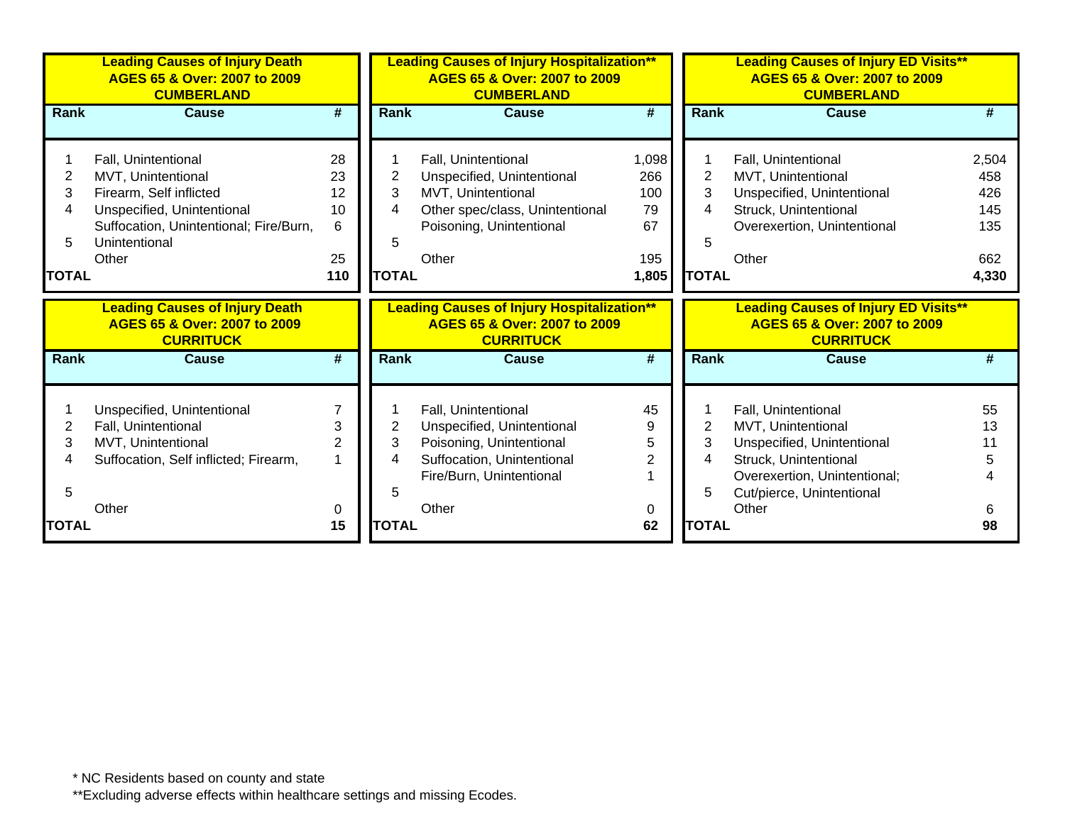| Leading Causes of Injury Death AGES 65 & Over: 2007 to 2009 CUMBERLAND | | |
|---|---|---|
| Rank | Cause | # |
| 1 | Fall, Unintentional | 28 |
| 2 | MVT, Unintentional | 23 |
| 3 | Firearm, Self inflicted | 12 |
| 4 | Unspecified, Unintentional | 10 |
| 5 | Suffocation, Unintentional; Fire/Burn, Unintentional | 6 |
| | Other | 25 |
| TOTAL | | 110 |

| Leading Causes of Injury Hospitalization** AGES 65 & Over: 2007 to 2009 CUMBERLAND | | |
|---|---|---|
| Rank | Cause | # |
| 1 | Fall, Unintentional | 1,098 |
| 2 | Unspecified, Unintentional | 266 |
| 3 | MVT, Unintentional | 100 |
| 4 | Other spec/class, Unintentional | 79 |
| 5 | Poisoning, Unintentional | 67 |
| | Other | 195 |
| TOTAL | | 1,805 |

| Leading Causes of Injury ED Visits** AGES 65 & Over: 2007 to 2009 CUMBERLAND | | |
|---|---|---|
| Rank | Cause | # |
| 1 | Fall, Unintentional | 2,504 |
| 2 | MVT, Unintentional | 458 |
| 3 | Unspecified, Unintentional | 426 |
| 4 | Struck, Unintentional | 145 |
| 5 | Overexertion, Unintentional | 135 |
| | Other | 662 |
| TOTAL | | 4,330 |

| Leading Causes of Injury Death AGES 65 & Over: 2007 to 2009 CURRITUCK | | |
|---|---|---|
| Rank | Cause | # |
| 1 | Unspecified, Unintentional | 7 |
| 2 | Fall, Unintentional | 3 |
| 3 | MVT, Unintentional | 2 |
| 4 | Suffocation, Self inflicted; Firearm, | 1 |
| 5 | | |
| | Other | 0 |
| TOTAL | | 15 |

| Leading Causes of Injury Hospitalization** AGES 65 & Over: 2007 to 2009 CURRITUCK | | |
|---|---|---|
| Rank | Cause | # |
| 1 | Fall, Unintentional | 45 |
| 2 | Unspecified, Unintentional | 9 |
| 3 | Poisoning, Unintentional | 5 |
| 4 | Suffocation, Unintentional | 2 |
| 5 | Fire/Burn, Unintentional | 1 |
| | Other | 0 |
| TOTAL | | 62 |

| Leading Causes of Injury ED Visits** AGES 65 & Over: 2007 to 2009 CURRITUCK | | |
|---|---|---|
| Rank | Cause | # |
| 1 | Fall, Unintentional | 55 |
| 2 | MVT, Unintentional | 13 |
| 3 | Unspecified, Unintentional | 11 |
| 4 | Struck, Unintentional | 5 |
| 5 | Overexertion, Unintentional; Cut/pierce, Unintentional | 4 |
| | Other | 6 |
| TOTAL | | 98 |

* NC Residents based on county and state

**Excluding adverse effects within healthcare settings and missing Ecodes.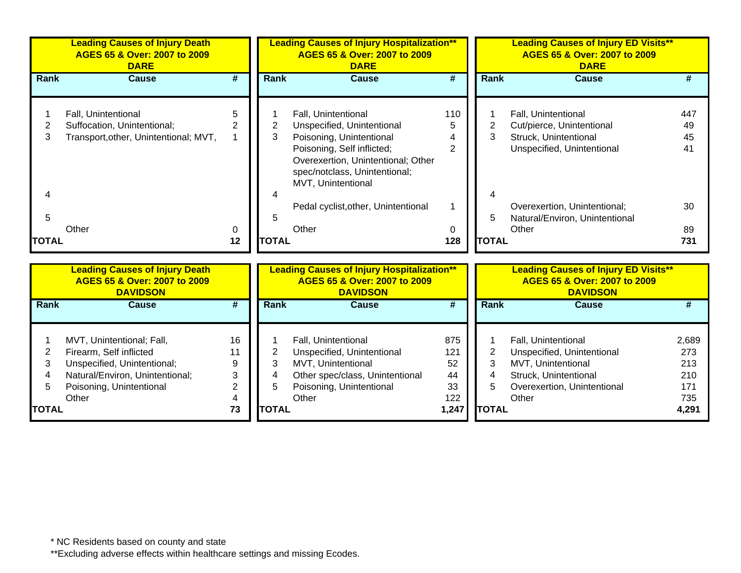## Leading Causes of Injury Death AGES 65 & Over: 2007 to 2009 DARE

| Rank | Cause | # |
|---|---|---|
| 1 | Fall, Unintentional | 5 |
| 2 | Suffocation, Unintentional; | 2 |
| 3 | Transport,other, Unintentional; MVT, | 1 |
| 4 | | |
| 5 | | |
| | Other | 0 |
| **TOTAL** | | **12** |

## Leading Causes of Injury Hospitalization** AGES 65 & Over: 2007 to 2009 DARE

| Rank | Cause | # |
|---|---|---|
| 1 | Fall, Unintentional | 110 |
| 2 | Unspecified, Unintentional | 5 |
| 3 | Poisoning, Unintentional | 4 |
| | Poisoning, Self inflicted; Overexertion, Unintentional; Other spec/notclass, Unintentional; MVT, Unintentional | 2 |
| 4 | | |
| | Pedal cyclist,other, Unintentional | 1 |
| 5 | | |
| | Other | 0 |
| **TOTAL** | | **128** |

## Leading Causes of Injury ED Visits** AGES 65 & Over: 2007 to 2009 DARE

| Rank | Cause | # |
|---|---|---|
| 1 | Fall, Unintentional | 447 |
| 2 | Cut/pierce, Unintentional | 49 |
| 3 | Struck, Unintentional | 45 |
| | Unspecified, Unintentional | 41 |
| 4 | | |
| | Overexertion, Unintentional; | 30 |
| 5 | Natural/Environ, Unintentional | |
| | Other | 89 |
| **TOTAL** | | **731** |

## Leading Causes of Injury Death AGES 65 & Over: 2007 to 2009 DAVIDSON

| Rank | Cause | # |
|---|---|---|
| 1 | MVT, Unintentional; Fall, | 16 |
| 2 | Firearm, Self inflicted | 11 |
| 3 | Unspecified, Unintentional; | 9 |
| 4 | Natural/Environ, Unintentional; | 3 |
| 5 | Poisoning, Unintentional | 2 |
| | Other | 4 |
| **TOTAL** | | **73** |

## Leading Causes of Injury Hospitalization** AGES 65 & Over: 2007 to 2009 DAVIDSON

| Rank | Cause | # |
|---|---|---|
| 1 | Fall, Unintentional | 875 |
| 2 | Unspecified, Unintentional | 121 |
| 3 | MVT, Unintentional | 52 |
| 4 | Other spec/class, Unintentional | 44 |
| 5 | Poisoning, Unintentional | 33 |
| | Other | 122 |
| **TOTAL** | | **1,247** |

## Leading Causes of Injury ED Visits** AGES 65 & Over: 2007 to 2009 DAVIDSON

| Rank | Cause | # |
|---|---|---|
| 1 | Fall, Unintentional | 2,689 |
| 2 | Unspecified, Unintentional | 273 |
| 3 | MVT, Unintentional | 213 |
| 4 | Struck, Unintentional | 210 |
| 5 | Overexertion, Unintentional | 171 |
| | Other | 735 |
| **TOTAL** | | **4,291** |

* NC Residents based on county and state

**Excluding adverse effects within healthcare settings and missing Ecodes.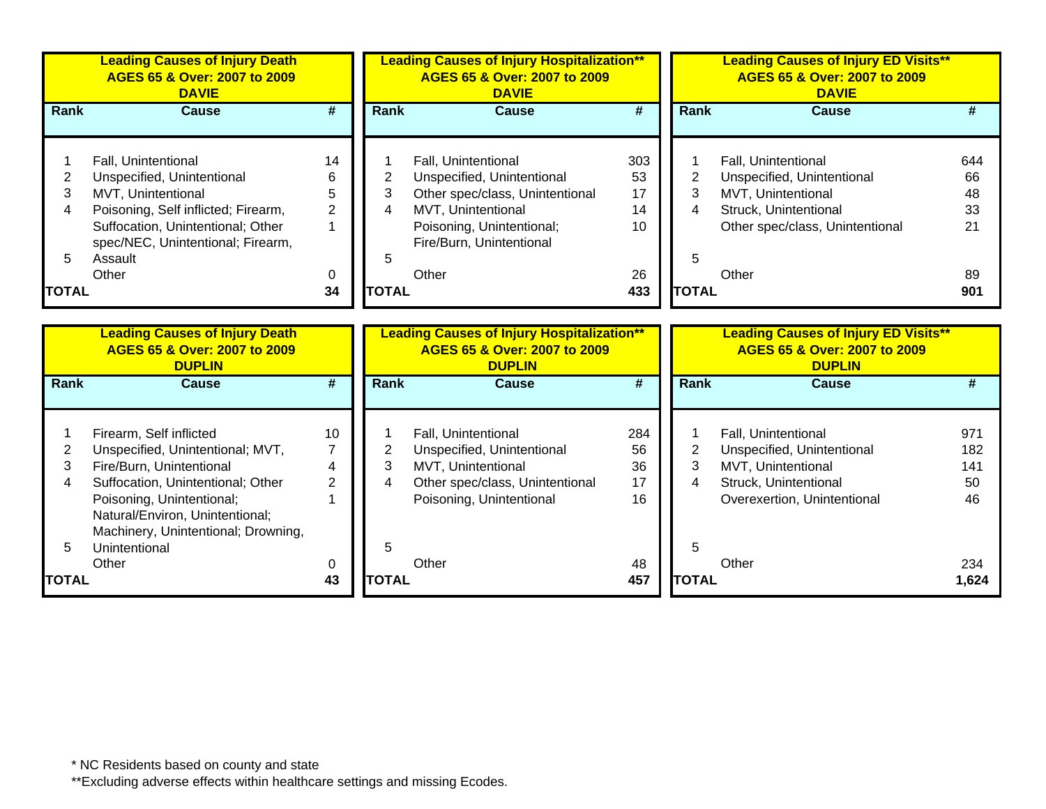**Leading Causes of Injury Death**
**AGES 65 & Over: 2007 to 2009**
**DAVIE**

| Rank | Cause | # |
|---|---|---|
| 1 | Fall, Unintentional | 14 |
| 2 | Unspecified, Unintentional | 6 |
| 3 | MVT, Unintentional | 5 |
| 4 | Poisoning, Self inflicted; Firearm, | 2 |
| 5 | Suffocation, Unintentional; Other spec/NEC, Unintentional; Firearm, Assault | 1 |
| | Other | 0 |
| **TOTAL** | | **34** |

**Leading Causes of Injury Hospitalization****
**AGES 65 & Over: 2007 to 2009**
**DAVIE**

| Rank | Cause | # |
|---|---|---|
| 1 | Fall, Unintentional | 303 |
| 2 | Unspecified, Unintentional | 53 |
| 3 | Other spec/class, Unintentional | 17 |
| 4 | MVT, Unintentional | 14 |
| 5 | Poisoning, Unintentional; Fire/Burn, Unintentional | 10 |
| | Other | 26 |
| **TOTAL** | | **433** |

**Leading Causes of Injury ED Visits****
**AGES 65 & Over: 2007 to 2009**
**DAVIE**

| Rank | Cause | # |
|---|---|---|
| 1 | Fall, Unintentional | 644 |
| 2 | Unspecified, Unintentional | 66 |
| 3 | MVT, Unintentional | 48 |
| 4 | Struck, Unintentional | 33 |
| 5 | Other spec/class, Unintentional | 21 |
| | Other | 89 |
| **TOTAL** | | **901** |

**Leading Causes of Injury Death**
**AGES 65 & Over: 2007 to 2009**
**DUPLIN**

| Rank | Cause | # |
|---|---|---|
| 1 | Firearm, Self inflicted | 10 |
| 2 | Unspecified, Unintentional; MVT, | 7 |
| 3 | Fire/Burn, Unintentional | 4 |
| 4 | Suffocation, Unintentional; Other | 2 |
| 5 | Poisoning, Unintentional; Natural/Environ, Unintentional; Machinery, Unintentional; Drowning, Unintentional | 1 |
| | Other | 0 |
| **TOTAL** | | **43** |

**Leading Causes of Injury Hospitalization****
**AGES 65 & Over: 2007 to 2009**
**DUPLIN**

| Rank | Cause | # |
|---|---|---|
| 1 | Fall, Unintentional | 284 |
| 2 | Unspecified, Unintentional | 56 |
| 3 | MVT, Unintentional | 36 |
| 4 | Other spec/class, Unintentional | 17 |
| 5 | Poisoning, Unintentional | 16 |
| | Other | 48 |
| **TOTAL** | | **457** |

**Leading Causes of Injury ED Visits****
**AGES 65 & Over: 2007 to 2009**
**DUPLIN**

| Rank | Cause | # |
|---|---|---|
| 1 | Fall, Unintentional | 971 |
| 2 | Unspecified, Unintentional | 182 |
| 3 | MVT, Unintentional | 141 |
| 4 | Struck, Unintentional | 50 |
| 5 | Overexertion, Unintentional | 46 |
| | Other | 234 |
| **TOTAL** | | **1,624** |

\* NC Residents based on county and state

**Excluding adverse effects within healthcare settings and missing Ecodes.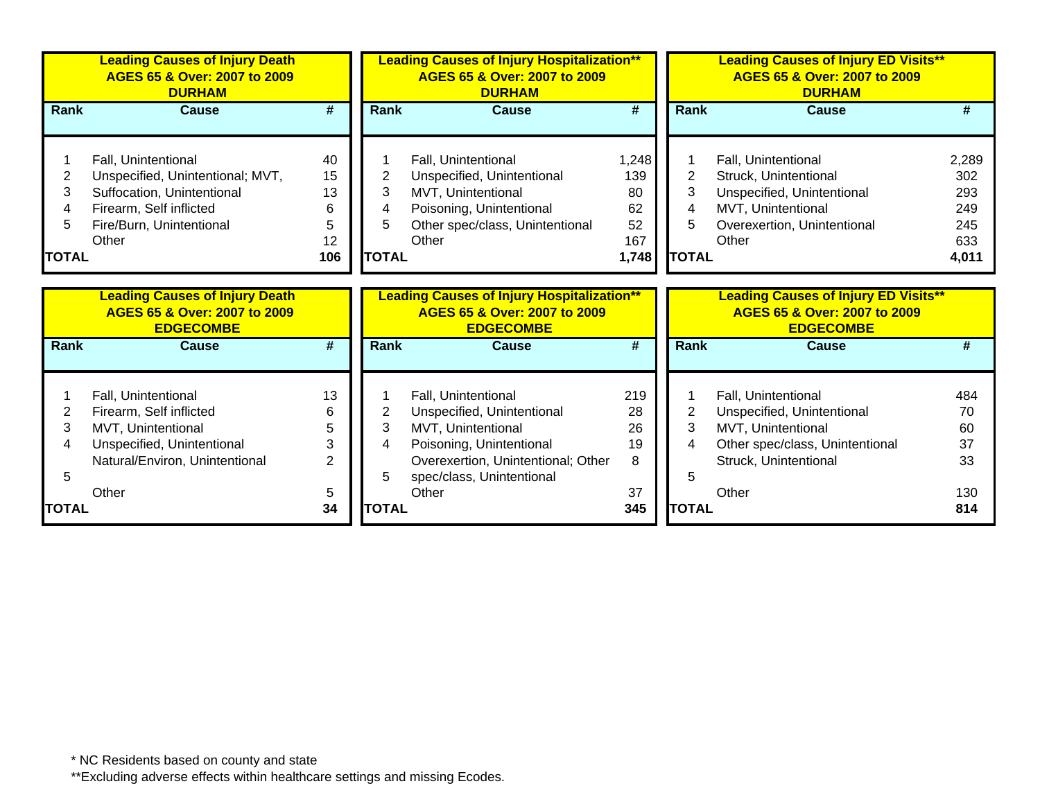### Leading Causes of Injury Death
### AGES 65 & Over: 2007 to 2009
### DURHAM

| Rank | Cause | # |
|---|---|---|
| 1 | Fall, Unintentional | 40 |
| 2 | Unspecified, Unintentional; MVT, | 15 |
| 3 | Suffocation, Unintentional | 13 |
| 4 | Firearm, Self inflicted | 6 |
| 5 | Fire/Burn, Unintentional | 5 |
| | Other | 12 |
| **TOTAL** | | **106** |

### Leading Causes of Injury Hospitalization**
### AGES 65 & Over: 2007 to 2009
### DURHAM

| Rank | Cause | # |
|---|---|---|
| 1 | Fall, Unintentional | 1,248 |
| 2 | Unspecified, Unintentional | 139 |
| 3 | MVT, Unintentional | 80 |
| 4 | Poisoning, Unintentional | 62 |
| 5 | Other spec/class, Unintentional | 52 |
| | Other | 167 |
| **TOTAL** | | **1,748** |

### Leading Causes of Injury ED Visits**
### AGES 65 & Over: 2007 to 2009
### DURHAM

| Rank | Cause | # |
|---|---|---|
| 1 | Fall, Unintentional | 2,289 |
| 2 | Struck, Unintentional | 302 |
| 3 | Unspecified, Unintentional | 293 |
| 4 | MVT, Unintentional | 249 |
| 5 | Overexertion, Unintentional | 245 |
| | Other | 633 |
| **TOTAL** | | **4,011** |

### Leading Causes of Injury Death
### AGES 65 & Over: 2007 to 2009
### EDGECOMBE

| Rank | Cause | # |
|---|---|---|
| 1 | Fall, Unintentional | 13 |
| 2 | Firearm, Self inflicted | 6 |
| 3 | MVT, Unintentional | 5 |
| 4 | Unspecified, Unintentional | 3 |
| 5 | Natural/Environ, Unintentional | 2 |
| | Other | 5 |
| **TOTAL** | | **34** |

### Leading Causes of Injury Hospitalization**
### AGES 65 & Over: 2007 to 2009
### EDGECOMBE

| Rank | Cause | # |
|---|---|---|
| 1 | Fall, Unintentional | 219 |
| 2 | Unspecified, Unintentional | 28 |
| 3 | MVT, Unintentional | 26 |
| 4 | Poisoning, Unintentional | 19 |
| 5 | Overexertion, Unintentional; Other spec/class, Unintentional | 8 |
| | Other | 37 |
| **TOTAL** | | **345** |

### Leading Causes of Injury ED Visits**
### AGES 65 & Over: 2007 to 2009
### EDGECOMBE

| Rank | Cause | # |
|---|---|---|
| 1 | Fall, Unintentional | 484 |
| 2 | Unspecified, Unintentional | 70 |
| 3 | MVT, Unintentional | 60 |
| 4 | Other spec/class, Unintentional | 37 |
| 5 | Struck, Unintentional | 33 |
| | Other | 130 |
| **TOTAL** | | **814** |

* NC Residents based on county and state

**Excluding adverse effects within healthcare settings and missing Ecodes.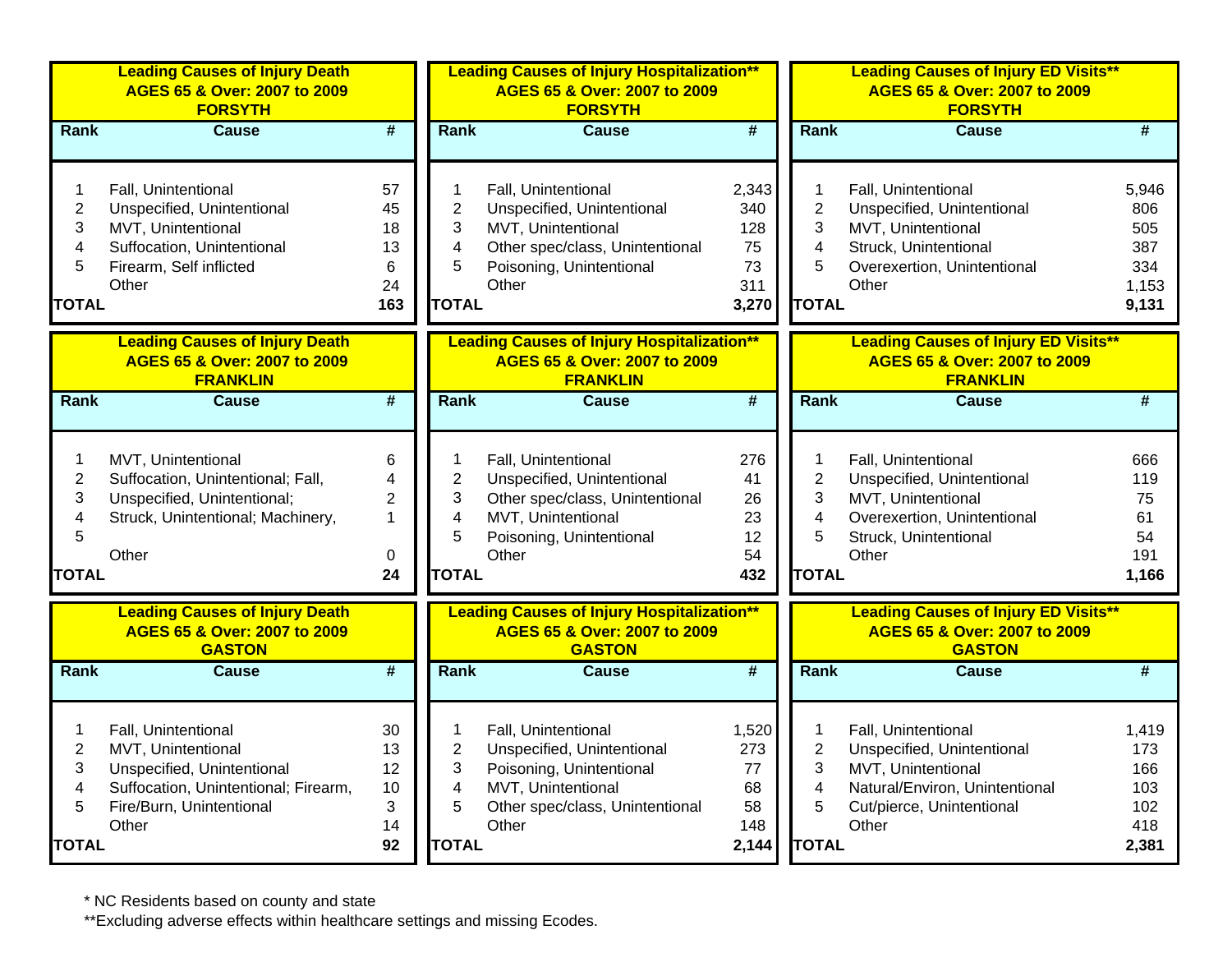**Leading Causes of Injury Death**
**AGES 65 & Over: 2007 to 2009**
**FORSYTH**

| Rank | Cause | # |
|---|---|---|
| 1 | Fall, Unintentional | 57 |
| 2 | Unspecified, Unintentional | 45 |
| 3 | MVT, Unintentional | 18 |
| 4 | Suffocation, Unintentional | 13 |
| 5 | Firearm, Self inflicted | 6 |
| | Other | 24 |
| **TOTAL** | | **163** |

**Leading Causes of Injury Hospitalization****
**AGES 65 & Over: 2007 to 2009**
**FORSYTH**

| Rank | Cause | # |
|---|---|---|
| 1 | Fall, Unintentional | 2,343 |
| 2 | Unspecified, Unintentional | 340 |
| 3 | MVT, Unintentional | 128 |
| 4 | Other spec/class, Unintentional | 75 |
| 5 | Poisoning, Unintentional | 73 |
| | Other | 311 |
| **TOTAL** | | **3,270** |

**Leading Causes of Injury ED Visits****
**AGES 65 & Over: 2007 to 2009**
**FORSYTH**

| Rank | Cause | # |
|---|---|---|
| 1 | Fall, Unintentional | 5,946 |
| 2 | Unspecified, Unintentional | 806 |
| 3 | MVT, Unintentional | 505 |
| 4 | Struck, Unintentional | 387 |
| 5 | Overexertion, Unintentional | 334 |
| | Other | 1,153 |
| **TOTAL** | | **9,131** |

**Leading Causes of Injury Death**
**AGES 65 & Over: 2007 to 2009**
**FRANKLIN**

| Rank | Cause | # |
|---|---|---|
| 1 | MVT, Unintentional | 6 |
| 2 | Suffocation, Unintentional; Fall, | 4 |
| 3 | Unspecified, Unintentional; | 2 |
| 4 | Struck, Unintentional; Machinery, | 1 |
| 5 | | |
| | Other | 0 |
| **TOTAL** | | **24** |

**Leading Causes of Injury Hospitalization****
**AGES 65 & Over: 2007 to 2009**
**FRANKLIN**

| Rank | Cause | # |
|---|---|---|
| 1 | Fall, Unintentional | 276 |
| 2 | Unspecified, Unintentional | 41 |
| 3 | Other spec/class, Unintentional | 26 |
| 4 | MVT, Unintentional | 23 |
| 5 | Poisoning, Unintentional | 12 |
| | Other | 54 |
| **TOTAL** | | **432** |

**Leading Causes of Injury ED Visits****
**AGES 65 & Over: 2007 to 2009**
**FRANKLIN**

| Rank | Cause | # |
|---|---|---|
| 1 | Fall, Unintentional | 666 |
| 2 | Unspecified, Unintentional | 119 |
| 3 | MVT, Unintentional | 75 |
| 4 | Overexertion, Unintentional | 61 |
| 5 | Struck, Unintentional | 54 |
| | Other | 191 |
| **TOTAL** | | **1,166** |

**Leading Causes of Injury Death**
**AGES 65 & Over: 2007 to 2009**
**GASTON**

| Rank | Cause | # |
|---|---|---|
| 1 | Fall, Unintentional | 30 |
| 2 | MVT, Unintentional | 13 |
| 3 | Unspecified, Unintentional | 12 |
| 4 | Suffocation, Unintentional; Firearm, | 10 |
| 5 | Fire/Burn, Unintentional | 3 |
| | Other | 14 |
| **TOTAL** | | **92** |

**Leading Causes of Injury Hospitalization****
**AGES 65 & Over: 2007 to 2009**
**GASTON**

| Rank | Cause | # |
|---|---|---|
| 1 | Fall, Unintentional | 1,520 |
| 2 | Unspecified, Unintentional | 273 |
| 3 | Poisoning, Unintentional | 77 |
| 4 | MVT, Unintentional | 68 |
| 5 | Other spec/class, Unintentional | 58 |
| | Other | 148 |
| **TOTAL** | | **2,144** |

**Leading Causes of Injury ED Visits****
**AGES 65 & Over: 2007 to 2009**
**GASTON**

| Rank | Cause | # |
|---|---|---|
| 1 | Fall, Unintentional | 1,419 |
| 2 | Unspecified, Unintentional | 173 |
| 3 | MVT, Unintentional | 166 |
| 4 | Natural/Environ, Unintentional | 103 |
| 5 | Cut/pierce, Unintentional | 102 |
| | Other | 418 |
| **TOTAL** | | **2,381** |

* NC Residents based on county and state

**Excluding adverse effects within healthcare settings and missing Ecodes.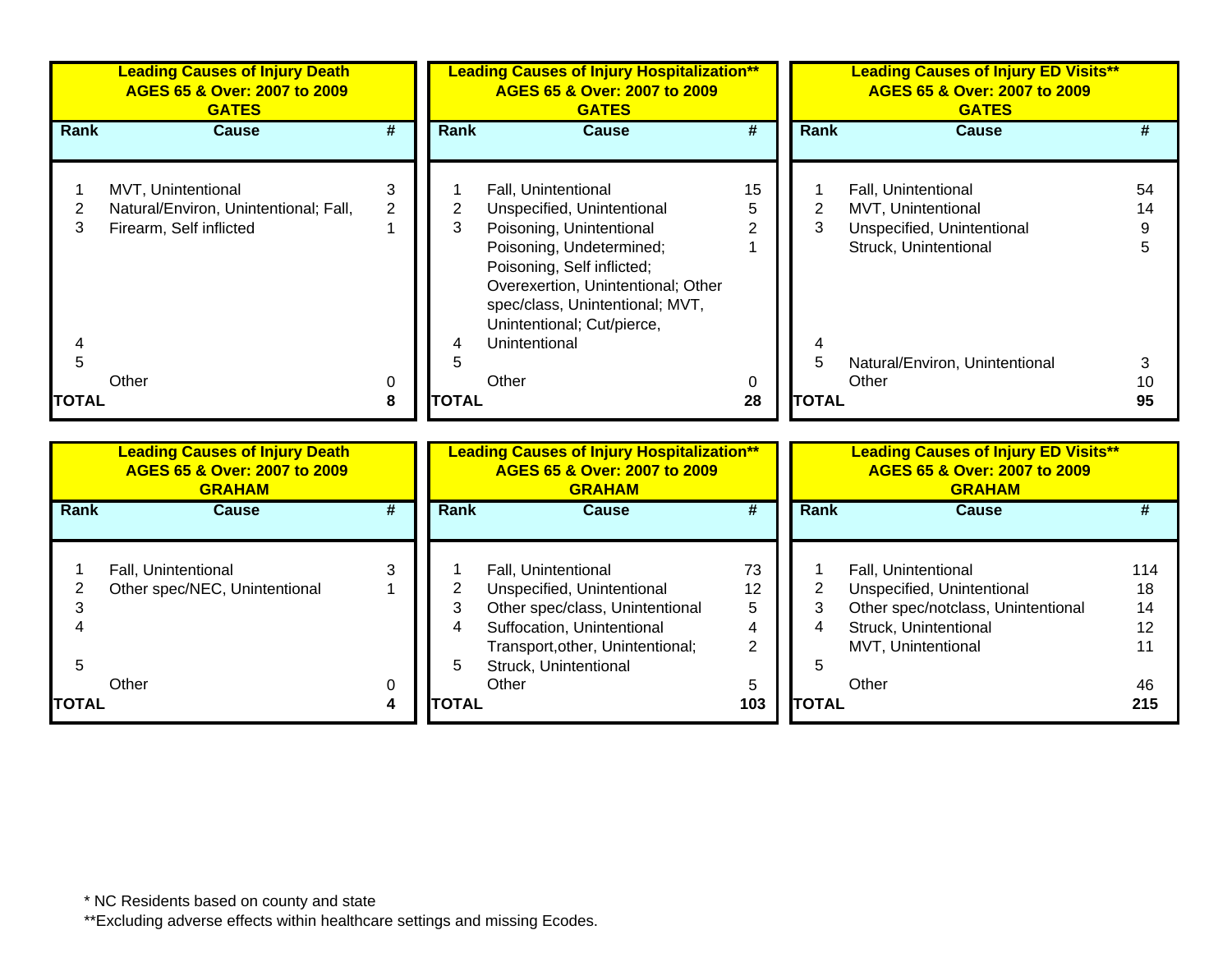| Leading Causes of Injury Death<br>AGES 65 & Over: 2007 to 2009<br>GATES | | |
|---|---|---|
| **Rank** | **Cause** | **#** |
| 1 | MVT, Unintentional | 3 |
| 2 | Natural/Environ, Unintentional; Fall, | 2 |
| 3 | Firearm, Self inflicted | 1 |
| 4 | | |
| 5 | | |
| | Other | 0 |
| **TOTAL** | | **8** |

| Leading Causes of Injury Hospitalization**<br>AGES 65 & Over: 2007 to 2009<br>GATES | | |
|---|---|---|
| **Rank** | **Cause** | **#** |
| 1 | Fall, Unintentional | 15 |
| 2 | Unspecified, Unintentional | 5 |
| 3 | Poisoning, Unintentional | 2 |
| 4 | Poisoning, Undetermined; Poisoning, Self inflicted; Overexertion, Unintentional; Other spec/class, Unintentional; MVT, Unintentional; Cut/pierce, Unintentional | 1 |
| 5 | | |
| | Other | 0 |
| **TOTAL** | | **28** |

| Leading Causes of Injury ED Visits**<br>AGES 65 & Over: 2007 to 2009<br>GATES | | |
|---|---|---|
| **Rank** | **Cause** | **#** |
| 1 | Fall, Unintentional | 54 |
| 2 | MVT, Unintentional | 14 |
| 3 | Unspecified, Unintentional | 9 |
| 4 | Struck, Unintentional | 5 |
| 5 | Natural/Environ, Unintentional | 3 |
| | Other | 10 |
| **TOTAL** | | **95** |

| Leading Causes of Injury Death<br>AGES 65 & Over: 2007 to 2009<br>GRAHAM | | |
|---|---|---|
| **Rank** | **Cause** | **#** |
| 1 | Fall, Unintentional | 3 |
| 2 | Other spec/NEC, Unintentional | 1 |
| 3 | | |
| 4 | | |
| 5 | | |
| | Other | 0 |
| **TOTAL** | | **4** |

| Leading Causes of Injury Hospitalization**<br>AGES 65 & Over: 2007 to 2009<br>GRAHAM | | |
|---|---|---|
| **Rank** | **Cause** | **#** |
| 1 | Fall, Unintentional | 73 |
| 2 | Unspecified, Unintentional | 12 |
| 3 | Other spec/class, Unintentional | 5 |
| 4 | Suffocation, Unintentional | 4 |
| 5 | Transport,other, Unintentional; Struck, Unintentional | 2 |
| | Other | 5 |
| **TOTAL** | | **103** |

| Leading Causes of Injury ED Visits**<br>AGES 65 & Over: 2007 to 2009<br>GRAHAM | | |
|---|---|---|
| **Rank** | **Cause** | **#** |
| 1 | Fall, Unintentional | 114 |
| 2 | Unspecified, Unintentional | 18 |
| 3 | Other spec/notclass, Unintentional | 14 |
| 4 | Struck, Unintentional | 12 |
| 5 | MVT, Unintentional | 11 |
| | Other | 46 |
| **TOTAL** | | **215** |

* NC Residents based on county and state

**Excluding adverse effects within healthcare settings and missing Ecodes.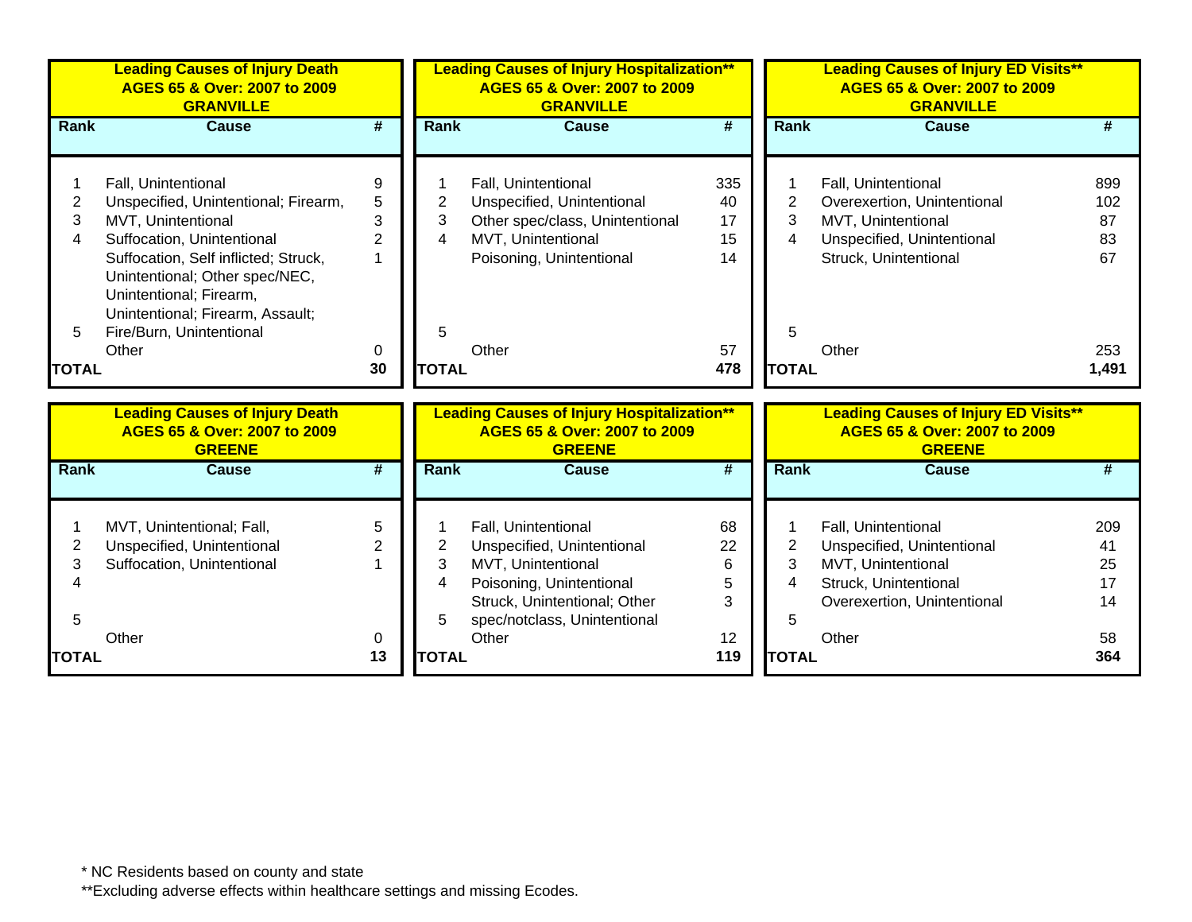**Leading Causes of Injury Death**
**AGES 65 & Over: 2007 to 2009**
**GRANVILLE**

| Rank | Cause | # |
|---|---|---|
| 1 | Fall, Unintentional | 9 |
| 2 | Unspecified, Unintentional; Firearm, | 5 |
| 3 | MVT, Unintentional | 3 |
| 4 | Suffocation, Unintentional | 2 |
| 5 | Suffocation, Self inflicted; Struck, Unintentional; Other spec/NEC, Unintentional; Firearm, Unintentional; Firearm, Assault; Fire/Burn, Unintentional | 1 |
| | Other | 0 |
| **TOTAL** | | **30** |

**Leading Causes of Injury Hospitalization****
**AGES 65 & Over: 2007 to 2009**
**GRANVILLE**

| Rank | Cause | # |
|---|---|---|
| 1 | Fall, Unintentional | 335 |
| 2 | Unspecified, Unintentional | 40 |
| 3 | Other spec/class, Unintentional | 17 |
| 4 | MVT, Unintentional | 15 |
| 5 | Poisoning, Unintentional | 14 |
| | Other | 57 |
| **TOTAL** | | **478** |

**Leading Causes of Injury ED Visits****
**AGES 65 & Over: 2007 to 2009**
**GRANVILLE**

| Rank | Cause | # |
|---|---|---|
| 1 | Fall, Unintentional | 899 |
| 2 | Overexertion, Unintentional | 102 |
| 3 | MVT, Unintentional | 87 |
| 4 | Unspecified, Unintentional | 83 |
| 5 | Struck, Unintentional | 67 |
| | Other | 253 |
| **TOTAL** | | **1,491** |

**Leading Causes of Injury Death**
**AGES 65 & Over: 2007 to 2009**
**GREENE**

| Rank | Cause | # |
|---|---|---|
| 1 | MVT, Unintentional; Fall, | 5 |
| 2 | Unspecified, Unintentional | 2 |
| 3 | Suffocation, Unintentional | 1 |
| 4 | | |
| 5 | | |
| | Other | 0 |
| **TOTAL** | | **13** |

**Leading Causes of Injury Hospitalization****
**AGES 65 & Over: 2007 to 2009**
**GREENE**

| Rank | Cause | # |
|---|---|---|
| 1 | Fall, Unintentional | 68 |
| 2 | Unspecified, Unintentional | 22 |
| 3 | MVT, Unintentional | 6 |
| 4 | Poisoning, Unintentional | 5 |
| 5 | Struck, Unintentional; Other spec/notclass, Unintentional | 3 |
| | Other | 12 |
| **TOTAL** | | **119** |

**Leading Causes of Injury ED Visits****
**AGES 65 & Over: 2007 to 2009**
**GREENE**

| Rank | Cause | # |
|---|---|---|
| 1 | Fall, Unintentional | 209 |
| 2 | Unspecified, Unintentional | 41 |
| 3 | MVT, Unintentional | 25 |
| 4 | Struck, Unintentional | 17 |
| 5 | Overexertion, Unintentional | 14 |
| | Other | 58 |
| **TOTAL** | | **364** |

* NC Residents based on county and state

**Excluding adverse effects within healthcare settings and missing Ecodes.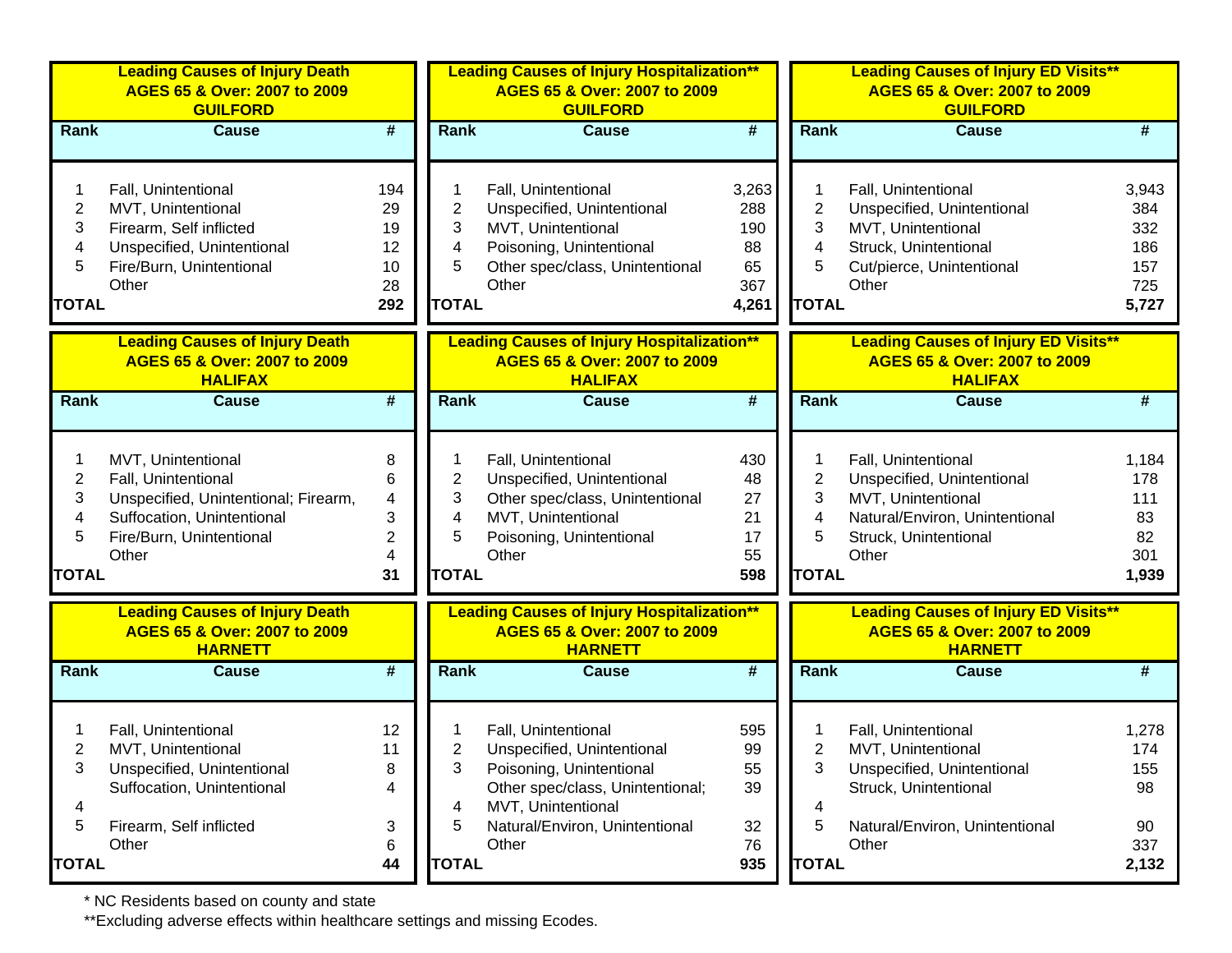**Leading Causes of Injury Death AGES 65 & Over: 2007 to 2009 GUILFORD**

| Rank | Cause | # |
|---|---|---|
| 1 | Fall, Unintentional | 194 |
| 2 | MVT, Unintentional | 29 |
| 3 | Firearm, Self inflicted | 19 |
| 4 | Unspecified, Unintentional | 12 |
| 5 | Fire/Burn, Unintentional | 10 |
| | Other | 28 |
| TOTAL | | 292 |

**Leading Causes of Injury Hospitalization** AGES 65 & Over: 2007 to 2009 GUILFORD**

| Rank | Cause | # |
|---|---|---|
| 1 | Fall, Unintentional | 3,263 |
| 2 | Unspecified, Unintentional | 288 |
| 3 | MVT, Unintentional | 190 |
| 4 | Poisoning, Unintentional | 88 |
| 5 | Other spec/class, Unintentional | 65 |
| | Other | 367 |
| TOTAL | | 4,261 |

**Leading Causes of Injury ED Visits** AGES 65 & Over: 2007 to 2009 GUILFORD**

| Rank | Cause | # |
|---|---|---|
| 1 | Fall, Unintentional | 3,943 |
| 2 | Unspecified, Unintentional | 384 |
| 3 | MVT, Unintentional | 332 |
| 4 | Struck, Unintentional | 186 |
| 5 | Cut/pierce, Unintentional | 157 |
| | Other | 725 |
| TOTAL | | 5,727 |

**Leading Causes of Injury Death AGES 65 & Over: 2007 to 2009 HALIFAX**

| Rank | Cause | # |
|---|---|---|
| 1 | MVT, Unintentional | 8 |
| 2 | Fall, Unintentional | 6 |
| 3 | Unspecified, Unintentional; Firearm, | 4 |
| 4 | Suffocation, Unintentional | 3 |
| 5 | Fire/Burn, Unintentional | 2 |
| | Other | 4 |
| TOTAL | | 31 |

**Leading Causes of Injury Hospitalization** AGES 65 & Over: 2007 to 2009 HALIFAX**

| Rank | Cause | # |
|---|---|---|
| 1 | Fall, Unintentional | 430 |
| 2 | Unspecified, Unintentional | 48 |
| 3 | Other spec/class, Unintentional | 27 |
| 4 | MVT, Unintentional | 21 |
| 5 | Poisoning, Unintentional | 17 |
| | Other | 55 |
| TOTAL | | 598 |

**Leading Causes of Injury ED Visits** AGES 65 & Over: 2007 to 2009 HALIFAX**

| Rank | Cause | # |
|---|---|---|
| 1 | Fall, Unintentional | 1,184 |
| 2 | Unspecified, Unintentional | 178 |
| 3 | MVT, Unintentional | 111 |
| 4 | Natural/Environ, Unintentional | 83 |
| 5 | Struck, Unintentional | 82 |
| | Other | 301 |
| TOTAL | | 1,939 |

**Leading Causes of Injury Death AGES 65 & Over: 2007 to 2009 HARNETT**

| Rank | Cause | # |
|---|---|---|
| 1 | Fall, Unintentional | 12 |
| 2 | MVT, Unintentional | 11 |
| 3 | Unspecified, Unintentional | 8 |
| | Suffocation, Unintentional | 4 |
| 4 | | |
| 5 | Firearm, Self inflicted | 3 |
| | Other | 6 |
| TOTAL | | 44 |

**Leading Causes of Injury Hospitalization** AGES 65 & Over: 2007 to 2009 HARNETT**

| Rank | Cause | # |
|---|---|---|
| 1 | Fall, Unintentional | 595 |
| 2 | Unspecified, Unintentional | 99 |
| 3 | Poisoning, Unintentional | 55 |
| | Other spec/class, Unintentional; | 39 |
| 4 | MVT, Unintentional | |
| 5 | Natural/Environ, Unintentional | 32 |
| | Other | 76 |
| TOTAL | | 935 |

**Leading Causes of Injury ED Visits** AGES 65 & Over: 2007 to 2009 HARNETT**

| Rank | Cause | # |
|---|---|---|
| 1 | Fall, Unintentional | 1,278 |
| 2 | MVT, Unintentional | 174 |
| 3 | Unspecified, Unintentional | 155 |
| | Struck, Unintentional | 98 |
| 4 | | |
| 5 | Natural/Environ, Unintentional | 90 |
| | Other | 337 |
| TOTAL | | 2,132 |

* NC Residents based on county and state

**Excluding adverse effects within healthcare settings and missing Ecodes.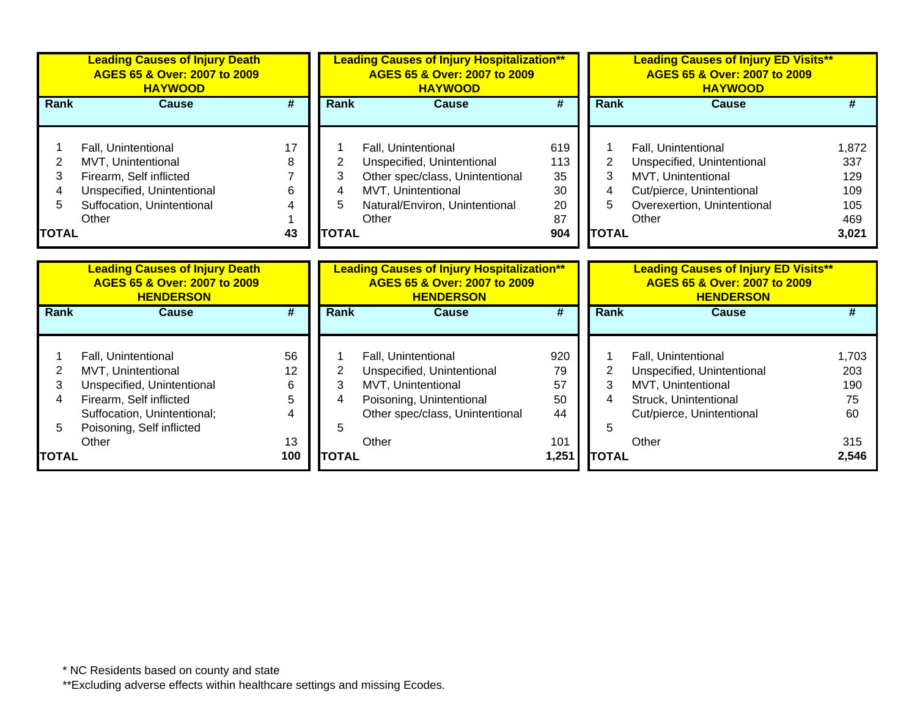| Leading Causes of Injury Death<br>AGES 65 & Over: 2007 to 2009<br>HAYWOOD | | |
|---|---|---|
| **Rank** | **Cause** | **#** |
| 1 | Fall, Unintentional | 17 |
| 2 | MVT, Unintentional | 8 |
| 3 | Firearm, Self inflicted | 7 |
| 4 | Unspecified, Unintentional | 6 |
| 5 | Suffocation, Unintentional | 4 |
| | Other | 1 |
| **TOTAL** | | **43** |

| Leading Causes of Injury Hospitalization**<br>AGES 65 & Over: 2007 to 2009<br>HAYWOOD | | |
|---|---|---|
| **Rank** | **Cause** | **#** |
| 1 | Fall, Unintentional | 619 |
| 2 | Unspecified, Unintentional | 113 |
| 3 | Other spec/class, Unintentional | 35 |
| 4 | MVT, Unintentional | 30 |
| 5 | Natural/Environ, Unintentional | 20 |
| | Other | 87 |
| **TOTAL** | | **904** |

| Leading Causes of Injury ED Visits**<br>AGES 65 & Over: 2007 to 2009<br>HAYWOOD | | |
|---|---|---|
| **Rank** | **Cause** | **#** |
| 1 | Fall, Unintentional | 1,872 |
| 2 | Unspecified, Unintentional | 337 |
| 3 | MVT, Unintentional | 129 |
| 4 | Cut/pierce, Unintentional | 109 |
| 5 | Overexertion, Unintentional | 105 |
| | Other | 469 |
| **TOTAL** | | **3,021** |

| Leading Causes of Injury Death<br>AGES 65 & Over: 2007 to 2009<br>HENDERSON | | |
|---|---|---|
| **Rank** | **Cause** | **#** |
| 1 | Fall, Unintentional | 56 |
| 2 | MVT, Unintentional | 12 |
| 3 | Unspecified, Unintentional | 6 |
| 4 | Firearm, Self inflicted | 5 |
| | Suffocation, Unintentional; | 4 |
| 5 | Poisoning, Self inflicted | |
| | Other | 13 |
| **TOTAL** | | **100** |

| Leading Causes of Injury Hospitalization**<br>AGES 65 & Over: 2007 to 2009<br>HENDERSON | | |
|---|---|---|
| **Rank** | **Cause** | **#** |
| 1 | Fall, Unintentional | 920 |
| 2 | Unspecified, Unintentional | 79 |
| 3 | MVT, Unintentional | 57 |
| 4 | Poisoning, Unintentional | 50 |
| | Other spec/class, Unintentional | 44 |
| 5 | | |
| | Other | 101 |
| **TOTAL** | | **1,251** |

| Leading Causes of Injury ED Visits**<br>AGES 65 & Over: 2007 to 2009<br>HENDERSON | | |
|---|---|---|
| **Rank** | **Cause** | **#** |
| 1 | Fall, Unintentional | 1,703 |
| 2 | Unspecified, Unintentional | 203 |
| 3 | MVT, Unintentional | 190 |
| 4 | Struck, Unintentional | 75 |
| | Cut/pierce, Unintentional | 60 |
| 5 | | |
| | Other | 315 |
| **TOTAL** | | **2,546** |

* NC Residents based on county and state

**Excluding adverse effects within healthcare settings and missing Ecodes.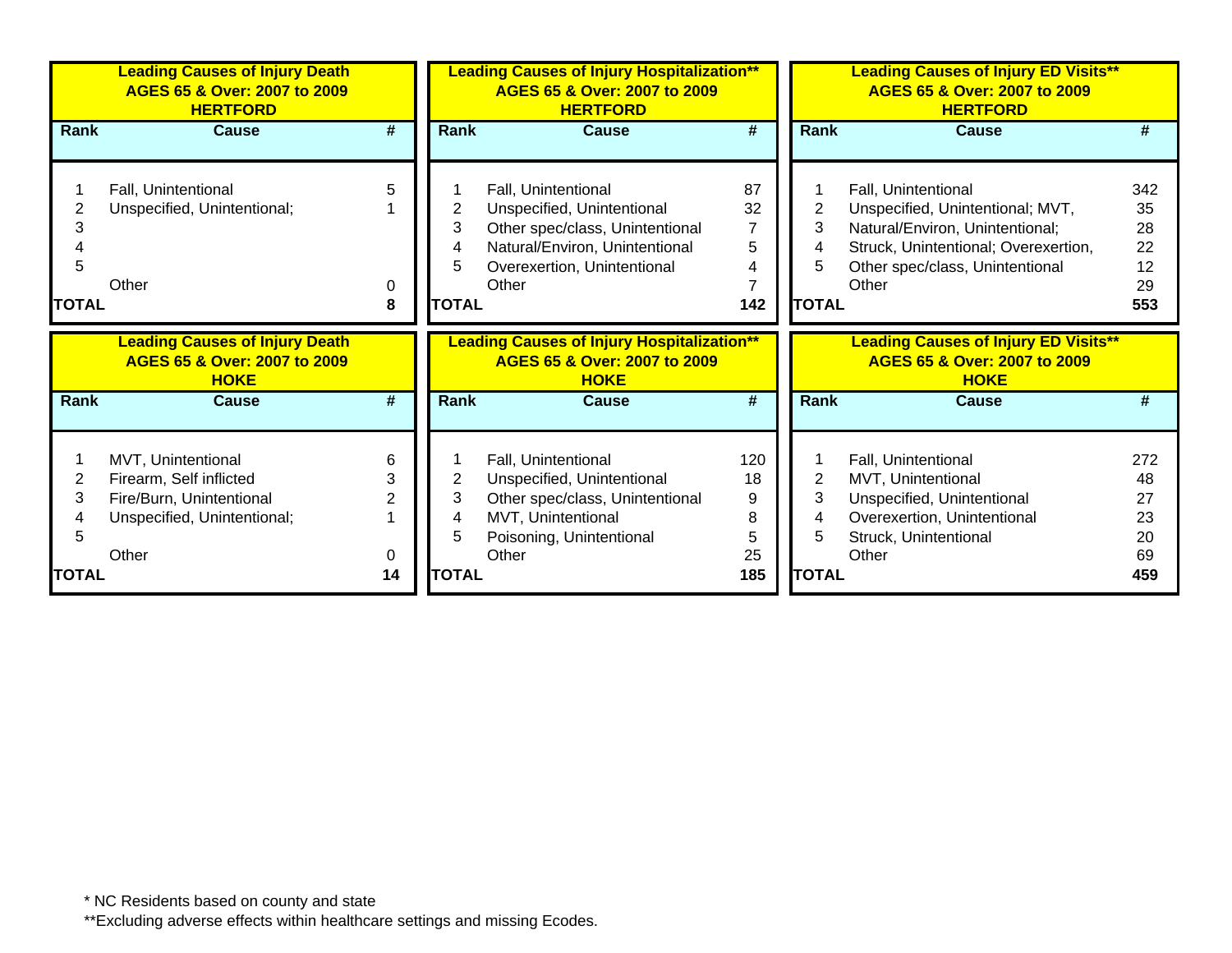**Leading Causes of Injury Death AGES 65 & Over: 2007 to 2009 HERTFORD**

| Rank | Cause | # |
|---|---|---|
| 1 | Fall, Unintentional | 5 |
| 2 | Unspecified, Unintentional; | 1 |
| 3 | | |
| 4 | | |
| 5 | | |
| | Other | 0 |
| **TOTAL** | | **8** |

**Leading Causes of Injury Hospitalization** AGES 65 & Over: 2007 to 2009 HERTFORD**

| Rank | Cause | # |
|---|---|---|
| 1 | Fall, Unintentional | 87 |
| 2 | Unspecified, Unintentional | 32 |
| 3 | Other spec/class, Unintentional | 7 |
| 4 | Natural/Environ, Unintentional | 5 |
| 5 | Overexertion, Unintentional | 4 |
| | Other | 7 |
| **TOTAL** | | **142** |

**Leading Causes of Injury ED Visits** AGES 65 & Over: 2007 to 2009 HERTFORD**

| Rank | Cause | # |
|---|---|---|
| 1 | Fall, Unintentional | 342 |
| 2 | Unspecified, Unintentional; MVT, | 35 |
| 3 | Natural/Environ, Unintentional; | 28 |
| 4 | Struck, Unintentional; Overexertion, | 22 |
| 5 | Other spec/class, Unintentional | 12 |
| | Other | 29 |
| **TOTAL** | | **553** |

**Leading Causes of Injury Death AGES 65 & Over: 2007 to 2009 HOKE**

| Rank | Cause | # |
|---|---|---|
| 1 | MVT, Unintentional | 6 |
| 2 | Firearm, Self inflicted | 3 |
| 3 | Fire/Burn, Unintentional | 2 |
| 4 | Unspecified, Unintentional; | 1 |
| 5 | | |
| | Other | 0 |
| **TOTAL** | | **14** |

**Leading Causes of Injury Hospitalization** AGES 65 & Over: 2007 to 2009 HOKE**

| Rank | Cause | # |
|---|---|---|
| 1 | Fall, Unintentional | 120 |
| 2 | Unspecified, Unintentional | 18 |
| 3 | Other spec/class, Unintentional | 9 |
| 4 | MVT, Unintentional | 8 |
| 5 | Poisoning, Unintentional | 5 |
| | Other | 25 |
| **TOTAL** | | **185** |

**Leading Causes of Injury ED Visits** AGES 65 & Over: 2007 to 2009 HOKE**

| Rank | Cause | # |
|---|---|---|
| 1 | Fall, Unintentional | 272 |
| 2 | MVT, Unintentional | 48 |
| 3 | Unspecified, Unintentional | 27 |
| 4 | Overexertion, Unintentional | 23 |
| 5 | Struck, Unintentional | 20 |
| | Other | 69 |
| **TOTAL** | | **459** |

* NC Residents based on county and state

**Excluding adverse effects within healthcare settings and missing Ecodes.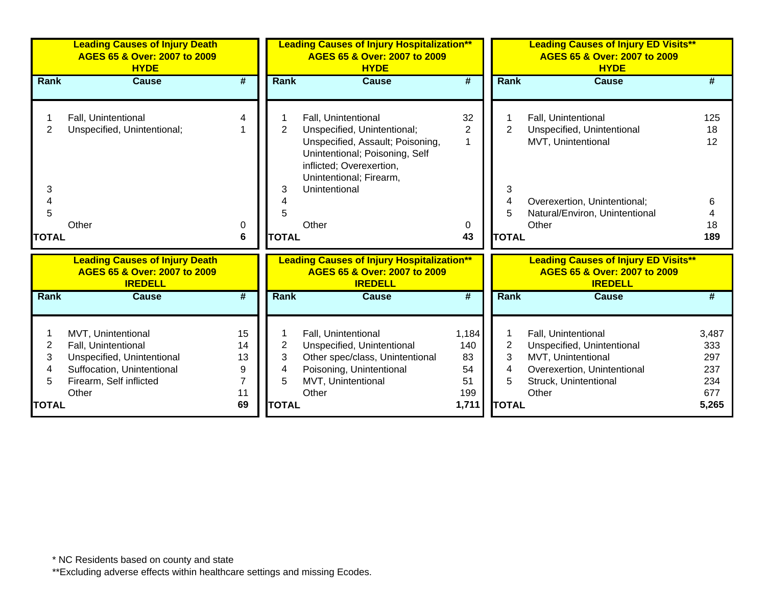**Leading Causes of Injury Death AGES 65 & Over: 2007 to 2009 HYDE**

| Rank | Cause | # |
|---|---|---|
| 1 | Fall, Unintentional | 4 |
| 2 | Unspecified, Unintentional; | 1 |
| 3 | | |
| 4 | | |
| 5 | | |
| | Other | 0 |
| **TOTAL** | | **6** |

**Leading Causes of Injury Hospitalization** AGES 65 & Over: 2007 to 2009 HYDE**

| Rank | Cause | # |
|---|---|---|
| 1 | Fall, Unintentional | 32 |
| 2 | Unspecified, Unintentional; | 2 |
| 3 | Unspecified, Assault; Poisoning, Unintentional; Poisoning, Self inflicted; Overexertion, Unintentional; Firearm, Unintentional | 1 |
| 4 | | |
| 5 | | |
| | Other | 0 |
| **TOTAL** | | **43** |

**Leading Causes of Injury ED Visits** AGES 65 & Over: 2007 to 2009 HYDE**

| Rank | Cause | # |
|---|---|---|
| 1 | Fall, Unintentional | 125 |
| 2 | Unspecified, Unintentional | 18 |
| 3 | MVT, Unintentional | 12 |
| 4 | Overexertion, Unintentional; | 6 |
| 5 | Natural/Environ, Unintentional | 4 |
| | Other | 18 |
| **TOTAL** | | **189** |

**Leading Causes of Injury Death AGES 65 & Over: 2007 to 2009 IREDELL**

| Rank | Cause | # |
|---|---|---|
| 1 | MVT, Unintentional | 15 |
| 2 | Fall, Unintentional | 14 |
| 3 | Unspecified, Unintentional | 13 |
| 4 | Suffocation, Unintentional | 9 |
| 5 | Firearm, Self inflicted | 7 |
| | Other | 11 |
| **TOTAL** | | **69** |

**Leading Causes of Injury Hospitalization** AGES 65 & Over: 2007 to 2009 IREDELL**

| Rank | Cause | # |
|---|---|---|
| 1 | Fall, Unintentional | 1,184 |
| 2 | Unspecified, Unintentional | 140 |
| 3 | Other spec/class, Unintentional | 83 |
| 4 | Poisoning, Unintentional | 54 |
| 5 | MVT, Unintentional | 51 |
| | Other | 199 |
| **TOTAL** | | **1,711** |

**Leading Causes of Injury ED Visits** AGES 65 & Over: 2007 to 2009 IREDELL**

| Rank | Cause | # |
|---|---|---|
| 1 | Fall, Unintentional | 3,487 |
| 2 | Unspecified, Unintentional | 333 |
| 3 | MVT, Unintentional | 297 |
| 4 | Overexertion, Unintentional | 237 |
| 5 | Struck, Unintentional | 234 |
| | Other | 677 |
| **TOTAL** | | **5,265** |

* NC Residents based on county and state

**Excluding adverse effects within healthcare settings and missing Ecodes.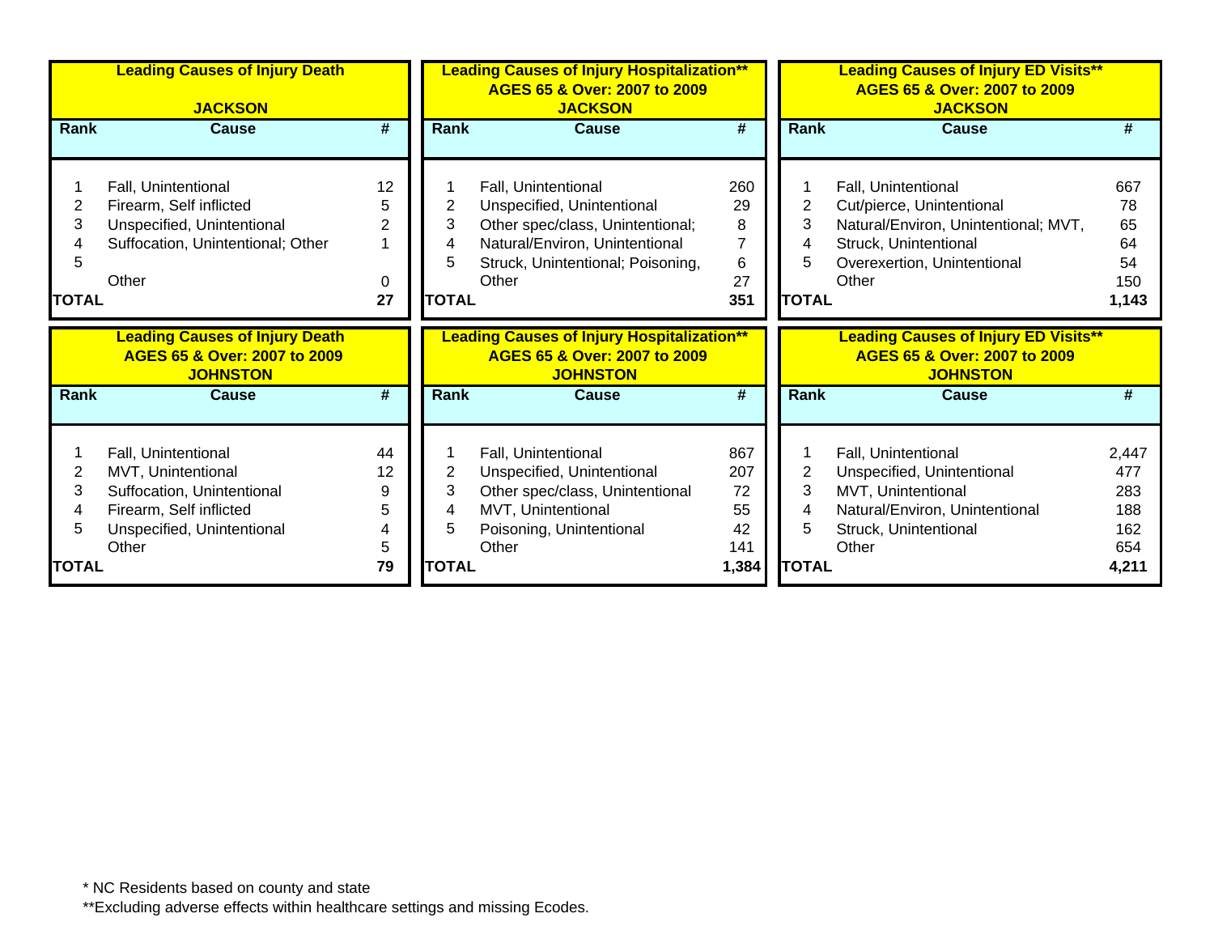**Leading Causes of Injury Death**

**JACKSON**

| Rank | Cause | # |
|---|---|---|
| 1 | Fall, Unintentional | 12 |
| 2 | Firearm, Self inflicted | 5 |
| 3 | Unspecified, Unintentional | 2 |
| 4 | Suffocation, Unintentional; Other | 1 |
| 5 | | |
| | Other | 0 |
| **TOTAL** | | **27** |

**Leading Causes of Injury Hospitalization\*\***
**AGES 65 & Over: 2007 to 2009**
**JACKSON**

| Rank | Cause | # |
|---|---|---|
| 1 | Fall, Unintentional | 260 |
| 2 | Unspecified, Unintentional | 29 |
| 3 | Other spec/class, Unintentional; | 8 |
| 4 | Natural/Environ, Unintentional | 7 |
| 5 | Struck, Unintentional; Poisoning, | 6 |
| | Other | 27 |
| **TOTAL** | | **351** |

**Leading Causes of Injury ED Visits\*\***
**AGES 65 & Over: 2007 to 2009**
**JACKSON**

| Rank | Cause | # |
|---|---|---|
| 1 | Fall, Unintentional | 667 |
| 2 | Cut/pierce, Unintentional | 78 |
| 3 | Natural/Environ, Unintentional; MVT, | 65 |
| 4 | Struck, Unintentional | 64 |
| 5 | Overexertion, Unintentional | 54 |
| | Other | 150 |
| **TOTAL** | | **1,143** |

**Leading Causes of Injury Death**
**AGES 65 & Over: 2007 to 2009**
**JOHNSTON**

| Rank | Cause | # |
|---|---|---|
| 1 | Fall, Unintentional | 44 |
| 2 | MVT, Unintentional | 12 |
| 3 | Suffocation, Unintentional | 9 |
| 4 | Firearm, Self inflicted | 5 |
| 5 | Unspecified, Unintentional | 4 |
| | Other | 5 |
| **TOTAL** | | **79** |

**Leading Causes of Injury Hospitalization\*\***
**AGES 65 & Over: 2007 to 2009**
**JOHNSTON**

| Rank | Cause | # |
|---|---|---|
| 1 | Fall, Unintentional | 867 |
| 2 | Unspecified, Unintentional | 207 |
| 3 | Other spec/class, Unintentional | 72 |
| 4 | MVT, Unintentional | 55 |
| 5 | Poisoning, Unintentional | 42 |
| | Other | 141 |
| **TOTAL** | | **1,384** |

**Leading Causes of Injury ED Visits\*\***
**AGES 65 & Over: 2007 to 2009**
**JOHNSTON**

| Rank | Cause | # |
|---|---|---|
| 1 | Fall, Unintentional | 2,447 |
| 2 | Unspecified, Unintentional | 477 |
| 3 | MVT, Unintentional | 283 |
| 4 | Natural/Environ, Unintentional | 188 |
| 5 | Struck, Unintentional | 162 |
| | Other | 654 |
| **TOTAL** | | **4,211** |

\* NC Residents based on county and state

\*\*Excluding adverse effects within healthcare settings and missing Ecodes.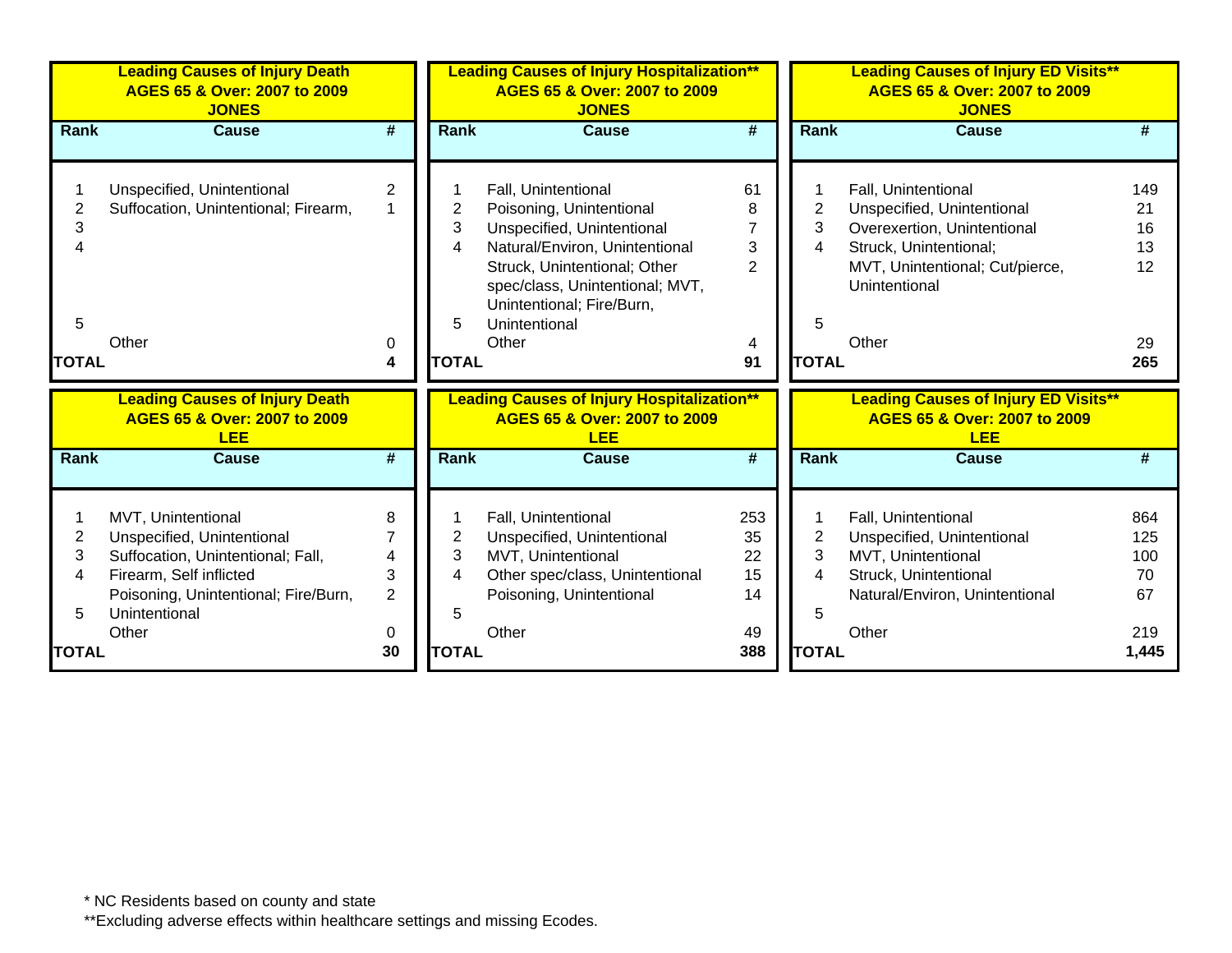**Leading Causes of Injury Death**
**AGES 65 & Over: 2007 to 2009**
**JONES**

| Rank | Cause | # |
|---|---|---|
| 1 | Unspecified, Unintentional | 2 |
| 2 | Suffocation, Unintentional; Firearm, | 1 |
| 3 | | |
| 4 | | |
| 5 | | |
| | Other | 0 |
| **TOTAL** | | **4** |

**Leading Causes of Injury Hospitalization****
**AGES 65 & Over: 2007 to 2009**
**JONES**

| Rank | Cause | # |
|---|---|---|
| 1 | Fall, Unintentional | 61 |
| 2 | Poisoning, Unintentional | 8 |
| 3 | Unspecified, Unintentional | 7 |
| 4 | Natural/Environ, Unintentional | 3 |
| 5 | Struck, Unintentional; Other spec/class, Unintentional; MVT, Unintentional; Fire/Burn, Unintentional | 2 |
| | Other | 4 |
| **TOTAL** | | **91** |

**Leading Causes of Injury ED Visits****
**AGES 65 & Over: 2007 to 2009**
**JONES**

| Rank | Cause | # |
|---|---|---|
| 1 | Fall, Unintentional | 149 |
| 2 | Unspecified, Unintentional | 21 |
| 3 | Overexertion, Unintentional | 16 |
| 4 | Struck, Unintentional; | 13 |
| 5 | MVT, Unintentional; Cut/pierce, Unintentional | 12 |
| | Other | 29 |
| **TOTAL** | | **265** |

**Leading Causes of Injury Death**
**AGES 65 & Over: 2007 to 2009**
**LEE**

| Rank | Cause | # |
|---|---|---|
| 1 | MVT, Unintentional | 8 |
| 2 | Unspecified, Unintentional | 7 |
| 3 | Suffocation, Unintentional; Fall, | 4 |
| 4 | Firearm, Self inflicted | 3 |
| 5 | Poisoning, Unintentional; Fire/Burn, Unintentional | 2 |
| | Other | 0 |
| **TOTAL** | | **30** |

**Leading Causes of Injury Hospitalization****
**AGES 65 & Over: 2007 to 2009**
**LEE**

| Rank | Cause | # |
|---|---|---|
| 1 | Fall, Unintentional | 253 |
| 2 | Unspecified, Unintentional | 35 |
| 3 | MVT, Unintentional | 22 |
| 4 | Other spec/class, Unintentional | 15 |
| 5 | Poisoning, Unintentional | 14 |
| | Other | 49 |
| **TOTAL** | | **388** |

**Leading Causes of Injury ED Visits****
**AGES 65 & Over: 2007 to 2009**
**LEE**

| Rank | Cause | # |
|---|---|---|
| 1 | Fall, Unintentional | 864 |
| 2 | Unspecified, Unintentional | 125 |
| 3 | MVT, Unintentional | 100 |
| 4 | Struck, Unintentional | 70 |
| 5 | Natural/Environ, Unintentional | 67 |
| | Other | 219 |
| **TOTAL** | | **1,445** |

* NC Residents based on county and state

**Excluding adverse effects within healthcare settings and missing Ecodes.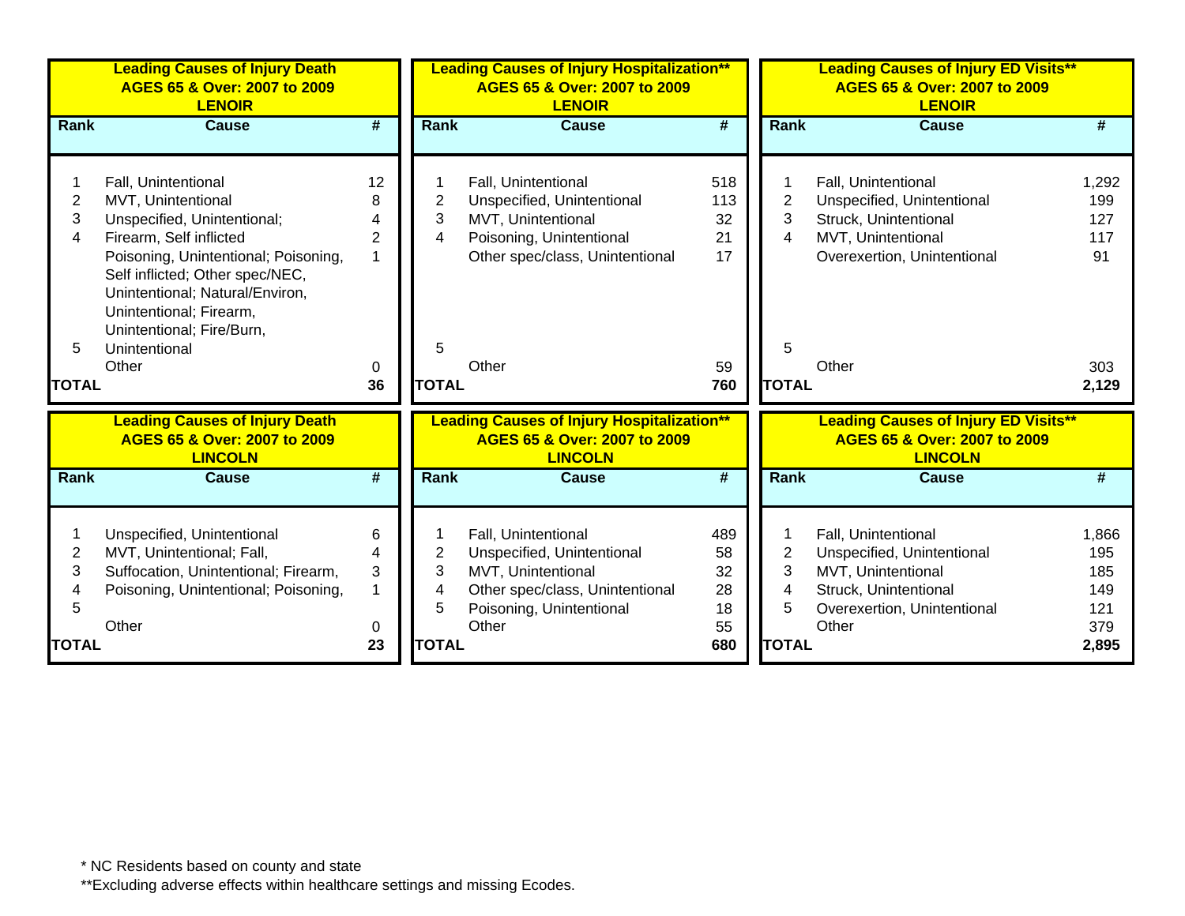**Leading Causes of Injury Death**
**AGES 65 & Over: 2007 to 2009**
**LENOIR**

| Rank | Cause | # |
|---|---|---|
| 1 | Fall, Unintentional | 12 |
| 2 | MVT, Unintentional | 8 |
| 3 | Unspecified, Unintentional; | 4 |
| 4 | Firearm, Self inflicted | 2 |
| 5 | Poisoning, Unintentional; Poisoning, Self inflicted; Other spec/NEC, Unintentional; Natural/Environ, Unintentional; Firearm, Unintentional; Fire/Burn, Unintentional | 1 |
| | Other | 0 |
| **TOTAL** | | **36** |

**Leading Causes of Injury Hospitalization****
**AGES 65 & Over: 2007 to 2009**
**LENOIR**

| Rank | Cause | # |
|---|---|---|
| 1 | Fall, Unintentional | 518 |
| 2 | Unspecified, Unintentional | 113 |
| 3 | MVT, Unintentional | 32 |
| 4 | Poisoning, Unintentional | 21 |
| 5 | Other spec/class, Unintentional | 17 |
| | Other | 59 |
| **TOTAL** | | **760** |

**Leading Causes of Injury ED Visits****
**AGES 65 & Over: 2007 to 2009**
**LENOIR**

| Rank | Cause | # |
|---|---|---|
| 1 | Fall, Unintentional | 1,292 |
| 2 | Unspecified, Unintentional | 199 |
| 3 | Struck, Unintentional | 127 |
| 4 | MVT, Unintentional | 117 |
| 5 | Overexertion, Unintentional | 91 |
| | Other | 303 |
| **TOTAL** | | **2,129** |

**Leading Causes of Injury Death**
**AGES 65 & Over: 2007 to 2009**
**LINCOLN**

| Rank | Cause | # |
|---|---|---|
| 1 | Unspecified, Unintentional | 6 |
| 2 | MVT, Unintentional; Fall, | 4 |
| 3 | Suffocation, Unintentional; Firearm, | 3 |
| 4 | Poisoning, Unintentional; Poisoning, | 1 |
| 5 | | |
| | Other | 0 |
| **TOTAL** | | **23** |

**Leading Causes of Injury Hospitalization****
**AGES 65 & Over: 2007 to 2009**
**LINCOLN**

| Rank | Cause | # |
|---|---|---|
| 1 | Fall, Unintentional | 489 |
| 2 | Unspecified, Unintentional | 58 |
| 3 | MVT, Unintentional | 32 |
| 4 | Other spec/class, Unintentional | 28 |
| 5 | Poisoning, Unintentional | 18 |
| | Other | 55 |
| **TOTAL** | | **680** |

**Leading Causes of Injury ED Visits****
**AGES 65 & Over: 2007 to 2009**
**LINCOLN**

| Rank | Cause | # |
|---|---|---|
| 1 | Fall, Unintentional | 1,866 |
| 2 | Unspecified, Unintentional | 195 |
| 3 | MVT, Unintentional | 185 |
| 4 | Struck, Unintentional | 149 |
| 5 | Overexertion, Unintentional | 121 |
| | Other | 379 |
| **TOTAL** | | **2,895** |

* NC Residents based on county and state

**Excluding adverse effects within healthcare settings and missing Ecodes.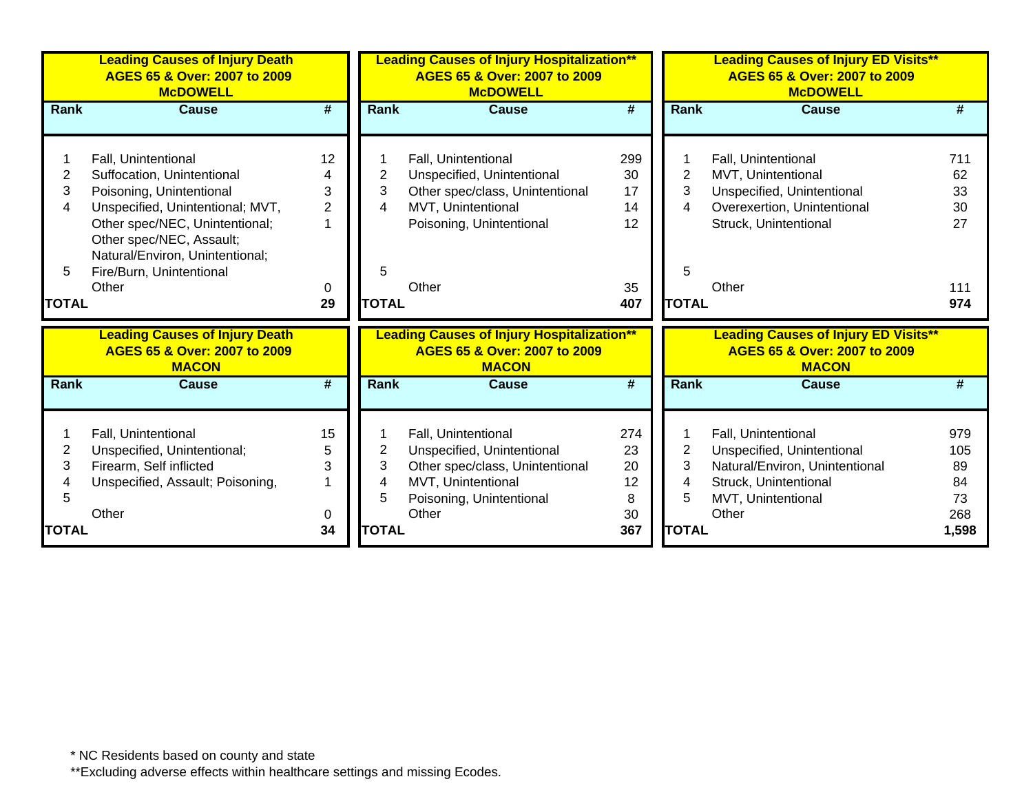### Leading Causes of Injury Death AGES 65 & Over: 2007 to 2009 McDOWELL

| Rank | Cause | # |
|---|---|---|
| 1 | Fall, Unintentional | 12 |
| 2 | Suffocation, Unintentional | 4 |
| 3 | Poisoning, Unintentional | 3 |
| 4 | Unspecified, Unintentional; MVT, | 2 |
| | Other spec/NEC, Unintentional; Other spec/NEC, Assault; Natural/Environ, Unintentional; | 1 |
| 5 | Fire/Burn, Unintentional | |
| | Other | 0 |
| **TOTAL** | | **29** |

### Leading Causes of Injury Hospitalization** AGES 65 & Over: 2007 to 2009 McDOWELL

| Rank | Cause | # |
|---|---|---|
| 1 | Fall, Unintentional | 299 |
| 2 | Unspecified, Unintentional | 30 |
| 3 | Other spec/class, Unintentional | 17 |
| 4 | MVT, Unintentional | 14 |
| | Poisoning, Unintentional | 12 |
| 5 | | |
| | Other | 35 |
| **TOTAL** | | **407** |

### Leading Causes of Injury ED Visits** AGES 65 & Over: 2007 to 2009 McDOWELL

| Rank | Cause | # |
|---|---|---|
| 1 | Fall, Unintentional | 711 |
| 2 | MVT, Unintentional | 62 |
| 3 | Unspecified, Unintentional | 33 |
| 4 | Overexertion, Unintentional | 30 |
| | Struck, Unintentional | 27 |
| 5 | | |
| | Other | 111 |
| **TOTAL** | | **974** |

### Leading Causes of Injury Death AGES 65 & Over: 2007 to 2009 MACON

| Rank | Cause | # |
|---|---|---|
| 1 | Fall, Unintentional | 15 |
| 2 | Unspecified, Unintentional; | 5 |
| 3 | Firearm, Self inflicted | 3 |
| 4 | Unspecified, Assault; Poisoning, | 1 |
| 5 | | |
| | Other | 0 |
| **TOTAL** | | **34** |

### Leading Causes of Injury Hospitalization** AGES 65 & Over: 2007 to 2009 MACON

| Rank | Cause | # |
|---|---|---|
| 1 | Fall, Unintentional | 274 |
| 2 | Unspecified, Unintentional | 23 |
| 3 | Other spec/class, Unintentional | 20 |
| 4 | MVT, Unintentional | 12 |
| 5 | Poisoning, Unintentional | 8 |
| | Other | 30 |
| **TOTAL** | | **367** |

### Leading Causes of Injury ED Visits** AGES 65 & Over: 2007 to 2009 MACON

| Rank | Cause | # |
|---|---|---|
| 1 | Fall, Unintentional | 979 |
| 2 | Unspecified, Unintentional | 105 |
| 3 | Natural/Environ, Unintentional | 89 |
| 4 | Struck, Unintentional | 84 |
| 5 | MVT, Unintentional | 73 |
| | Other | 268 |
| **TOTAL** | | **1,598** |

* NC Residents based on county and state

**Excluding adverse effects within healthcare settings and missing Ecodes.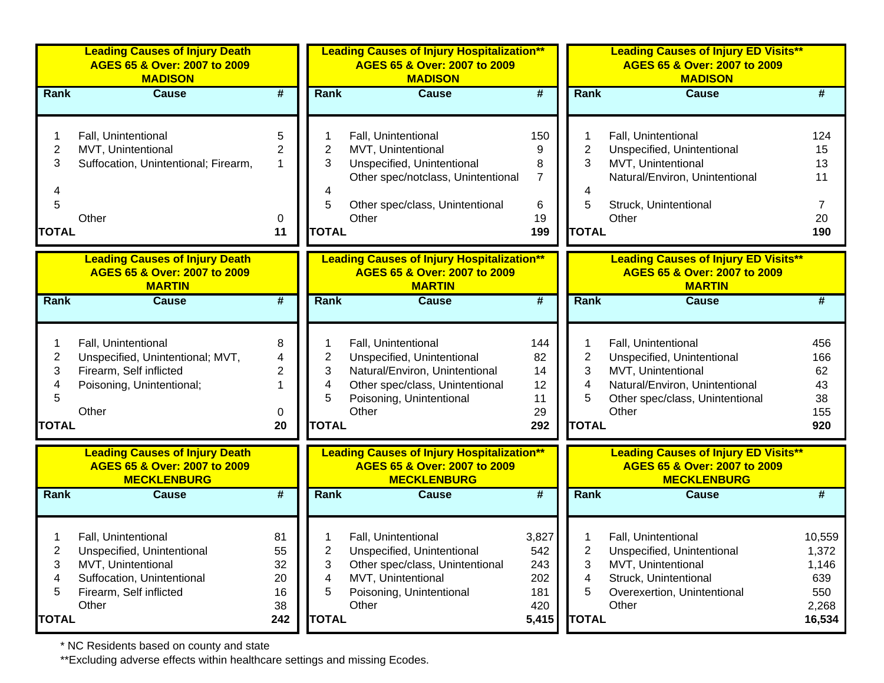## Leading Causes of Injury Death AGES 65 & Over: 2007 to 2009 MADISON

| Rank | Cause | # |
|---|---|---|
| 1 | Fall, Unintentional | 5 |
| 2 | MVT, Unintentional | 2 |
| 3 | Suffocation, Unintentional; Firearm, | 1 |
| 4 | | |
| 5 | | |
| | Other | 0 |
| **TOTAL** | | **11** |

## Leading Causes of Injury Hospitalization** AGES 65 & Over: 2007 to 2009 MADISON

| Rank | Cause | # |
|---|---|---|
| 1 | Fall, Unintentional | 150 |
| 2 | MVT, Unintentional | 9 |
| 3 | Unspecified, Unintentional | 8 |
| | Other spec/notclass, Unintentional | 7 |
| 4 | | |
| 5 | Other spec/class, Unintentional | 6 |
| | Other | 19 |
| **TOTAL** | | **199** |

## Leading Causes of Injury ED Visits** AGES 65 & Over: 2007 to 2009 MADISON

| Rank | Cause | # |
|---|---|---|
| 1 | Fall, Unintentional | 124 |
| 2 | Unspecified, Unintentional | 15 |
| 3 | MVT, Unintentional | 13 |
| | Natural/Environ, Unintentional | 11 |
| 4 | | |
| 5 | Struck, Unintentional | 7 |
| | Other | 20 |
| **TOTAL** | | **190** |

## Leading Causes of Injury Death AGES 65 & Over: 2007 to 2009 MARTIN

| Rank | Cause | # |
|---|---|---|
| 1 | Fall, Unintentional | 8 |
| 2 | Unspecified, Unintentional; MVT, | 4 |
| 3 | Firearm, Self inflicted | 2 |
| 4 | Poisoning, Unintentional; | 1 |
| 5 | | |
| | Other | 0 |
| **TOTAL** | | **20** |

## Leading Causes of Injury Hospitalization** AGES 65 & Over: 2007 to 2009 MARTIN

| Rank | Cause | # |
|---|---|---|
| 1 | Fall, Unintentional | 144 |
| 2 | Unspecified, Unintentional | 82 |
| 3 | Natural/Environ, Unintentional | 14 |
| 4 | Other spec/class, Unintentional | 12 |
| 5 | Poisoning, Unintentional | 11 |
| | Other | 29 |
| **TOTAL** | | **292** |

## Leading Causes of Injury ED Visits** AGES 65 & Over: 2007 to 2009 MARTIN

| Rank | Cause | # |
|---|---|---|
| 1 | Fall, Unintentional | 456 |
| 2 | Unspecified, Unintentional | 166 |
| 3 | MVT, Unintentional | 62 |
| 4 | Natural/Environ, Unintentional | 43 |
| 5 | Other spec/class, Unintentional | 38 |
| | Other | 155 |
| **TOTAL** | | **920** |

## Leading Causes of Injury Death AGES 65 & Over: 2007 to 2009 MECKLENBURG

| Rank | Cause | # |
|---|---|---|
| 1 | Fall, Unintentional | 81 |
| 2 | Unspecified, Unintentional | 55 |
| 3 | MVT, Unintentional | 32 |
| 4 | Suffocation, Unintentional | 20 |
| 5 | Firearm, Self inflicted | 16 |
| | Other | 38 |
| **TOTAL** | | **242** |

## Leading Causes of Injury Hospitalization** AGES 65 & Over: 2007 to 2009 MECKLENBURG

| Rank | Cause | # |
|---|---|---|
| 1 | Fall, Unintentional | 3,827 |
| 2 | Unspecified, Unintentional | 542 |
| 3 | Other spec/class, Unintentional | 243 |
| 4 | MVT, Unintentional | 202 |
| 5 | Poisoning, Unintentional | 181 |
| | Other | 420 |
| **TOTAL** | | **5,415** |

## Leading Causes of Injury ED Visits** AGES 65 & Over: 2007 to 2009 MECKLENBURG

| Rank | Cause | # |
|---|---|---|
| 1 | Fall, Unintentional | 10,559 |
| 2 | Unspecified, Unintentional | 1,372 |
| 3 | MVT, Unintentional | 1,146 |
| 4 | Struck, Unintentional | 639 |
| 5 | Overexertion, Unintentional | 550 |
| | Other | 2,268 |
| **TOTAL** | | **16,534** |

* NC Residents based on county and state

**Excluding adverse effects within healthcare settings and missing Ecodes.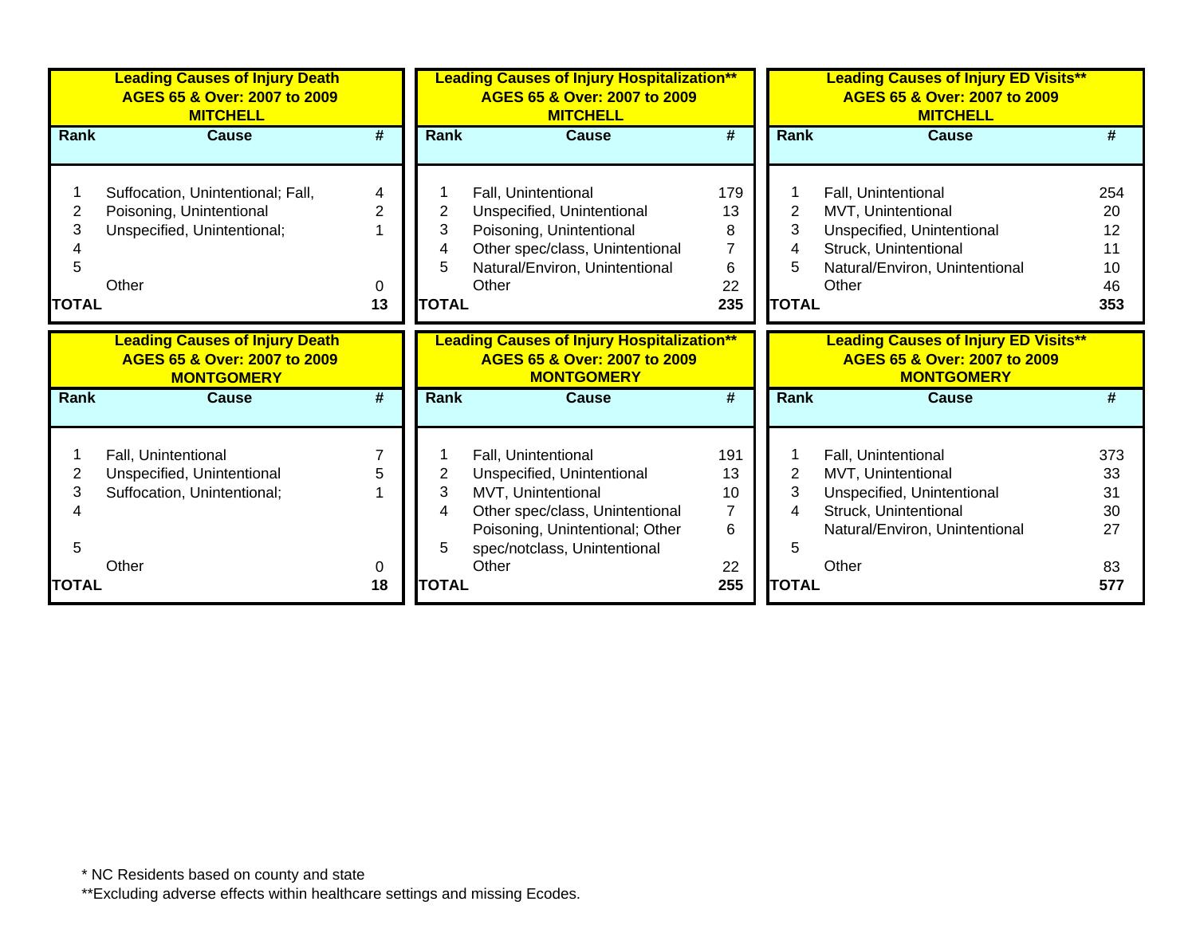**Leading Causes of Injury Death**
**AGES 65 & Over: 2007 to 2009**
**MITCHELL**

| Rank | Cause | # |
|---|---|---|
| 1 | Suffocation, Unintentional; Fall, | 4 |
| 2 | Poisoning, Unintentional | 2 |
| 3 | Unspecified, Unintentional; | 1 |
| 4 | | |
| 5 | | |
| | Other | 0 |
| **TOTAL** | | **13** |

**Leading Causes of Injury Hospitalization****
**AGES 65 & Over: 2007 to 2009**
**MITCHELL**

| Rank | Cause | # |
|---|---|---|
| 1 | Fall, Unintentional | 179 |
| 2 | Unspecified, Unintentional | 13 |
| 3 | Poisoning, Unintentional | 8 |
| 4 | Other spec/class, Unintentional | 7 |
| 5 | Natural/Environ, Unintentional | 6 |
| | Other | 22 |
| **TOTAL** | | **235** |

**Leading Causes of Injury ED Visits****
**AGES 65 & Over: 2007 to 2009**
**MITCHELL**

| Rank | Cause | # |
|---|---|---|
| 1 | Fall, Unintentional | 254 |
| 2 | MVT, Unintentional | 20 |
| 3 | Unspecified, Unintentional | 12 |
| 4 | Struck, Unintentional | 11 |
| 5 | Natural/Environ, Unintentional | 10 |
| | Other | 46 |
| **TOTAL** | | **353** |

**Leading Causes of Injury Death**
**AGES 65 & Over: 2007 to 2009**
**MONTGOMERY**

| Rank | Cause | # |
|---|---|---|
| 1 | Fall, Unintentional | 7 |
| 2 | Unspecified, Unintentional | 5 |
| 3 | Suffocation, Unintentional; | 1 |
| 4 | | |
| 5 | | |
| | Other | 0 |
| **TOTAL** | | **18** |

**Leading Causes of Injury Hospitalization****
**AGES 65 & Over: 2007 to 2009**
**MONTGOMERY**

| Rank | Cause | # |
|---|---|---|
| 1 | Fall, Unintentional | 191 |
| 2 | Unspecified, Unintentional | 13 |
| 3 | MVT, Unintentional | 10 |
| 4 | Other spec/class, Unintentional | 7 |
| 5 | Poisoning, Unintentional; Other spec/notclass, Unintentional | 6 |
| | Other | 22 |
| **TOTAL** | | **255** |

**Leading Causes of Injury ED Visits****
**AGES 65 & Over: 2007 to 2009**
**MONTGOMERY**

| Rank | Cause | # |
|---|---|---|
| 1 | Fall, Unintentional | 373 |
| 2 | MVT, Unintentional | 33 |
| 3 | Unspecified, Unintentional | 31 |
| 4 | Struck, Unintentional | 30 |
| 5 | Natural/Environ, Unintentional | 27 |
| | Other | 83 |
| **TOTAL** | | **577** |

* NC Residents based on county and state

**Excluding adverse effects within healthcare settings and missing Ecodes.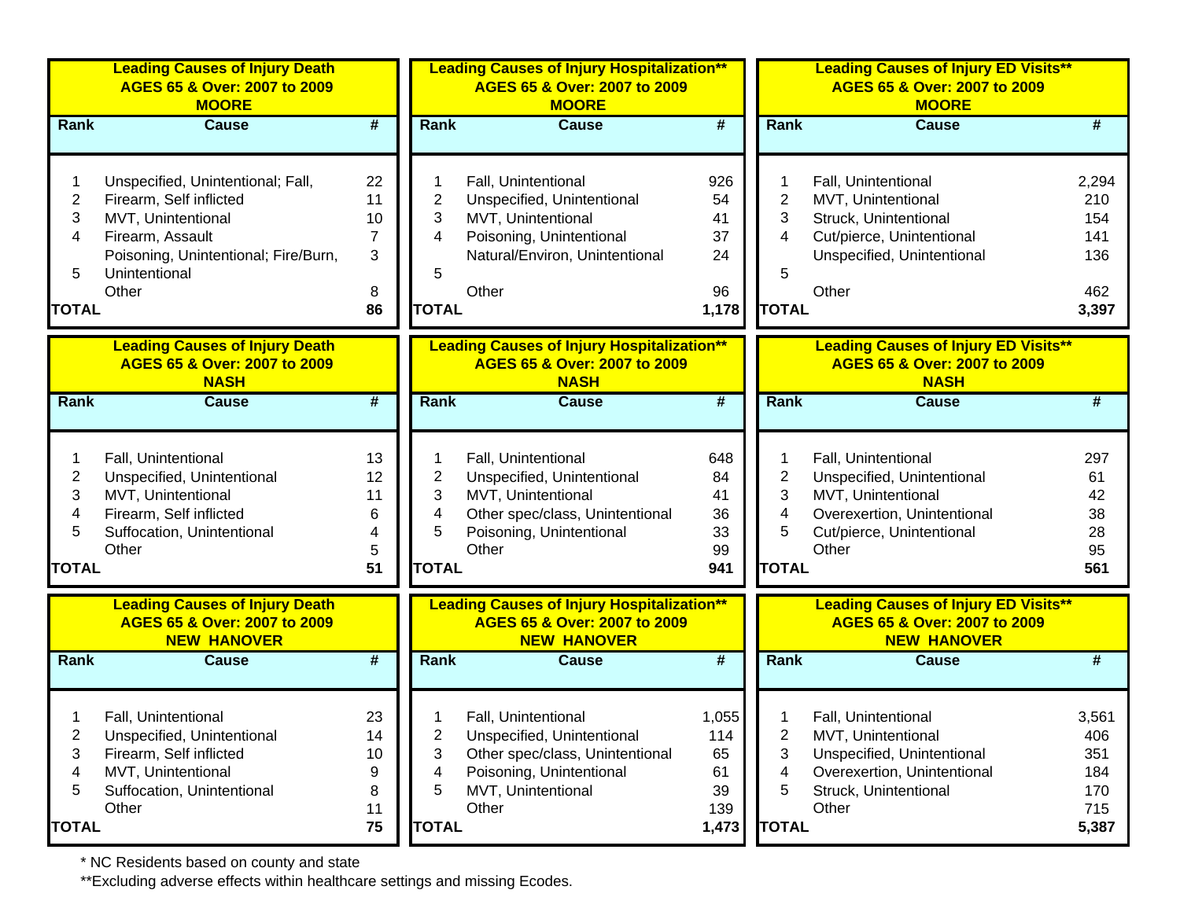### Leading Causes of Injury Death AGES 65 & Over: 2007 to 2009 MOORE

| Rank | Cause | # |
|---|---|---|
| 1 | Unspecified, Unintentional; Fall, | 22 |
| 2 | Firearm, Self inflicted | 11 |
| 3 | MVT, Unintentional | 10 |
| 4 | Firearm, Assault | 7 |
| 5 | Poisoning, Unintentional; Fire/Burn, Unintentional | 3 |
| | Other | 8 |
| **TOTAL** | | **86** |

### Leading Causes of Injury Hospitalization** AGES 65 & Over: 2007 to 2009 MOORE

| Rank | Cause | # |
|---|---|---|
| 1 | Fall, Unintentional | 926 |
| 2 | Unspecified, Unintentional | 54 |
| 3 | MVT, Unintentional | 41 |
| 4 | Poisoning, Unintentional | 37 |
| 5 | Natural/Environ, Unintentional | 24 |
| | Other | 96 |
| **TOTAL** | | **1,178** |

### Leading Causes of Injury ED Visits** AGES 65 & Over: 2007 to 2009 MOORE

| Rank | Cause | # |
|---|---|---|
| 1 | Fall, Unintentional | 2,294 |
| 2 | MVT, Unintentional | 210 |
| 3 | Struck, Unintentional | 154 |
| 4 | Cut/pierce, Unintentional | 141 |
| 5 | Unspecified, Unintentional | 136 |
| | Other | 462 |
| **TOTAL** | | **3,397** |

### Leading Causes of Injury Death AGES 65 & Over: 2007 to 2009 NASH

| Rank | Cause | # |
|---|---|---|
| 1 | Fall, Unintentional | 13 |
| 2 | Unspecified, Unintentional | 12 |
| 3 | MVT, Unintentional | 11 |
| 4 | Firearm, Self inflicted | 6 |
| 5 | Suffocation, Unintentional | 4 |
| | Other | 5 |
| **TOTAL** | | **51** |

### Leading Causes of Injury Hospitalization** AGES 65 & Over: 2007 to 2009 NASH

| Rank | Cause | # |
|---|---|---|
| 1 | Fall, Unintentional | 648 |
| 2 | Unspecified, Unintentional | 84 |
| 3 | MVT, Unintentional | 41 |
| 4 | Other spec/class, Unintentional | 36 |
| 5 | Poisoning, Unintentional | 33 |
| | Other | 99 |
| **TOTAL** | | **941** |

### Leading Causes of Injury ED Visits** AGES 65 & Over: 2007 to 2009 NASH

| Rank | Cause | # |
|---|---|---|
| 1 | Fall, Unintentional | 297 |
| 2 | Unspecified, Unintentional | 61 |
| 3 | MVT, Unintentional | 42 |
| 4 | Overexertion, Unintentional | 38 |
| 5 | Cut/pierce, Unintentional | 28 |
| | Other | 95 |
| **TOTAL** | | **561** |

### Leading Causes of Injury Death AGES 65 & Over: 2007 to 2009 NEW HANOVER

| Rank | Cause | # |
|---|---|---|
| 1 | Fall, Unintentional | 23 |
| 2 | Unspecified, Unintentional | 14 |
| 3 | Firearm, Self inflicted | 10 |
| 4 | MVT, Unintentional | 9 |
| 5 | Suffocation, Unintentional | 8 |
| | Other | 11 |
| **TOTAL** | | **75** |

### Leading Causes of Injury Hospitalization** AGES 65 & Over: 2007 to 2009 NEW HANOVER

| Rank | Cause | # |
|---|---|---|
| 1 | Fall, Unintentional | 1,055 |
| 2 | Unspecified, Unintentional | 114 |
| 3 | Other spec/class, Unintentional | 65 |
| 4 | Poisoning, Unintentional | 61 |
| 5 | MVT, Unintentional | 39 |
| | Other | 139 |
| **TOTAL** | | **1,473** |

### Leading Causes of Injury ED Visits** AGES 65 & Over: 2007 to 2009 NEW HANOVER

| Rank | Cause | # |
|---|---|---|
| 1 | Fall, Unintentional | 3,561 |
| 2 | MVT, Unintentional | 406 |
| 3 | Unspecified, Unintentional | 351 |
| 4 | Overexertion, Unintentional | 184 |
| 5 | Struck, Unintentional | 170 |
| | Other | 715 |
| **TOTAL** | | **5,387** |

* NC Residents based on county and state

**Excluding adverse effects within healthcare settings and missing Ecodes.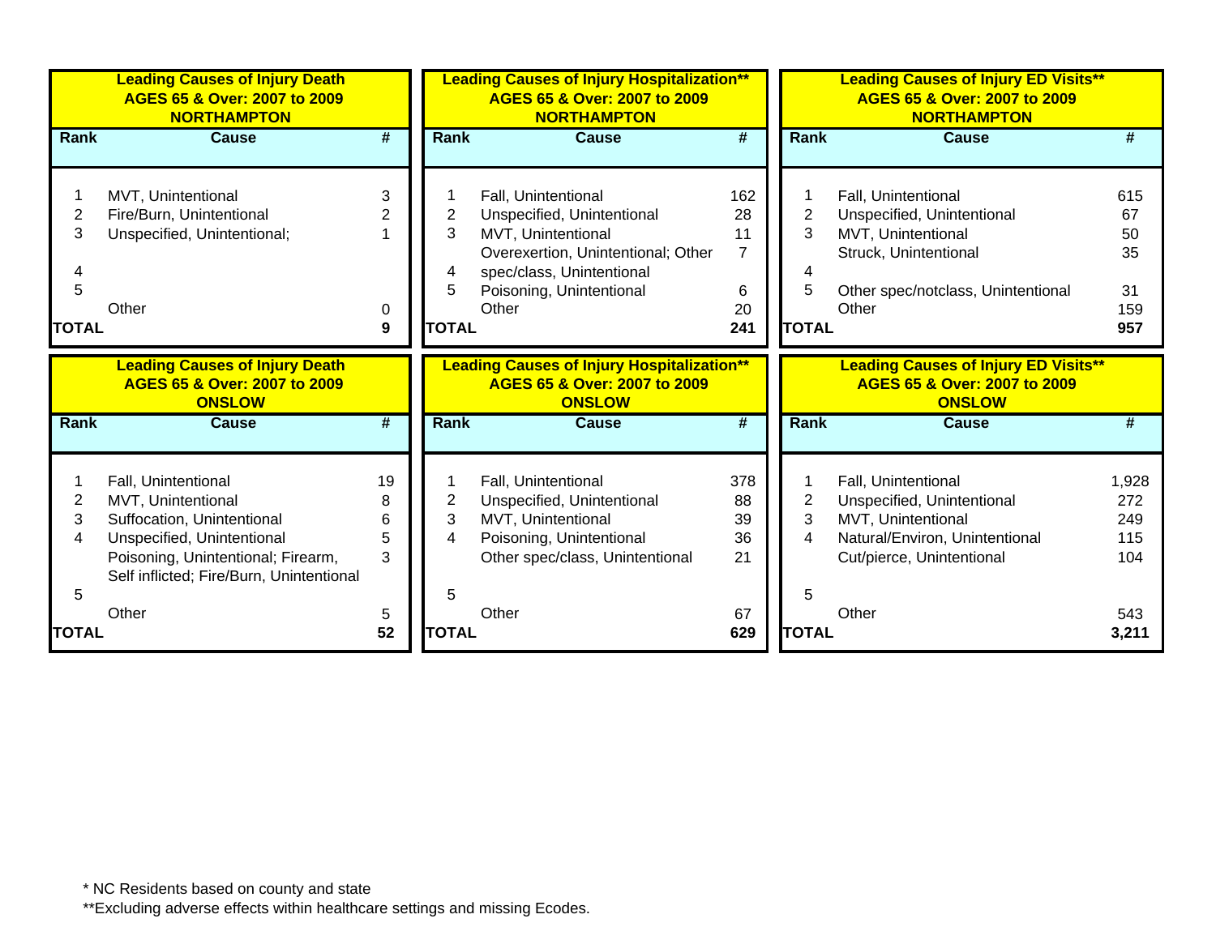**Leading Causes of Injury Death**
**AGES 65 & Over: 2007 to 2009**
**NORTHAMPTON**

| Rank | Cause | # |
|---|---|---|
| 1 | MVT, Unintentional | 3 |
| 2 | Fire/Burn, Unintentional | 2 |
| 3 | Unspecified, Unintentional; | 1 |
| 4 | | |
| 5 | | |
| | Other | 0 |
| **TOTAL** | | **9** |

**Leading Causes of Injury Hospitalization****
**AGES 65 & Over: 2007 to 2009**
**NORTHAMPTON**

| Rank | Cause | # |
|---|---|---|
| 1 | Fall, Unintentional | 162 |
| 2 | Unspecified, Unintentional | 28 |
| 3 | MVT, Unintentional | 11 |
| 4 | Overexertion, Unintentional; Other spec/class, Unintentional | 7 |
| 5 | Poisoning, Unintentional | 6 |
| | Other | 20 |
| **TOTAL** | | **241** |

**Leading Causes of Injury ED Visits****
**AGES 65 & Over: 2007 to 2009**
**NORTHAMPTON**

| Rank | Cause | # |
|---|---|---|
| 1 | Fall, Unintentional | 615 |
| 2 | Unspecified, Unintentional | 67 |
| 3 | MVT, Unintentional | 50 |
| | Struck, Unintentional | 35 |
| 4 | | |
| 5 | Other spec/notclass, Unintentional | 31 |
| | Other | 159 |
| **TOTAL** | | **957** |

**Leading Causes of Injury Death**
**AGES 65 & Over: 2007 to 2009**
**ONSLOW**

| Rank | Cause | # |
|---|---|---|
| 1 | Fall, Unintentional | 19 |
| 2 | MVT, Unintentional | 8 |
| 3 | Suffocation, Unintentional | 6 |
| 4 | Unspecified, Unintentional | 5 |
| | Poisoning, Unintentional; Firearm, Self inflicted; Fire/Burn, Unintentional | 3 |
| 5 | | |
| | Other | 5 |
| **TOTAL** | | **52** |

**Leading Causes of Injury Hospitalization****
**AGES 65 & Over: 2007 to 2009**
**ONSLOW**

| Rank | Cause | # |
|---|---|---|
| 1 | Fall, Unintentional | 378 |
| 2 | Unspecified, Unintentional | 88 |
| 3 | MVT, Unintentional | 39 |
| 4 | Poisoning, Unintentional | 36 |
| | Other spec/class, Unintentional | 21 |
| 5 | | |
| | Other | 67 |
| **TOTAL** | | **629** |

**Leading Causes of Injury ED Visits****
**AGES 65 & Over: 2007 to 2009**
**ONSLOW**

| Rank | Cause | # |
|---|---|---|
| 1 | Fall, Unintentional | 1,928 |
| 2 | Unspecified, Unintentional | 272 |
| 3 | MVT, Unintentional | 249 |
| 4 | Natural/Environ, Unintentional | 115 |
| | Cut/pierce, Unintentional | 104 |
| 5 | | |
| | Other | 543 |
| **TOTAL** | | **3,211** |

* NC Residents based on county and state

**Excluding adverse effects within healthcare settings and missing Ecodes.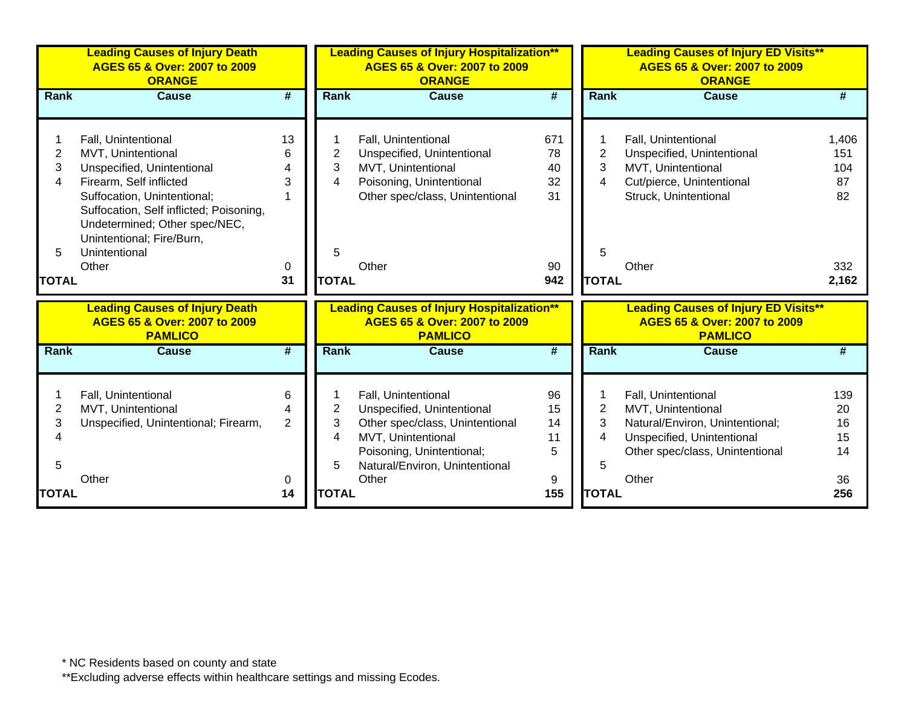**Leading Causes of Injury Death**
**AGES 65 & Over: 2007 to 2009**
**ORANGE**

| Rank | Cause | # |
|---|---|---|
| 1 | Fall, Unintentional | 13 |
| 2 | MVT, Unintentional | 6 |
| 3 | Unspecified, Unintentional | 4 |
| 4 | Firearm, Self inflicted | 3 |
| 5 | Suffocation, Unintentional; Suffocation, Self inflicted; Poisoning, Undetermined; Other spec/NEC, Unintentional; Fire/Burn, Unintentional | 1 |
| | Other | 0 |
| **TOTAL** | | **31** |

**Leading Causes of Injury Hospitalization****
**AGES 65 & Over: 2007 to 2009**
**ORANGE**

| Rank | Cause | # |
|---|---|---|
| 1 | Fall, Unintentional | 671 |
| 2 | Unspecified, Unintentional | 78 |
| 3 | MVT, Unintentional | 40 |
| 4 | Poisoning, Unintentional | 32 |
| 5 | Other spec/class, Unintentional | 31 |
| | Other | 90 |
| **TOTAL** | | **942** |

**Leading Causes of Injury ED Visits****
**AGES 65 & Over: 2007 to 2009**
**ORANGE**

| Rank | Cause | # |
|---|---|---|
| 1 | Fall, Unintentional | 1,406 |
| 2 | Unspecified, Unintentional | 151 |
| 3 | MVT, Unintentional | 104 |
| 4 | Cut/pierce, Unintentional | 87 |
| 5 | Struck, Unintentional | 82 |
| | Other | 332 |
| **TOTAL** | | **2,162** |

**Leading Causes of Injury Death**
**AGES 65 & Over: 2007 to 2009**
**PAMLICO**

| Rank | Cause | # |
|---|---|---|
| 1 | Fall, Unintentional | 6 |
| 2 | MVT, Unintentional | 4 |
| 3 | Unspecified, Unintentional; Firearm, | 2 |
| 4 | | |
| 5 | | |
| | Other | 0 |
| **TOTAL** | | **14** |

**Leading Causes of Injury Hospitalization****
**AGES 65 & Over: 2007 to 2009**
**PAMLICO**

| Rank | Cause | # |
|---|---|---|
| 1 | Fall, Unintentional | 96 |
| 2 | Unspecified, Unintentional | 15 |
| 3 | Other spec/class, Unintentional | 14 |
| 4 | MVT, Unintentional | 11 |
| 5 | Poisoning, Unintentional; Natural/Environ, Unintentional | 5 |
| | Other | 9 |
| **TOTAL** | | **155** |

**Leading Causes of Injury ED Visits****
**AGES 65 & Over: 2007 to 2009**
**PAMLICO**

| Rank | Cause | # |
|---|---|---|
| 1 | Fall, Unintentional | 139 |
| 2 | MVT, Unintentional | 20 |
| 3 | Natural/Environ, Unintentional; | 16 |
| 4 | Unspecified, Unintentional | 15 |
| 5 | Other spec/class, Unintentional | 14 |
| | Other | 36 |
| **TOTAL** | | **256** |

* NC Residents based on county and state
**Excluding adverse effects within healthcare settings and missing Ecodes.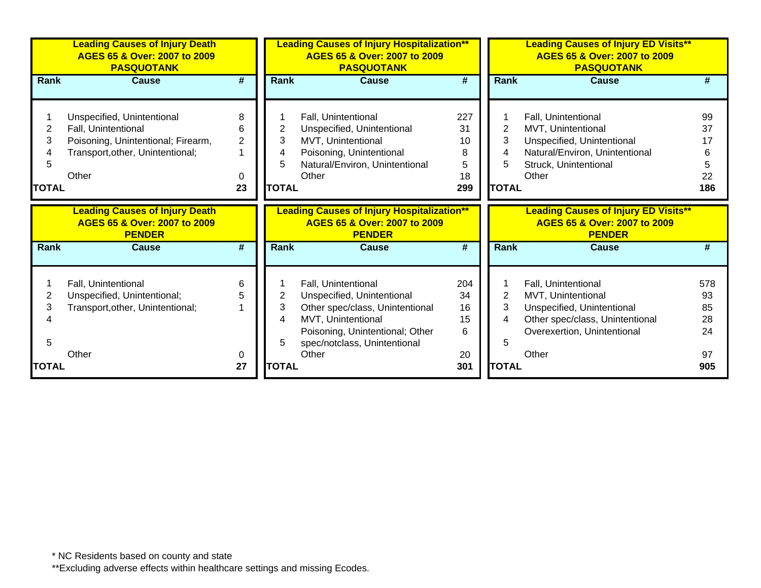**Leading Causes of Injury Death AGES 65 & Over: 2007 to 2009 PASQUOTANK**

| Rank | Cause | # |
|---|---|---|
| 1 | Unspecified, Unintentional | 8 |
| 2 | Fall, Unintentional | 6 |
| 3 | Poisoning, Unintentional; Firearm, | 2 |
| 4 | Transport,other, Unintentional; | 1 |
| 5 | | |
| | Other | 0 |
| TOTAL | | 23 |

**Leading Causes of Injury Hospitalization** AGES 65 & Over: 2007 to 2009 PASQUOTANK**

| Rank | Cause | # |
|---|---|---|
| 1 | Fall, Unintentional | 227 |
| 2 | Unspecified, Unintentional | 31 |
| 3 | MVT, Unintentional | 10 |
| 4 | Poisoning, Unintentional | 8 |
| 5 | Natural/Environ, Unintentional | 5 |
| | Other | 18 |
| TOTAL | | 299 |

**Leading Causes of Injury ED Visits** AGES 65 & Over: 2007 to 2009 PASQUOTANK**

| Rank | Cause | # |
|---|---|---|
| 1 | Fall, Unintentional | 99 |
| 2 | MVT, Unintentional | 37 |
| 3 | Unspecified, Unintentional | 17 |
| 4 | Natural/Environ, Unintentional | 6 |
| 5 | Struck, Unintentional | 5 |
| | Other | 22 |
| TOTAL | | 186 |

**Leading Causes of Injury Death AGES 65 & Over: 2007 to 2009 PENDER**

| Rank | Cause | # |
|---|---|---|
| 1 | Fall, Unintentional | 6 |
| 2 | Unspecified, Unintentional; | 5 |
| 3 | Transport,other, Unintentional; | 1 |
| 4 | | |
| 5 | | |
| | Other | 0 |
| TOTAL | | 27 |

**Leading Causes of Injury Hospitalization** AGES 65 & Over: 2007 to 2009 PENDER**

| Rank | Cause | # |
|---|---|---|
| 1 | Fall, Unintentional | 204 |
| 2 | Unspecified, Unintentional | 34 |
| 3 | Other spec/class, Unintentional | 16 |
| 4 | MVT, Unintentional | 15 |
| 5 | Poisoning, Unintentional; Other spec/notclass, Unintentional | 6 |
| | Other | 20 |
| TOTAL | | 301 |

**Leading Causes of Injury ED Visits** AGES 65 & Over: 2007 to 2009 PENDER**

| Rank | Cause | # |
|---|---|---|
| 1 | Fall, Unintentional | 578 |
| 2 | MVT, Unintentional | 93 |
| 3 | Unspecified, Unintentional | 85 |
| 4 | Other spec/class, Unintentional | 28 |
| | Overexertion, Unintentional | 24 |
| 5 | | |
| | Other | 97 |
| TOTAL | | 905 |

* NC Residents based on county and state

**Excluding adverse effects within healthcare settings and missing Ecodes.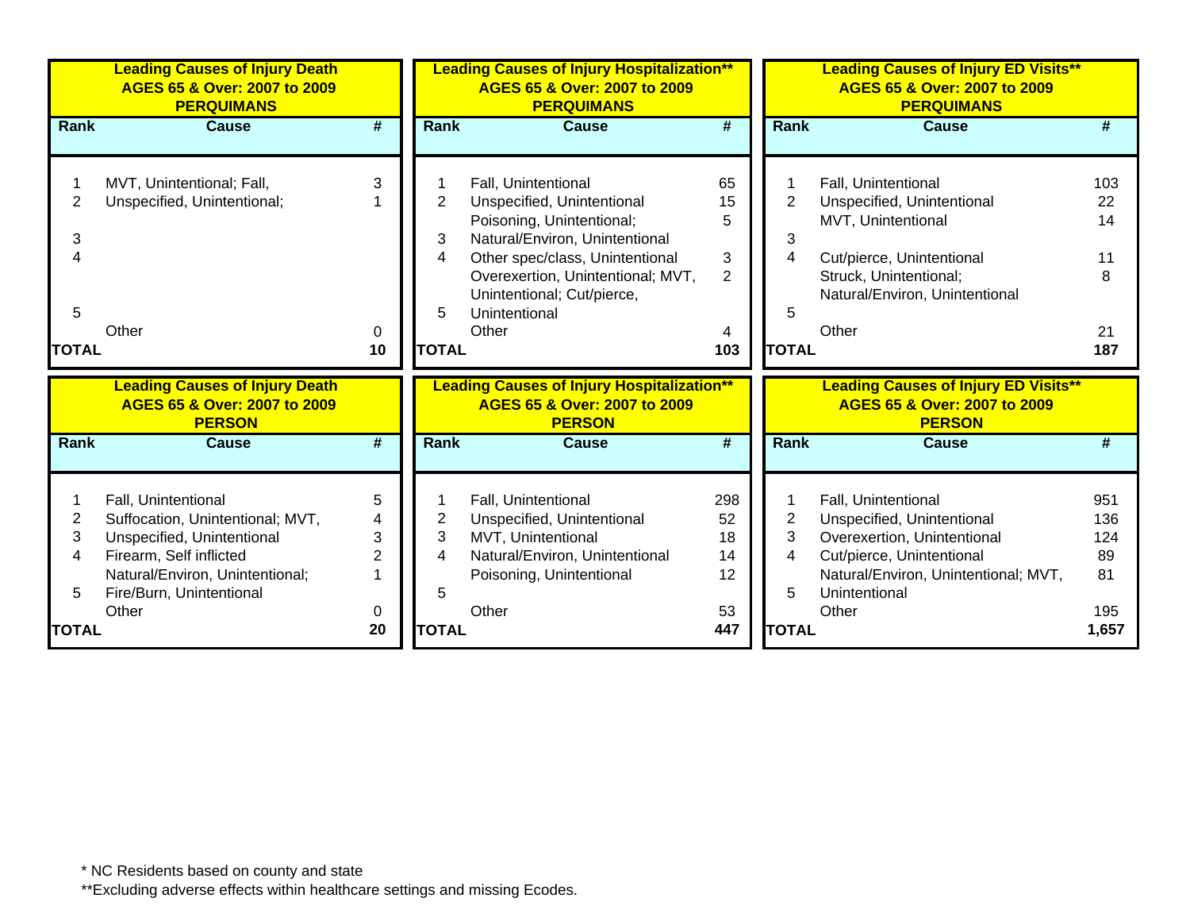**Leading Causes of Injury Death**
**AGES 65 & Over: 2007 to 2009**
**PERQUIMANS**

| Rank | Cause | # |
|---|---|---|
| 1 | MVT, Unintentional; Fall, | 3 |
| 2 | Unspecified, Unintentional; | 1 |
| 3 | | |
| 4 | | |
| 5 | | |
| | Other | 0 |
| **TOTAL** | | **10** |

**Leading Causes of Injury Hospitalization****
**AGES 65 & Over: 2007 to 2009**
**PERQUIMANS**

| Rank | Cause | # |
|---|---|---|
| 1 | Fall, Unintentional | 65 |
| 2 | Unspecified, Unintentional | 15 |
| | Poisoning, Unintentional; | 5 |
| 3 | Natural/Environ, Unintentional | |
| 4 | Other spec/class, Unintentional | 3 |
| | Overexertion, Unintentional; MVT, Unintentional; Cut/pierce, | 2 |
| 5 | Unintentional | |
| | Other | 4 |
| **TOTAL** | | **103** |

**Leading Causes of Injury ED Visits****
**AGES 65 & Over: 2007 to 2009**
**PERQUIMANS**

| Rank | Cause | # |
|---|---|---|
| 1 | Fall, Unintentional | 103 |
| 2 | Unspecified, Unintentional | 22 |
| | MVT, Unintentional | 14 |
| 3 | | |
| 4 | Cut/pierce, Unintentional | 11 |
| | Struck, Unintentional; Natural/Environ, Unintentional | 8 |
| 5 | | |
| | Other | 21 |
| **TOTAL** | | **187** |

**Leading Causes of Injury Death**
**AGES 65 & Over: 2007 to 2009**
**PERSON**

| Rank | Cause | # |
|---|---|---|
| 1 | Fall, Unintentional | 5 |
| 2 | Suffocation, Unintentional; MVT, | 4 |
| 3 | Unspecified, Unintentional | 3 |
| 4 | Firearm, Self inflicted | 2 |
| | Natural/Environ, Unintentional; | 1 |
| 5 | Fire/Burn, Unintentional | |
| | Other | 0 |
| **TOTAL** | | **20** |

**Leading Causes of Injury Hospitalization****
**AGES 65 & Over: 2007 to 2009**
**PERSON**

| Rank | Cause | # |
|---|---|---|
| 1 | Fall, Unintentional | 298 |
| 2 | Unspecified, Unintentional | 52 |
| 3 | MVT, Unintentional | 18 |
| 4 | Natural/Environ, Unintentional | 14 |
| | Poisoning, Unintentional | 12 |
| 5 | | |
| | Other | 53 |
| **TOTAL** | | **447** |

**Leading Causes of Injury ED Visits****
**AGES 65 & Over: 2007 to 2009**
**PERSON**

| Rank | Cause | # |
|---|---|---|
| 1 | Fall, Unintentional | 951 |
| 2 | Unspecified, Unintentional | 136 |
| 3 | Overexertion, Unintentional | 124 |
| 4 | Cut/pierce, Unintentional | 89 |
| | Natural/Environ, Unintentional; MVT, | 81 |
| 5 | Unintentional | |
| | Other | 195 |
| **TOTAL** | | **1,657** |

* NC Residents based on county and state

**Excluding adverse effects within healthcare settings and missing Ecodes.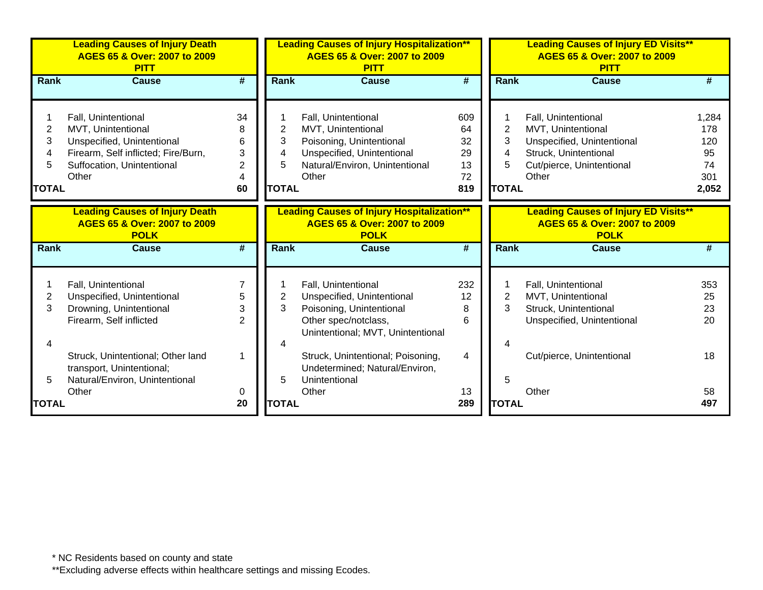**Leading Causes of Injury Death AGES 65 & Over: 2007 to 2009 PITT**

| Rank | Cause | # |
|---|---|---|
| 1 | Fall, Unintentional | 34 |
| 2 | MVT, Unintentional | 8 |
| 3 | Unspecified, Unintentional | 6 |
| 4 | Firearm, Self inflicted; Fire/Burn, | 3 |
| 5 | Suffocation, Unintentional | 2 |
| | Other | 4 |
| **TOTAL** | | **60** |

**Leading Causes of Injury Hospitalization** AGES 65 & Over: 2007 to 2009 PITT**

| Rank | Cause | # |
|---|---|---|
| 1 | Fall, Unintentional | 609 |
| 2 | MVT, Unintentional | 64 |
| 3 | Poisoning, Unintentional | 32 |
| 4 | Unspecified, Unintentional | 29 |
| 5 | Natural/Environ, Unintentional | 13 |
| | Other | 72 |
| **TOTAL** | | **819** |

**Leading Causes of Injury ED Visits** AGES 65 & Over: 2007 to 2009 PITT**

| Rank | Cause | # |
|---|---|---|
| 1 | Fall, Unintentional | 1,284 |
| 2 | MVT, Unintentional | 178 |
| 3 | Unspecified, Unintentional | 120 |
| 4 | Struck, Unintentional | 95 |
| 5 | Cut/pierce, Unintentional | 74 |
| | Other | 301 |
| **TOTAL** | | **2,052** |

**Leading Causes of Injury Death AGES 65 & Over: 2007 to 2009 POLK**

| Rank | Cause | # |
|---|---|---|
| 1 | Fall, Unintentional | 7 |
| 2 | Unspecified, Unintentional | 5 |
| 3 | Drowning, Unintentional | 3 |
| | Firearm, Self inflicted | 2 |
| 4 | | |
| | Struck, Unintentional; Other land transport, Unintentional; | 1 |
| 5 | Natural/Environ, Unintentional | |
| | Other | 0 |
| **TOTAL** | | **20** |

**Leading Causes of Injury Hospitalization** AGES 65 & Over: 2007 to 2009 POLK**

| Rank | Cause | # |
|---|---|---|
| 1 | Fall, Unintentional | 232 |
| 2 | Unspecified, Unintentional | 12 |
| 3 | Poisoning, Unintentional | 8 |
| | Other spec/notclass, Unintentional; MVT, Unintentional | 6 |
| 4 | | |
| | Struck, Unintentional; Poisoning, Undetermined; Natural/Environ, | 4 |
| 5 | Unintentional | |
| | Other | 13 |
| **TOTAL** | | **289** |

**Leading Causes of Injury ED Visits** AGES 65 & Over: 2007 to 2009 POLK**

| Rank | Cause | # |
|---|---|---|
| 1 | Fall, Unintentional | 353 |
| 2 | MVT, Unintentional | 25 |
| 3 | Struck, Unintentional | 23 |
| | Unspecified, Unintentional | 20 |
| 4 | | |
| | Cut/pierce, Unintentional | 18 |
| 5 | | |
| | Other | 58 |
| **TOTAL** | | **497** |

* NC Residents based on county and state

**Excluding adverse effects within healthcare settings and missing Ecodes.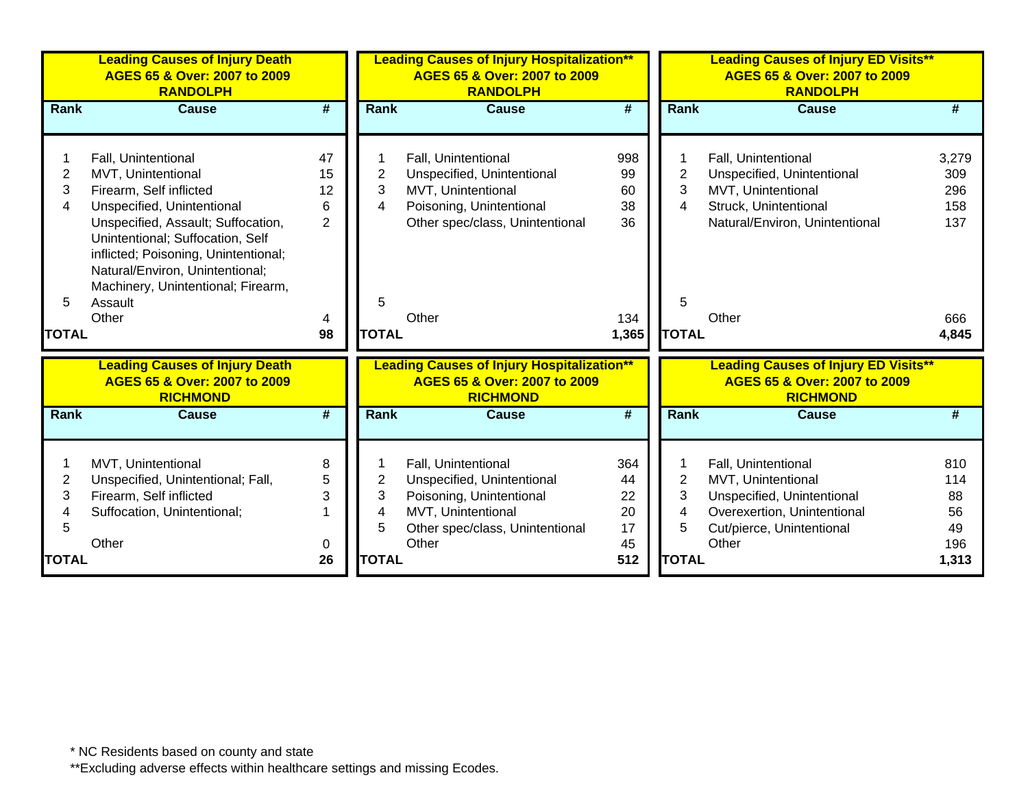### Leading Causes of Injury Death AGES 65 & Over: 2007 to 2009 RANDOLPH

| Rank | Cause | # |
|---|---|---|
| 1 | Fall, Unintentional | 47 |
| 2 | MVT, Unintentional | 15 |
| 3 | Firearm, Self inflicted | 12 |
| 4 | Unspecified, Unintentional | 6 |
| 5 | Unspecified, Assault; Suffocation, Unintentional; Suffocation, Self inflicted; Poisoning, Unintentional; Natural/Environ, Unintentional; Machinery, Unintentional; Firearm, Assault | 2 |
| | Other | 4 |
| **TOTAL** | | **98** |

### Leading Causes of Injury Hospitalization** AGES 65 & Over: 2007 to 2009 RANDOLPH

| Rank | Cause | # |
|---|---|---|
| 1 | Fall, Unintentional | 998 |
| 2 | Unspecified, Unintentional | 99 |
| 3 | MVT, Unintentional | 60 |
| 4 | Poisoning, Unintentional | 38 |
| 5 | Other spec/class, Unintentional | 36 |
| | Other | 134 |
| **TOTAL** | | **1,365** |

### Leading Causes of Injury ED Visits** AGES 65 & Over: 2007 to 2009 RANDOLPH

| Rank | Cause | # |
|---|---|---|
| 1 | Fall, Unintentional | 3,279 |
| 2 | Unspecified, Unintentional | 309 |
| 3 | MVT, Unintentional | 296 |
| 4 | Struck, Unintentional | 158 |
| 5 | Natural/Environ, Unintentional | 137 |
| | Other | 666 |
| **TOTAL** | | **4,845** |

### Leading Causes of Injury Death AGES 65 & Over: 2007 to 2009 RICHMOND

| Rank | Cause | # |
|---|---|---|
| 1 | MVT, Unintentional | 8 |
| 2 | Unspecified, Unintentional; Fall, | 5 |
| 3 | Firearm, Self inflicted | 3 |
| 4 | Suffocation, Unintentional; | 1 |
| 5 | | |
| | Other | 0 |
| **TOTAL** | | **26** |

### Leading Causes of Injury Hospitalization** AGES 65 & Over: 2007 to 2009 RICHMOND

| Rank | Cause | # |
|---|---|---|
| 1 | Fall, Unintentional | 364 |
| 2 | Unspecified, Unintentional | 44 |
| 3 | Poisoning, Unintentional | 22 |
| 4 | MVT, Unintentional | 20 |
| 5 | Other spec/class, Unintentional | 17 |
| | Other | 45 |
| **TOTAL** | | **512** |

### Leading Causes of Injury ED Visits** AGES 65 & Over: 2007 to 2009 RICHMOND

| Rank | Cause | # |
|---|---|---|
| 1 | Fall, Unintentional | 810 |
| 2 | MVT, Unintentional | 114 |
| 3 | Unspecified, Unintentional | 88 |
| 4 | Overexertion, Unintentional | 56 |
| 5 | Cut/pierce, Unintentional | 49 |
| | Other | 196 |
| **TOTAL** | | **1,313** |

* NC Residents based on county and state

**Excluding adverse effects within healthcare settings and missing Ecodes.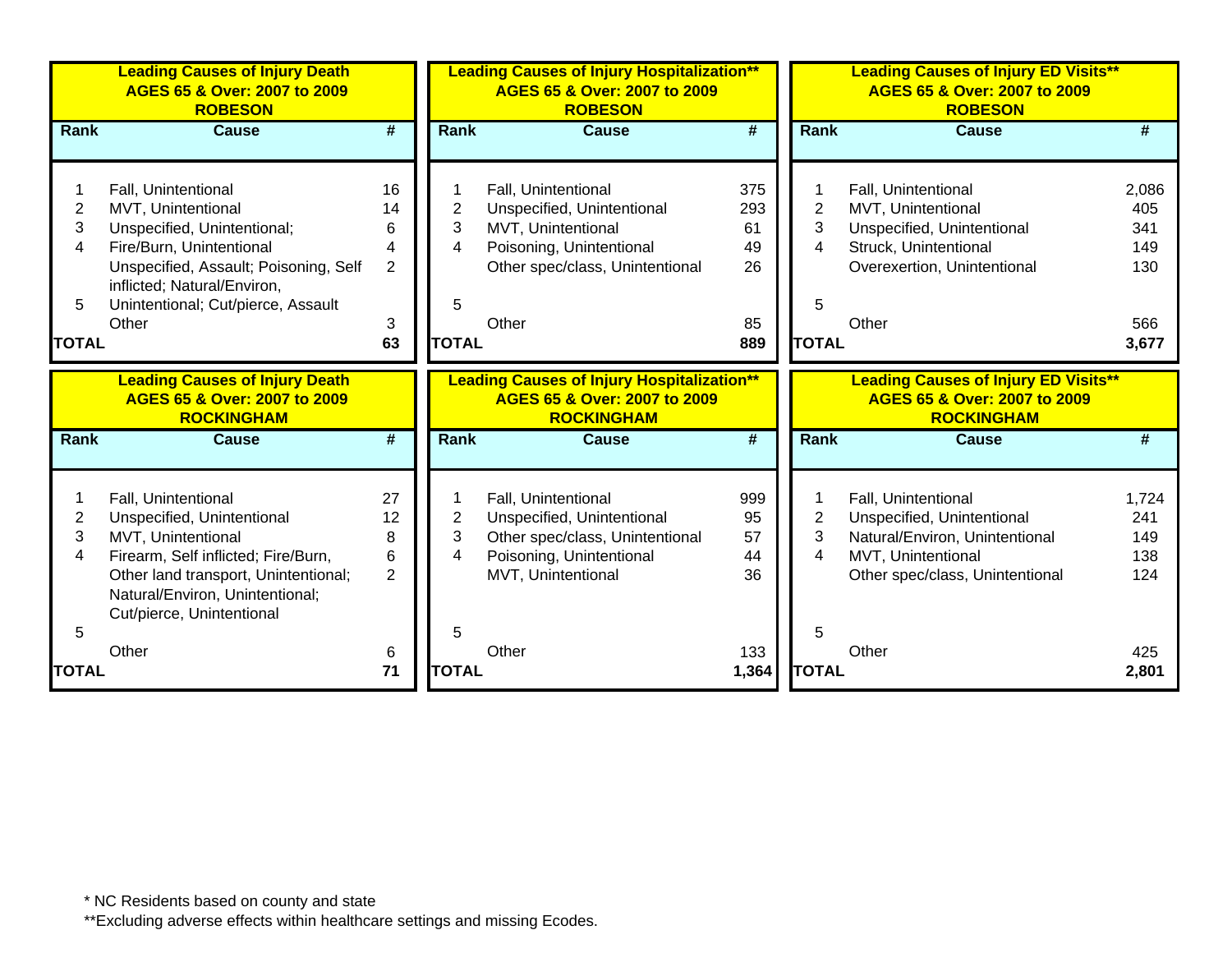**Leading Causes of Injury Death**
**AGES 65 & Over: 2007 to 2009**
**ROBESON**

| Rank | Cause | # |
|---|---|---|
| 1 | Fall, Unintentional | 16 |
| 2 | MVT, Unintentional | 14 |
| 3 | Unspecified, Unintentional; | 6 |
| 4 | Fire/Burn, Unintentional | 4 |
| 5 | Unspecified, Assault; Poisoning, Self inflicted; Natural/Environ, Unintentional; Cut/pierce, Assault | 2 |
| | Other | 3 |
| **TOTAL** | | **63** |

**Leading Causes of Injury Hospitalization****
**AGES 65 & Over: 2007 to 2009**
**ROBESON**

| Rank | Cause | # |
|---|---|---|
| 1 | Fall, Unintentional | 375 |
| 2 | Unspecified, Unintentional | 293 |
| 3 | MVT, Unintentional | 61 |
| 4 | Poisoning, Unintentional | 49 |
| 5 | Other spec/class, Unintentional | 26 |
| | Other | 85 |
| **TOTAL** | | **889** |

**Leading Causes of Injury ED Visits****
**AGES 65 & Over: 2007 to 2009**
**ROBESON**

| Rank | Cause | # |
|---|---|---|
| 1 | Fall, Unintentional | 2,086 |
| 2 | MVT, Unintentional | 405 |
| 3 | Unspecified, Unintentional | 341 |
| 4 | Struck, Unintentional | 149 |
| 5 | Overexertion, Unintentional | 130 |
| | Other | 566 |
| **TOTAL** | | **3,677** |

**Leading Causes of Injury Death**
**AGES 65 & Over: 2007 to 2009**
**ROCKINGHAM**

| Rank | Cause | # |
|---|---|---|
| 1 | Fall, Unintentional | 27 |
| 2 | Unspecified, Unintentional | 12 |
| 3 | MVT, Unintentional | 8 |
| 4 | Firearm, Self inflicted; Fire/Burn, | 6 |
| 5 | Other land transport, Unintentional; Natural/Environ, Unintentional; Cut/pierce, Unintentional | 2 |
| | Other | 6 |
| **TOTAL** | | **71** |

**Leading Causes of Injury Hospitalization****
**AGES 65 & Over: 2007 to 2009**
**ROCKINGHAM**

| Rank | Cause | # |
|---|---|---|
| 1 | Fall, Unintentional | 999 |
| 2 | Unspecified, Unintentional | 95 |
| 3 | Other spec/class, Unintentional | 57 |
| 4 | Poisoning, Unintentional | 44 |
| 5 | MVT, Unintentional | 36 |
| | Other | 133 |
| **TOTAL** | | **1,364** |

**Leading Causes of Injury ED Visits****
**AGES 65 & Over: 2007 to 2009**
**ROCKINGHAM**

| Rank | Cause | # |
|---|---|---|
| 1 | Fall, Unintentional | 1,724 |
| 2 | Unspecified, Unintentional | 241 |
| 3 | Natural/Environ, Unintentional | 149 |
| 4 | MVT, Unintentional | 138 |
| 5 | Other spec/class, Unintentional | 124 |
| | Other | 425 |
| **TOTAL** | | **2,801** |

* NC Residents based on county and state

**Excluding adverse effects within healthcare settings and missing Ecodes.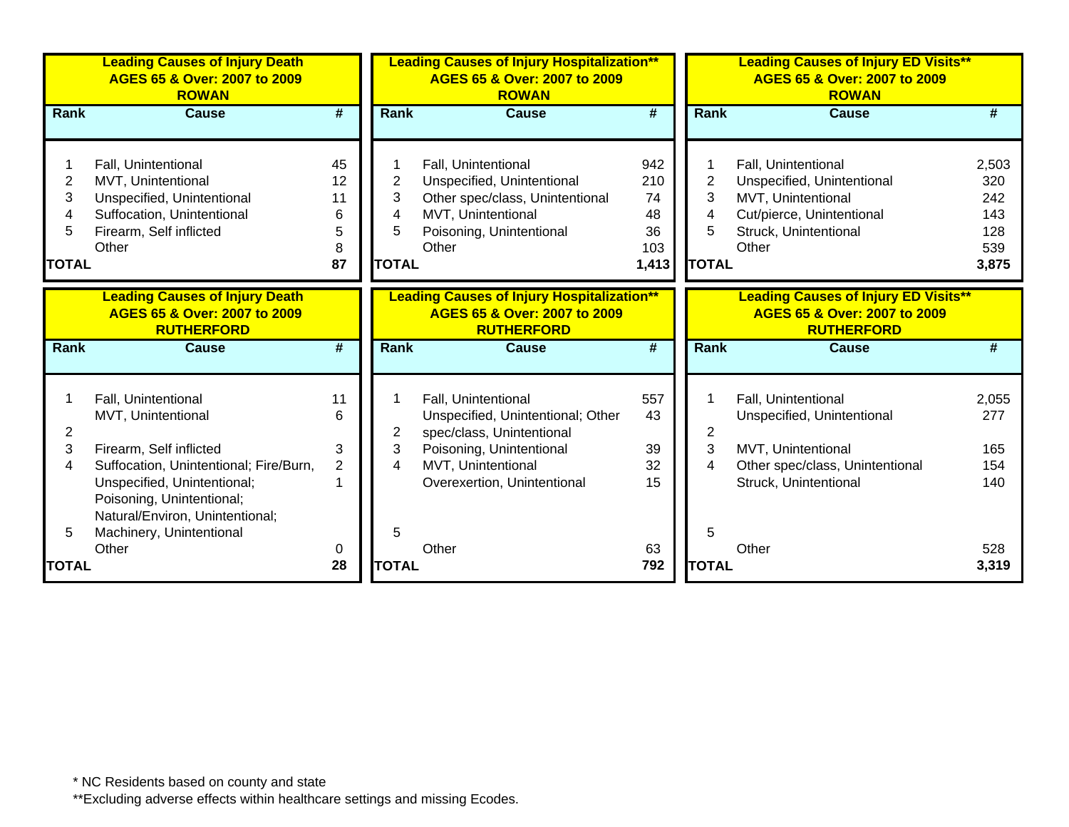| Rank | Cause | # |
|---|---|---|
| **Leading Causes of Injury Death AGES 65 & Over: 2007 to 2009 ROWAN** | | |
| 1 | Fall, Unintentional | 45 |
| 2 | MVT, Unintentional | 12 |
| 3 | Unspecified, Unintentional | 11 |
| 4 | Suffocation, Unintentional | 6 |
| 5 | Firearm, Self inflicted | 5 |
| | Other | 8 |
| **TOTAL** | | **87** |

| Rank | Cause | # |
|---|---|---|
| **Leading Causes of Injury Hospitalization** AGES 65 & Over: 2007 to 2009 ROWAN** | | |
| 1 | Fall, Unintentional | 942 |
| 2 | Unspecified, Unintentional | 210 |
| 3 | Other spec/class, Unintentional | 74 |
| 4 | MVT, Unintentional | 48 |
| 5 | Poisoning, Unintentional | 36 |
| | Other | 103 |
| **TOTAL** | | **1,413** |

| Rank | Cause | # |
|---|---|---|
| **Leading Causes of Injury ED Visits** AGES 65 & Over: 2007 to 2009 ROWAN** | | |
| 1 | Fall, Unintentional | 2,503 |
| 2 | Unspecified, Unintentional | 320 |
| 3 | MVT, Unintentional | 242 |
| 4 | Cut/pierce, Unintentional | 143 |
| 5 | Struck, Unintentional | 128 |
| | Other | 539 |
| **TOTAL** | | **3,875** |

| Rank | Cause | # |
|---|---|---|
| **Leading Causes of Injury Death AGES 65 & Over: 2007 to 2009 RUTHERFORD** | | |
| 1 | Fall, Unintentional | 11 |
| 2 | MVT, Unintentional | 6 |
| 3 | Firearm, Self inflicted | 3 |
| 4 | Suffocation, Unintentional; Fire/Burn, | 2 |
| 5 | Unspecified, Unintentional; Poisoning, Unintentional; Natural/Environ, Unintentional; Machinery, Unintentional | 1 |
| | Other | 0 |
| **TOTAL** | | **28** |

| Rank | Cause | # |
|---|---|---|
| **Leading Causes of Injury Hospitalization** AGES 65 & Over: 2007 to 2009 RUTHERFORD** | | |
| 1 | Fall, Unintentional | 557 |
| 2 | Unspecified, Unintentional; Other spec/class, Unintentional | 43 |
| 3 | Poisoning, Unintentional | 39 |
| 4 | MVT, Unintentional | 32 |
| 5 | Overexertion, Unintentional | 15 |
| | Other | 63 |
| **TOTAL** | | **792** |

| Rank | Cause | # |
|---|---|---|
| **Leading Causes of Injury ED Visits** AGES 65 & Over: 2007 to 2009 RUTHERFORD** | | |
| 1 | Fall, Unintentional | 2,055 |
| 2 | Unspecified, Unintentional | 277 |
| 3 | MVT, Unintentional | 165 |
| 4 | Other spec/class, Unintentional | 154 |
| 5 | Struck, Unintentional | 140 |
| | Other | 528 |
| **TOTAL** | | **3,319** |

* NC Residents based on county and state

**Excluding adverse effects within healthcare settings and missing Ecodes.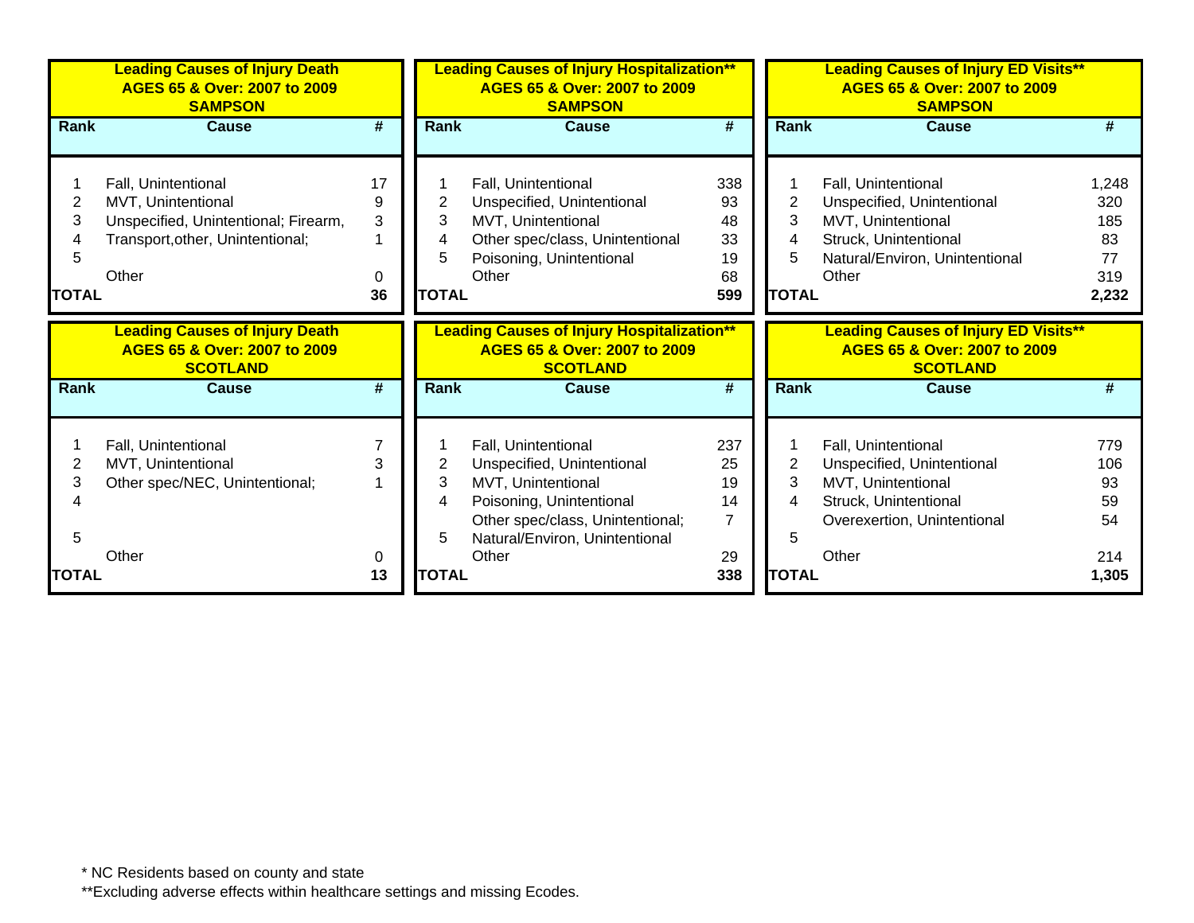**Leading Causes of Injury Death AGES 65 & Over: 2007 to 2009 SAMPSON**

| Rank | Cause | # |
|---|---|---|
| 1 | Fall, Unintentional | 17 |
| 2 | MVT, Unintentional | 9 |
| 3 | Unspecified, Unintentional; Firearm, | 3 |
| 4 | Transport,other, Unintentional; | 1 |
| 5 | | |
| | Other | 0 |
| **TOTAL** | | **36** |

**Leading Causes of Injury Hospitalization** AGES 65 & Over: 2007 to 2009 SAMPSON**

| Rank | Cause | # |
|---|---|---|
| 1 | Fall, Unintentional | 338 |
| 2 | Unspecified, Unintentional | 93 |
| 3 | MVT, Unintentional | 48 |
| 4 | Other spec/class, Unintentional | 33 |
| 5 | Poisoning, Unintentional | 19 |
| | Other | 68 |
| **TOTAL** | | **599** |

**Leading Causes of Injury ED Visits** AGES 65 & Over: 2007 to 2009 SAMPSON**

| Rank | Cause | # |
|---|---|---|
| 1 | Fall, Unintentional | 1,248 |
| 2 | Unspecified, Unintentional | 320 |
| 3 | MVT, Unintentional | 185 |
| 4 | Struck, Unintentional | 83 |
| 5 | Natural/Environ, Unintentional | 77 |
| | Other | 319 |
| **TOTAL** | | **2,232** |

**Leading Causes of Injury Death AGES 65 & Over: 2007 to 2009 SCOTLAND**

| Rank | Cause | # |
|---|---|---|
| 1 | Fall, Unintentional | 7 |
| 2 | MVT, Unintentional | 3 |
| 3 | Other spec/NEC, Unintentional; | 1 |
| 4 | | |
| 5 | | |
| | Other | 0 |
| **TOTAL** | | **13** |

**Leading Causes of Injury Hospitalization** AGES 65 & Over: 2007 to 2009 SCOTLAND**

| Rank | Cause | # |
|---|---|---|
| 1 | Fall, Unintentional | 237 |
| 2 | Unspecified, Unintentional | 25 |
| 3 | MVT, Unintentional | 19 |
| 4 | Poisoning, Unintentional | 14 |
| | Other spec/class, Unintentional; | 7 |
| 5 | Natural/Environ, Unintentional | |
| | Other | 29 |
| **TOTAL** | | **338** |

**Leading Causes of Injury ED Visits** AGES 65 & Over: 2007 to 2009 SCOTLAND**

| Rank | Cause | # |
|---|---|---|
| 1 | Fall, Unintentional | 779 |
| 2 | Unspecified, Unintentional | 106 |
| 3 | MVT, Unintentional | 93 |
| 4 | Struck, Unintentional | 59 |
| | Overexertion, Unintentional | 54 |
| 5 | | |
| | Other | 214 |
| **TOTAL** | | **1,305** |

* NC Residents based on county and state

**Excluding adverse effects within healthcare settings and missing Ecodes.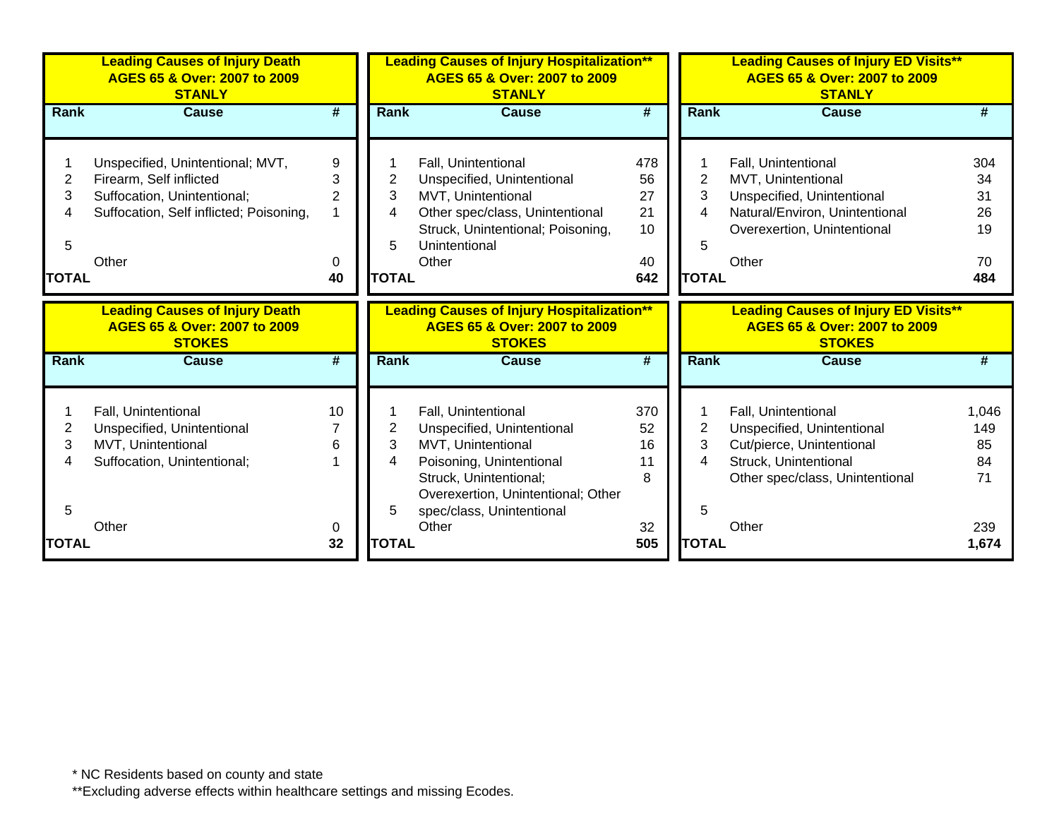### Leading Causes of Injury Death AGES 65 & Over: 2007 to 2009 STANLY

| Rank | Cause | # |
|---|---|---|
| 1 | Unspecified, Unintentional; MVT, | 9 |
| 2 | Firearm, Self inflicted | 3 |
| 3 | Suffocation, Unintentional; | 2 |
| 4 | Suffocation, Self inflicted; Poisoning, | 1 |
| 5 | | |
| | Other | 0 |
| TOTAL | | 40 |

### Leading Causes of Injury Hospitalization** AGES 65 & Over: 2007 to 2009 STANLY

| Rank | Cause | # |
|---|---|---|
| 1 | Fall, Unintentional | 478 |
| 2 | Unspecified, Unintentional | 56 |
| 3 | MVT, Unintentional | 27 |
| 4 | Other spec/class, Unintentional | 21 |
| 5 | Struck, Unintentional; Poisoning, Unintentional | 10 |
| | Other | 40 |
| TOTAL | | 642 |

### Leading Causes of Injury ED Visits** AGES 65 & Over: 2007 to 2009 STANLY

| Rank | Cause | # |
|---|---|---|
| 1 | Fall, Unintentional | 304 |
| 2 | MVT, Unintentional | 34 |
| 3 | Unspecified, Unintentional | 31 |
| 4 | Natural/Environ, Unintentional | 26 |
| 5 | Overexertion, Unintentional | 19 |
| | Other | 70 |
| TOTAL | | 484 |

### Leading Causes of Injury Death AGES 65 & Over: 2007 to 2009 STOKES

| Rank | Cause | # |
|---|---|---|
| 1 | Fall, Unintentional | 10 |
| 2 | Unspecified, Unintentional | 7 |
| 3 | MVT, Unintentional | 6 |
| 4 | Suffocation, Unintentional; | 1 |
| 5 | | |
| | Other | 0 |
| TOTAL | | 32 |

### Leading Causes of Injury Hospitalization** AGES 65 & Over: 2007 to 2009 STOKES

| Rank | Cause | # |
|---|---|---|
| 1 | Fall, Unintentional | 370 |
| 2 | Unspecified, Unintentional | 52 |
| 3 | MVT, Unintentional | 16 |
| 4 | Poisoning, Unintentional | 11 |
| 5 | Struck, Unintentional; Overexertion, Unintentional; Other spec/class, Unintentional | 8 |
| | Other | 32 |
| TOTAL | | 505 |

### Leading Causes of Injury ED Visits** AGES 65 & Over: 2007 to 2009 STOKES

| Rank | Cause | # |
|---|---|---|
| 1 | Fall, Unintentional | 1,046 |
| 2 | Unspecified, Unintentional | 149 |
| 3 | Cut/pierce, Unintentional | 85 |
| 4 | Struck, Unintentional | 84 |
| 5 | Other spec/class, Unintentional | 71 |
| | Other | 239 |
| TOTAL | | 1,674 |

\* NC Residents based on county and state

**Excluding adverse effects within healthcare settings and missing Ecodes.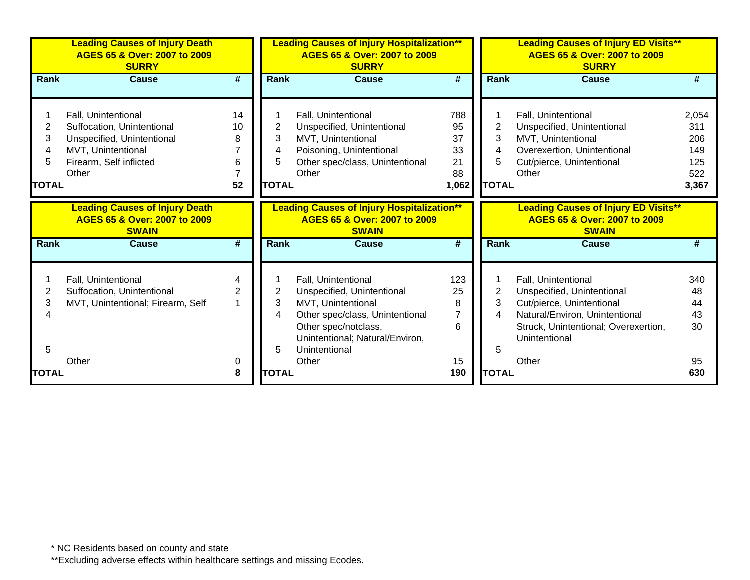**Leading Causes of Injury Death**
**AGES 65 & Over: 2007 to 2009**
**SURRY**

| Rank | Cause | # |
|---|---|---|
| 1 | Fall, Unintentional | 14 |
| 2 | Suffocation, Unintentional | 10 |
| 3 | Unspecified, Unintentional | 8 |
| 4 | MVT, Unintentional | 7 |
| 5 | Firearm, Self inflicted | 6 |
| | Other | 7 |
| **TOTAL** | | **52** |

**Leading Causes of Injury Hospitalization****
**AGES 65 & Over: 2007 to 2009**
**SURRY**

| Rank | Cause | # |
|---|---|---|
| 1 | Fall, Unintentional | 788 |
| 2 | Unspecified, Unintentional | 95 |
| 3 | MVT, Unintentional | 37 |
| 4 | Poisoning, Unintentional | 33 |
| 5 | Other spec/class, Unintentional | 21 |
| | Other | 88 |
| **TOTAL** | | **1,062** |

**Leading Causes of Injury ED Visits****
**AGES 65 & Over: 2007 to 2009**
**SURRY**

| Rank | Cause | # |
|---|---|---|
| 1 | Fall, Unintentional | 2,054 |
| 2 | Unspecified, Unintentional | 311 |
| 3 | MVT, Unintentional | 206 |
| 4 | Overexertion, Unintentional | 149 |
| 5 | Cut/pierce, Unintentional | 125 |
| | Other | 522 |
| **TOTAL** | | **3,367** |

**Leading Causes of Injury Death**
**AGES 65 & Over: 2007 to 2009**
**SWAIN**

| Rank | Cause | # |
|---|---|---|
| 1 | Fall, Unintentional | 4 |
| 2 | Suffocation, Unintentional | 2 |
| 3 | MVT, Unintentional; Firearm, Self | 1 |
| 4 | | |
| 5 | | |
| | Other | 0 |
| **TOTAL** | | **8** |

**Leading Causes of Injury Hospitalization****
**AGES 65 & Over: 2007 to 2009**
**SWAIN**

| Rank | Cause | # |
|---|---|---|
| 1 | Fall, Unintentional | 123 |
| 2 | Unspecified, Unintentional | 25 |
| 3 | MVT, Unintentional | 8 |
| 4 | Other spec/class, Unintentional | 7 |
| 5 | Other spec/notclass, Unintentional; Natural/Environ, Unintentional | 6 |
| | Other | 15 |
| **TOTAL** | | **190** |

**Leading Causes of Injury ED Visits****
**AGES 65 & Over: 2007 to 2009**
**SWAIN**

| Rank | Cause | # |
|---|---|---|
| 1 | Fall, Unintentional | 340 |
| 2 | Unspecified, Unintentional | 48 |
| 3 | Cut/pierce, Unintentional | 44 |
| 4 | Natural/Environ, Unintentional | 43 |
| 5 | Struck, Unintentional; Overexertion, Unintentional | 30 |
| | Other | 95 |
| **TOTAL** | | **630** |

* NC Residents based on county and state
**Excluding adverse effects within healthcare settings and missing Ecodes.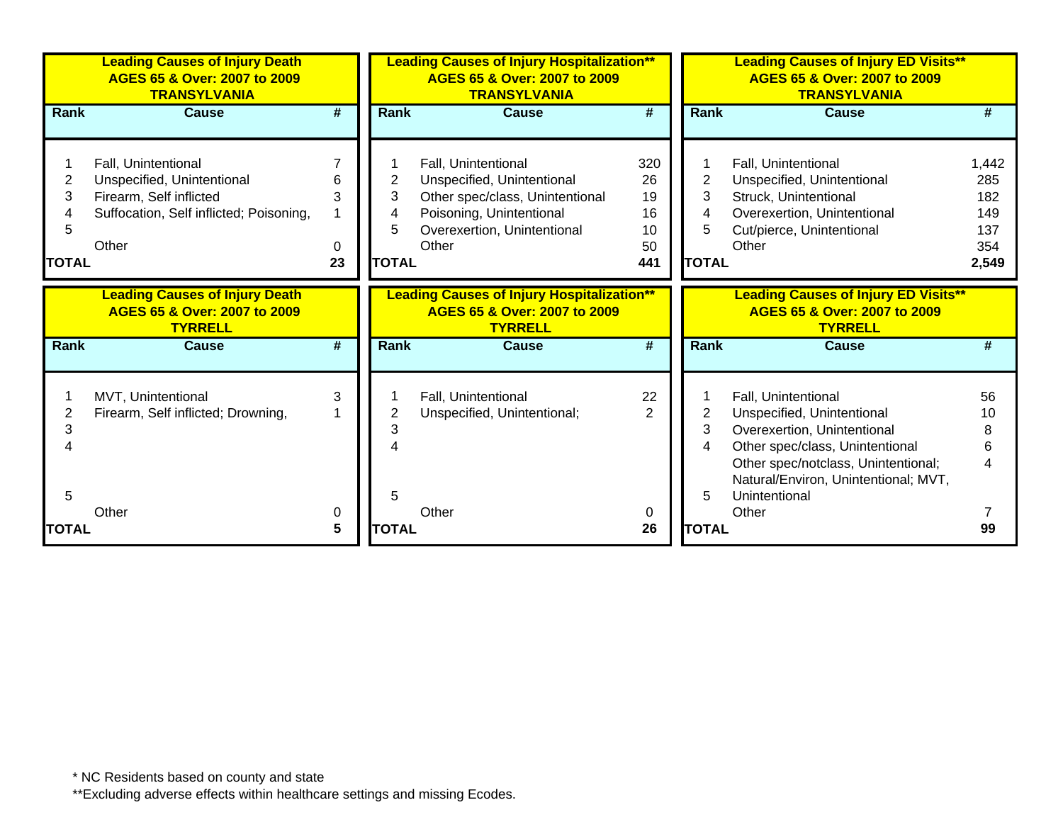**Leading Causes of Injury Death**
**AGES 65 & Over: 2007 to 2009**
**TRANSYLVANIA**

| Rank | Cause | # |
|---|---|---|
| 1 | Fall, Unintentional | 7 |
| 2 | Unspecified, Unintentional | 6 |
| 3 | Firearm, Self inflicted | 3 |
| 4 | Suffocation, Self inflicted; Poisoning, | 1 |
| 5 | | |
| | Other | 0 |
| **TOTAL** | | **23** |

**Leading Causes of Injury Hospitalization****
**AGES 65 & Over: 2007 to 2009**
**TRANSYLVANIA**

| Rank | Cause | # |
|---|---|---|
| 1 | Fall, Unintentional | 320 |
| 2 | Unspecified, Unintentional | 26 |
| 3 | Other spec/class, Unintentional | 19 |
| 4 | Poisoning, Unintentional | 16 |
| 5 | Overexertion, Unintentional | 10 |
| | Other | 50 |
| **TOTAL** | | **441** |

**Leading Causes of Injury ED Visits****
**AGES 65 & Over: 2007 to 2009**
**TRANSYLVANIA**

| Rank | Cause | # |
|---|---|---|
| 1 | Fall, Unintentional | 1,442 |
| 2 | Unspecified, Unintentional | 285 |
| 3 | Struck, Unintentional | 182 |
| 4 | Overexertion, Unintentional | 149 |
| 5 | Cut/pierce, Unintentional | 137 |
| | Other | 354 |
| **TOTAL** | | **2,549** |

**Leading Causes of Injury Death**
**AGES 65 & Over: 2007 to 2009**
**TYRRELL**

| Rank | Cause | # |
|---|---|---|
| 1 | MVT, Unintentional | 3 |
| 2 | Firearm, Self inflicted; Drowning, | 1 |
| 3 | | |
| 4 | | |
| 5 | | |
| | Other | 0 |
| **TOTAL** | | **5** |

**Leading Causes of Injury Hospitalization****
**AGES 65 & Over: 2007 to 2009**
**TYRRELL**

| Rank | Cause | # |
|---|---|---|
| 1 | Fall, Unintentional | 22 |
| 2 | Unspecified, Unintentional; | 2 |
| 3 | | |
| 4 | | |
| 5 | | |
| | Other | 0 |
| **TOTAL** | | **26** |

**Leading Causes of Injury ED Visits****
**AGES 65 & Over: 2007 to 2009**
**TYRRELL**

| Rank | Cause | # |
|---|---|---|
| 1 | Fall, Unintentional | 56 |
| 2 | Unspecified, Unintentional | 10 |
| 3 | Overexertion, Unintentional | 8 |
| 4 | Other spec/class, Unintentional | 6 |
| 5 | Other spec/notclass, Unintentional; Natural/Environ, Unintentional; MVT, Unintentional | 4 |
| | Other | 7 |
| **TOTAL** | | **99** |

* NC Residents based on county and state

**Excluding adverse effects within healthcare settings and missing Ecodes.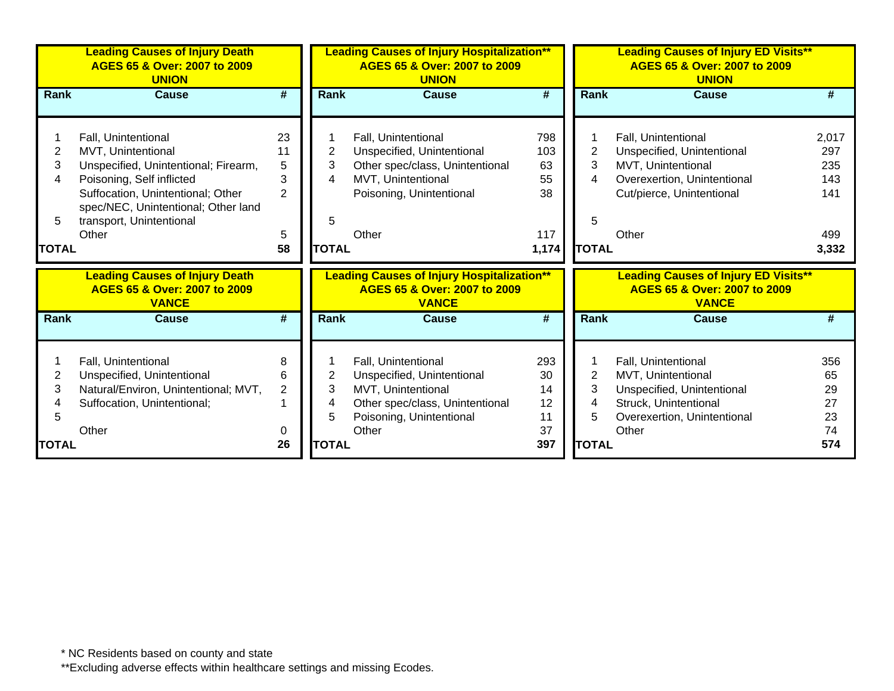**Leading Causes of Injury Death**
**AGES 65 & Over: 2007 to 2009**
**UNION**

| Rank | Cause | # |
|---|---|---|
| 1 | Fall, Unintentional | 23 |
| 2 | MVT, Unintentional | 11 |
| 3 | Unspecified, Unintentional; Firearm, | 5 |
| 4 | Poisoning, Self inflicted | 3 |
| 5 | Suffocation, Unintentional; Other spec/NEC, Unintentional; Other land transport, Unintentional | 2 |
| | Other | 5 |
| **TOTAL** | | **58** |

**Leading Causes of Injury Hospitalization****
**AGES 65 & Over: 2007 to 2009**
**UNION**

| Rank | Cause | # |
|---|---|---|
| 1 | Fall, Unintentional | 798 |
| 2 | Unspecified, Unintentional | 103 |
| 3 | Other spec/class, Unintentional | 63 |
| 4 | MVT, Unintentional | 55 |
| | Poisoning, Unintentional | 38 |
| 5 | | |
| | Other | 117 |
| **TOTAL** | | **1,174** |

**Leading Causes of Injury ED Visits****
**AGES 65 & Over: 2007 to 2009**
**UNION**

| Rank | Cause | # |
|---|---|---|
| 1 | Fall, Unintentional | 2,017 |
| 2 | Unspecified, Unintentional | 297 |
| 3 | MVT, Unintentional | 235 |
| 4 | Overexertion, Unintentional | 143 |
| | Cut/pierce, Unintentional | 141 |
| 5 | | |
| | Other | 499 |
| **TOTAL** | | **3,332** |

**Leading Causes of Injury Death**
**AGES 65 & Over: 2007 to 2009**
**VANCE**

| Rank | Cause | # |
|---|---|---|
| 1 | Fall, Unintentional | 8 |
| 2 | Unspecified, Unintentional | 6 |
| 3 | Natural/Environ, Unintentional; MVT, | 2 |
| 4 | Suffocation, Unintentional; | 1 |
| 5 | | |
| | Other | 0 |
| **TOTAL** | | **26** |

**Leading Causes of Injury Hospitalization****
**AGES 65 & Over: 2007 to 2009**
**VANCE**

| Rank | Cause | # |
|---|---|---|
| 1 | Fall, Unintentional | 293 |
| 2 | Unspecified, Unintentional | 30 |
| 3 | MVT, Unintentional | 14 |
| 4 | Other spec/class, Unintentional | 12 |
| 5 | Poisoning, Unintentional | 11 |
| | Other | 37 |
| **TOTAL** | | **397** |

**Leading Causes of Injury ED Visits****
**AGES 65 & Over: 2007 to 2009**
**VANCE**

| Rank | Cause | # |
|---|---|---|
| 1 | Fall, Unintentional | 356 |
| 2 | MVT, Unintentional | 65 |
| 3 | Unspecified, Unintentional | 29 |
| 4 | Struck, Unintentional | 27 |
| 5 | Overexertion, Unintentional | 23 |
| | Other | 74 |
| **TOTAL** | | **574** |

* NC Residents based on county and state

**Excluding adverse effects within healthcare settings and missing Ecodes.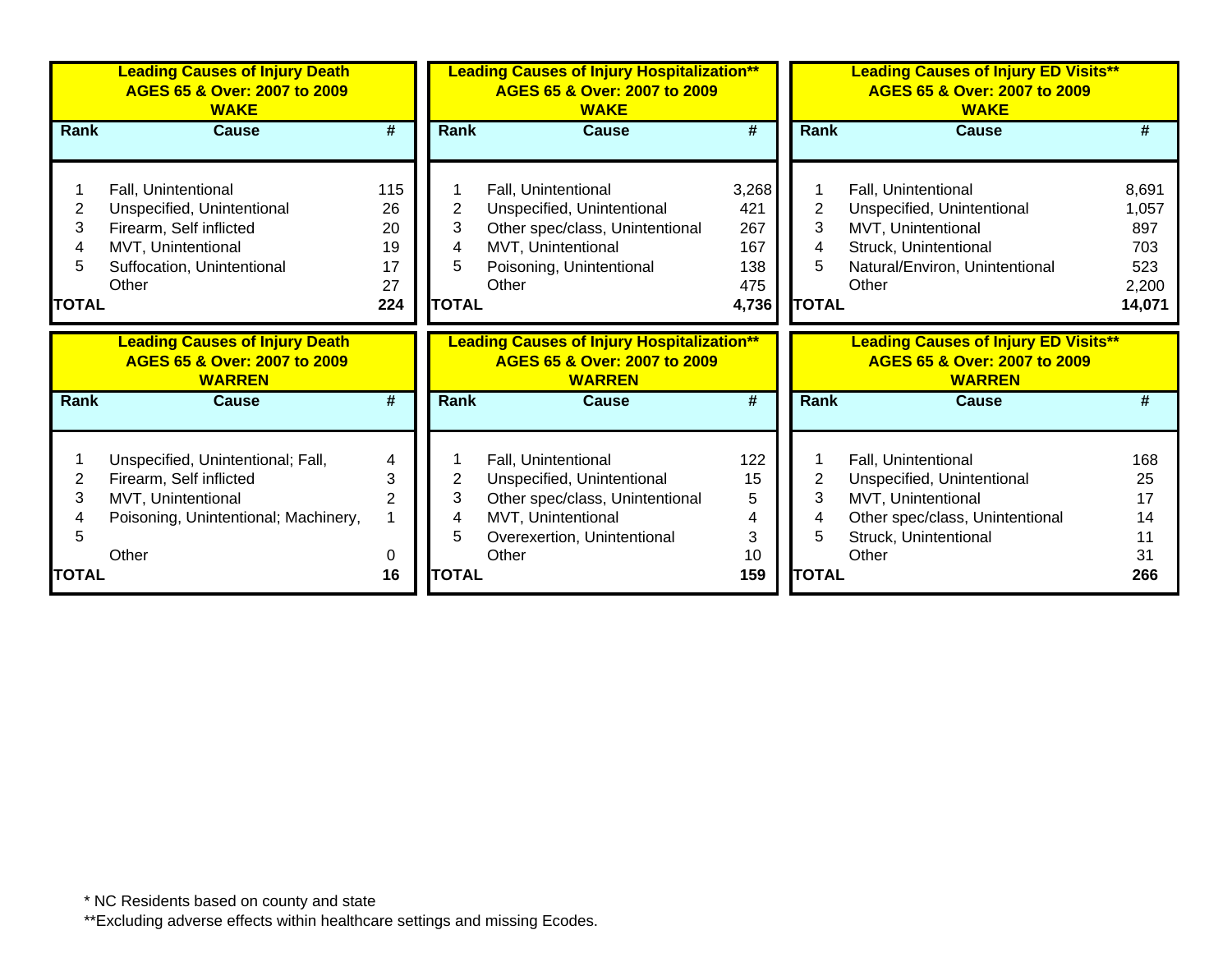**Leading Causes of Injury Death**
**AGES 65 & Over: 2007 to 2009**
**WAKE**

| Rank | Cause | # |
|---|---|---|
| 1 | Fall, Unintentional | 115 |
| 2 | Unspecified, Unintentional | 26 |
| 3 | Firearm, Self inflicted | 20 |
| 4 | MVT, Unintentional | 19 |
| 5 | Suffocation, Unintentional | 17 |
| | Other | 27 |
| **TOTAL** | | **224** |

**Leading Causes of Injury Hospitalization****
**AGES 65 & Over: 2007 to 2009**
**WAKE**

| Rank | Cause | # |
|---|---|---|
| 1 | Fall, Unintentional | 3,268 |
| 2 | Unspecified, Unintentional | 421 |
| 3 | Other spec/class, Unintentional | 267 |
| 4 | MVT, Unintentional | 167 |
| 5 | Poisoning, Unintentional | 138 |
| | Other | 475 |
| **TOTAL** | | **4,736** |

**Leading Causes of Injury ED Visits****
**AGES 65 & Over: 2007 to 2009**
**WAKE**

| Rank | Cause | # |
|---|---|---|
| 1 | Fall, Unintentional | 8,691 |
| 2 | Unspecified, Unintentional | 1,057 |
| 3 | MVT, Unintentional | 897 |
| 4 | Struck, Unintentional | 703 |
| 5 | Natural/Environ, Unintentional | 523 |
| | Other | 2,200 |
| **TOTAL** | | **14,071** |

**Leading Causes of Injury Death**
**AGES 65 & Over: 2007 to 2009**
**WARREN**

| Rank | Cause | # |
|---|---|---|
| 1 | Unspecified, Unintentional; Fall, | 4 |
| 2 | Firearm, Self inflicted | 3 |
| 3 | MVT, Unintentional | 2 |
| 4 | Poisoning, Unintentional; Machinery, | 1 |
| 5 | | |
| | Other | 0 |
| **TOTAL** | | **16** |

**Leading Causes of Injury Hospitalization****
**AGES 65 & Over: 2007 to 2009**
**WARREN**

| Rank | Cause | # |
|---|---|---|
| 1 | Fall, Unintentional | 122 |
| 2 | Unspecified, Unintentional | 15 |
| 3 | Other spec/class, Unintentional | 5 |
| 4 | MVT, Unintentional | 4 |
| 5 | Overexertion, Unintentional | 3 |
| | Other | 10 |
| **TOTAL** | | **159** |

**Leading Causes of Injury ED Visits****
**AGES 65 & Over: 2007 to 2009**
**WARREN**

| Rank | Cause | # |
|---|---|---|
| 1 | Fall, Unintentional | 168 |
| 2 | Unspecified, Unintentional | 25 |
| 3 | MVT, Unintentional | 17 |
| 4 | Other spec/class, Unintentional | 14 |
| 5 | Struck, Unintentional | 11 |
| | Other | 31 |
| **TOTAL** | | **266** |

* NC Residents based on county and state

**Excluding adverse effects within healthcare settings and missing Ecodes.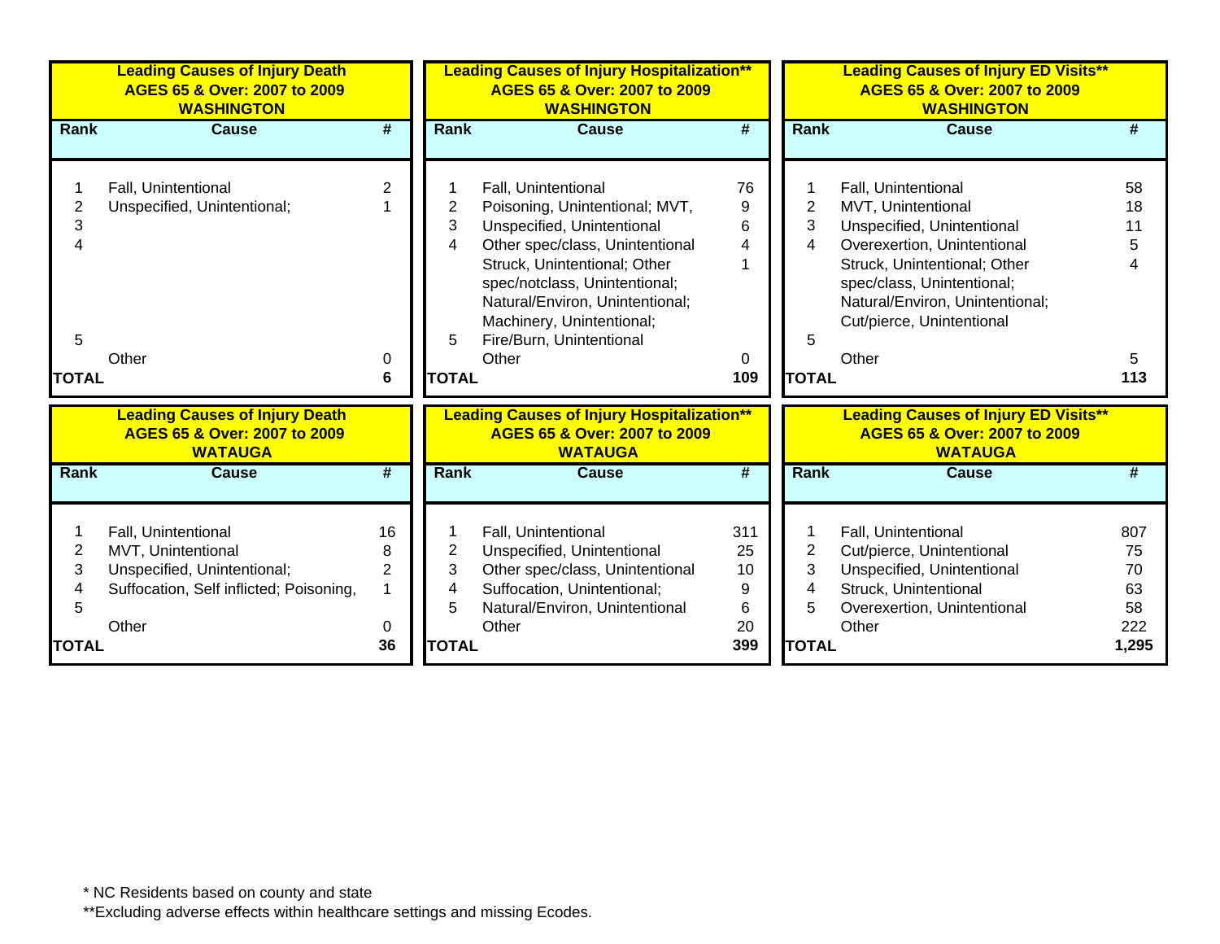**Leading Causes of Injury Death**
**AGES 65 & Over: 2007 to 2009**
**WASHINGTON**

| Rank | Cause | # |
|---|---|---|
| 1 | Fall, Unintentional | 2 |
| 2 | Unspecified, Unintentional; | 1 |
| 3 | | |
| 4 | | |
| 5 | | |
| | Other | 0 |
| **TOTAL** | | **6** |

**Leading Causes of Injury Hospitalization****
**AGES 65 & Over: 2007 to 2009**
**WASHINGTON**

| Rank | Cause | # |
|---|---|---|
| 1 | Fall, Unintentional | 76 |
| 2 | Poisoning, Unintentional; MVT, | 9 |
| 3 | Unspecified, Unintentional | 6 |
| 4 | Other spec/class, Unintentional | 4 |
| | Struck, Unintentional; Other spec/notclass, Unintentional; Natural/Environ, Unintentional; Machinery, Unintentional; | 1 |
| 5 | Fire/Burn, Unintentional | |
| | Other | 0 |
| **TOTAL** | | **109** |

**Leading Causes of Injury ED Visits****
**AGES 65 & Over: 2007 to 2009**
**WASHINGTON**

| Rank | Cause | # |
|---|---|---|
| 1 | Fall, Unintentional | 58 |
| 2 | MVT, Unintentional | 18 |
| 3 | Unspecified, Unintentional | 11 |
| 4 | Overexertion, Unintentional | 5 |
| | Struck, Unintentional; Other spec/class, Unintentional; Natural/Environ, Unintentional; Cut/pierce, Unintentional | 4 |
| 5 | | |
| | Other | 5 |
| **TOTAL** | | **113** |

**Leading Causes of Injury Death**
**AGES 65 & Over: 2007 to 2009**
**WATAUGA**

| Rank | Cause | # |
|---|---|---|
| 1 | Fall, Unintentional | 16 |
| 2 | MVT, Unintentional | 8 |
| 3 | Unspecified, Unintentional; | 2 |
| 4 | Suffocation, Self inflicted; Poisoning, | 1 |
| 5 | | |
| | Other | 0 |
| **TOTAL** | | **36** |

**Leading Causes of Injury Hospitalization****
**AGES 65 & Over: 2007 to 2009**
**WATAUGA**

| Rank | Cause | # |
|---|---|---|
| 1 | Fall, Unintentional | 311 |
| 2 | Unspecified, Unintentional | 25 |
| 3 | Other spec/class, Unintentional | 10 |
| 4 | Suffocation, Unintentional; | 9 |
| 5 | Natural/Environ, Unintentional | 6 |
| | Other | 20 |
| **TOTAL** | | **399** |

**Leading Causes of Injury ED Visits****
**AGES 65 & Over: 2007 to 2009**
**WATAUGA**

| Rank | Cause | # |
|---|---|---|
| 1 | Fall, Unintentional | 807 |
| 2 | Cut/pierce, Unintentional | 75 |
| 3 | Unspecified, Unintentional | 70 |
| 4 | Struck, Unintentional | 63 |
| 5 | Overexertion, Unintentional | 58 |
| | Other | 222 |
| **TOTAL** | | **1,295** |

* NC Residents based on county and state

**Excluding adverse effects within healthcare settings and missing Ecodes.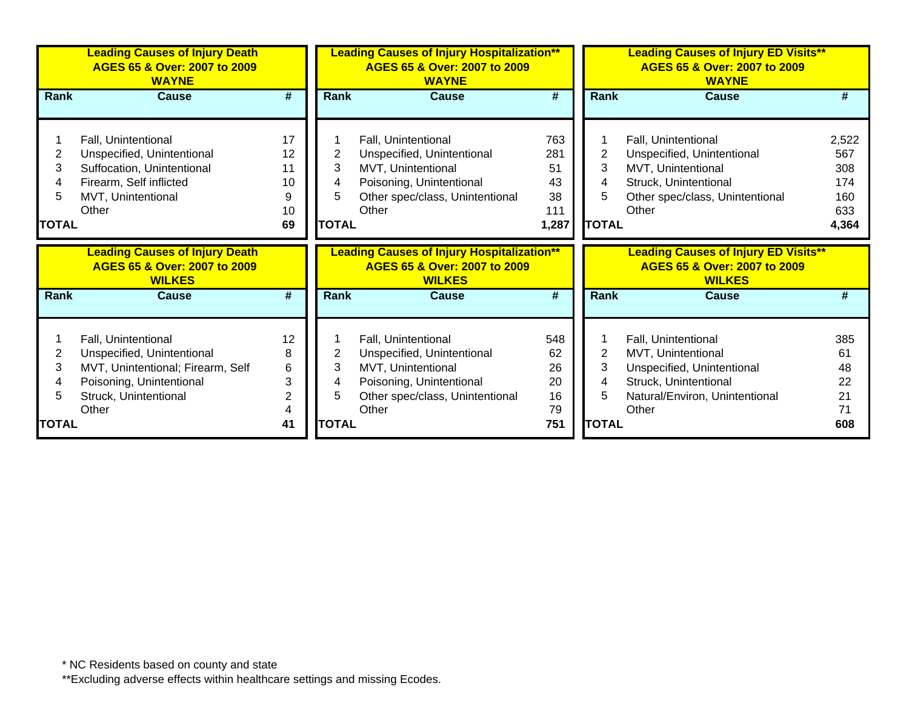**Leading Causes of Injury Death**
**AGES 65 & Over: 2007 to 2009**
**WAYNE**

| Rank | Cause | # |
|---|---|---|
| 1 | Fall, Unintentional | 17 |
| 2 | Unspecified, Unintentional | 12 |
| 3 | Suffocation, Unintentional | 11 |
| 4 | Firearm, Self inflicted | 10 |
| 5 | MVT, Unintentional | 9 |
| | Other | 10 |
| **TOTAL** | | **69** |

**Leading Causes of Injury Hospitalization****
**AGES 65 & Over: 2007 to 2009**
**WAYNE**

| Rank | Cause | # |
|---|---|---|
| 1 | Fall, Unintentional | 763 |
| 2 | Unspecified, Unintentional | 281 |
| 3 | MVT, Unintentional | 51 |
| 4 | Poisoning, Unintentional | 43 |
| 5 | Other spec/class, Unintentional | 38 |
| | Other | 111 |
| **TOTAL** | | **1,287** |

**Leading Causes of Injury ED Visits****
**AGES 65 & Over: 2007 to 2009**
**WAYNE**

| Rank | Cause | # |
|---|---|---|
| 1 | Fall, Unintentional | 2,522 |
| 2 | Unspecified, Unintentional | 567 |
| 3 | MVT, Unintentional | 308 |
| 4 | Struck, Unintentional | 174 |
| 5 | Other spec/class, Unintentional | 160 |
| | Other | 633 |
| **TOTAL** | | **4,364** |

**Leading Causes of Injury Death**
**AGES 65 & Over: 2007 to 2009**
**WILKES**

| Rank | Cause | # |
|---|---|---|
| 1 | Fall, Unintentional | 12 |
| 2 | Unspecified, Unintentional | 8 |
| 3 | MVT, Unintentional; Firearm, Self | 6 |
| 4 | Poisoning, Unintentional | 3 |
| 5 | Struck, Unintentional | 2 |
| | Other | 4 |
| **TOTAL** | | **41** |

**Leading Causes of Injury Hospitalization****
**AGES 65 & Over: 2007 to 2009**
**WILKES**

| Rank | Cause | # |
|---|---|---|
| 1 | Fall, Unintentional | 548 |
| 2 | Unspecified, Unintentional | 62 |
| 3 | MVT, Unintentional | 26 |
| 4 | Poisoning, Unintentional | 20 |
| 5 | Other spec/class, Unintentional | 16 |
| | Other | 79 |
| **TOTAL** | | **751** |

**Leading Causes of Injury ED Visits****
**AGES 65 & Over: 2007 to 2009**
**WILKES**

| Rank | Cause | # |
|---|---|---|
| 1 | Fall, Unintentional | 385 |
| 2 | MVT, Unintentional | 61 |
| 3 | Unspecified, Unintentional | 48 |
| 4 | Struck, Unintentional | 22 |
| 5 | Natural/Environ, Unintentional | 21 |
| | Other | 71 |
| **TOTAL** | | **608** |

* NC Residents based on county and state

**Excluding adverse effects within healthcare settings and missing Ecodes.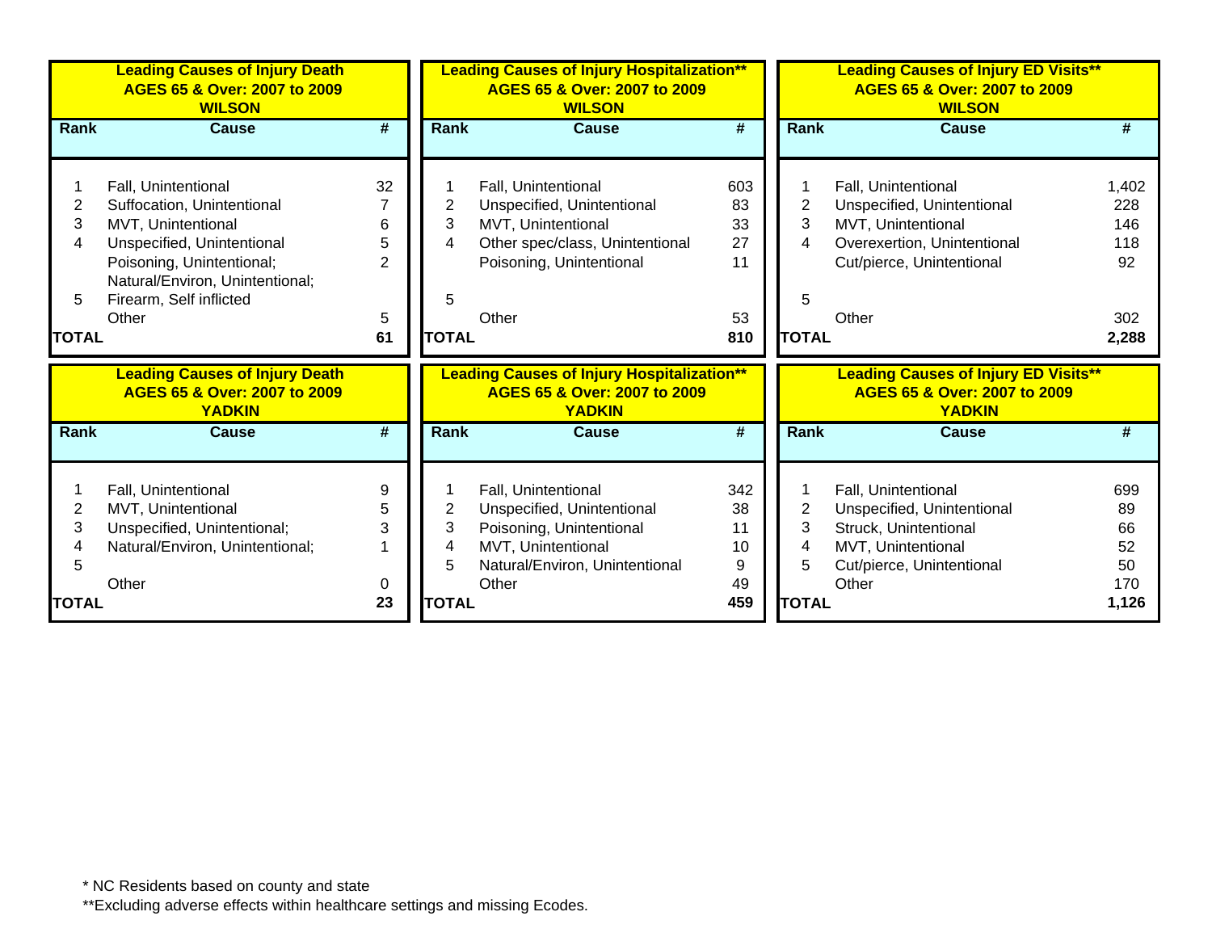**Leading Causes of Injury Death AGES 65 & Over: 2007 to 2009 WILSON**

| Rank | Cause | # |
|---|---|---|
| 1 | Fall, Unintentional | 32 |
| 2 | Suffocation, Unintentional | 7 |
| 3 | MVT, Unintentional | 6 |
| 4 | Unspecified, Unintentional | 5 |
| 5 | Poisoning, Unintentional; Natural/Environ, Unintentional; Firearm, Self inflicted | 2 |
| | Other | 5 |
| TOTAL | | 61 |

**Leading Causes of Injury Hospitalization** AGES 65 & Over: 2007 to 2009 WILSON**

| Rank | Cause | # |
|---|---|---|
| 1 | Fall, Unintentional | 603 |
| 2 | Unspecified, Unintentional | 83 |
| 3 | MVT, Unintentional | 33 |
| 4 | Other spec/class, Unintentional | 27 |
| 5 | Poisoning, Unintentional | 11 |
| | Other | 53 |
| TOTAL | | 810 |

**Leading Causes of Injury ED Visits** AGES 65 & Over: 2007 to 2009 WILSON**

| Rank | Cause | # |
|---|---|---|
| 1 | Fall, Unintentional | 1,402 |
| 2 | Unspecified, Unintentional | 228 |
| 3 | MVT, Unintentional | 146 |
| 4 | Overexertion, Unintentional | 118 |
| 5 | Cut/pierce, Unintentional | 92 |
| | Other | 302 |
| TOTAL | | 2,288 |

**Leading Causes of Injury Death AGES 65 & Over: 2007 to 2009 YADKIN**

| Rank | Cause | # |
|---|---|---|
| 1 | Fall, Unintentional | 9 |
| 2 | MVT, Unintentional | 5 |
| 3 | Unspecified, Unintentional; | 3 |
| 4 | Natural/Environ, Unintentional; | 1 |
| 5 | | |
| | Other | 0 |
| TOTAL | | 23 |

**Leading Causes of Injury Hospitalization** AGES 65 & Over: 2007 to 2009 YADKIN**

| Rank | Cause | # |
|---|---|---|
| 1 | Fall, Unintentional | 342 |
| 2 | Unspecified, Unintentional | 38 |
| 3 | Poisoning, Unintentional | 11 |
| 4 | MVT, Unintentional | 10 |
| 5 | Natural/Environ, Unintentional | 9 |
| | Other | 49 |
| TOTAL | | 459 |

**Leading Causes of Injury ED Visits** AGES 65 & Over: 2007 to 2009 YADKIN**

| Rank | Cause | # |
|---|---|---|
| 1 | Fall, Unintentional | 699 |
| 2 | Unspecified, Unintentional | 89 |
| 3 | Struck, Unintentional | 66 |
| 4 | MVT, Unintentional | 52 |
| 5 | Cut/pierce, Unintentional | 50 |
| | Other | 170 |
| TOTAL | | 1,126 |

* NC Residents based on county and state

**Excluding adverse effects within healthcare settings and missing Ecodes.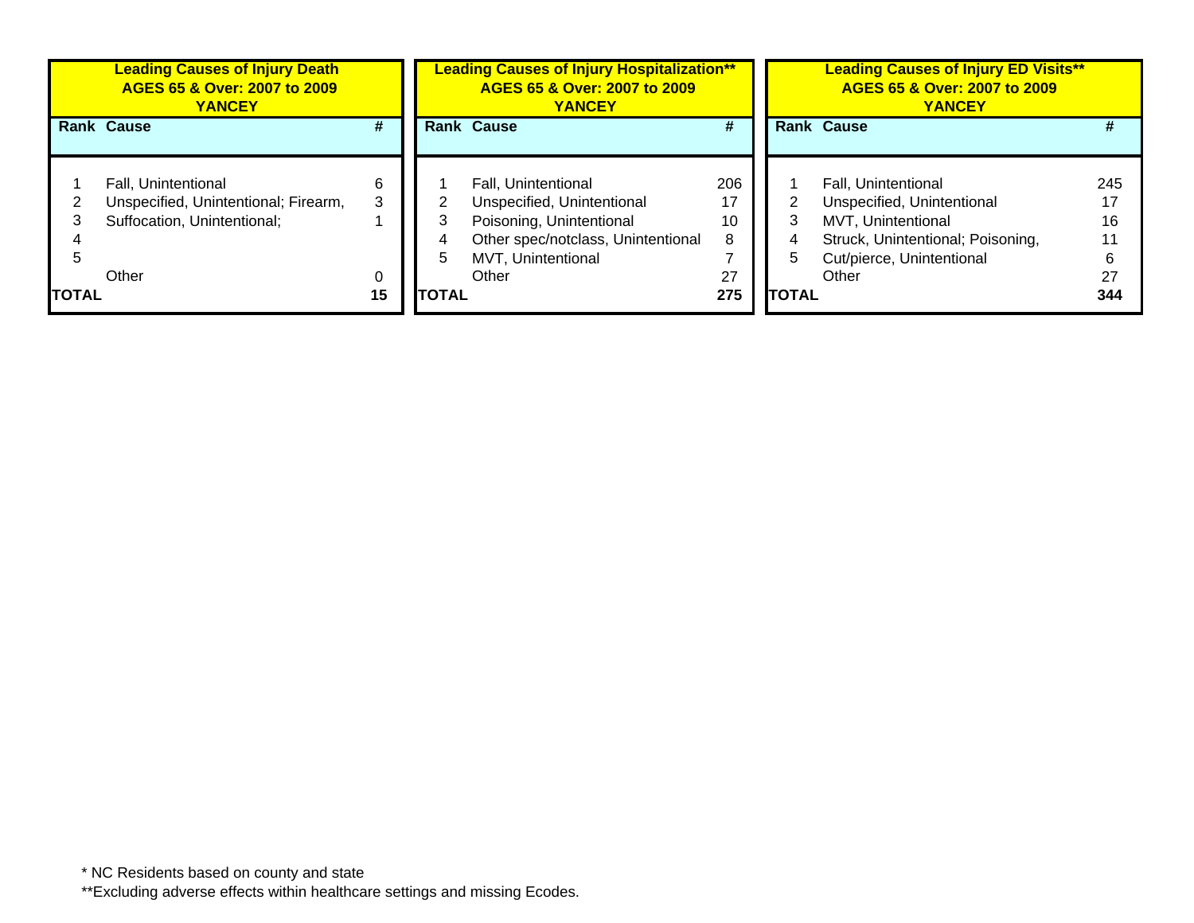**Leading Causes of Injury Death**
**AGES 65 & Over: 2007 to 2009**
**YANCEY**

| Rank | Cause | # |
|---|---|---|
| 1 | Fall, Unintentional | 6 |
| 2 | Unspecified, Unintentional; Firearm, | 3 |
| 3 | Suffocation, Unintentional; | 1 |
| 4 | | |
| 5 | | |
| | Other | 0 |
| **TOTAL** | | **15** |

**Leading Causes of Injury Hospitalization****
**AGES 65 & Over: 2007 to 2009**
**YANCEY**

| Rank | Cause | # |
|---|---|---|
| 1 | Fall, Unintentional | 206 |
| 2 | Unspecified, Unintentional | 17 |
| 3 | Poisoning, Unintentional | 10 |
| 4 | Other spec/notclass, Unintentional | 8 |
| 5 | MVT, Unintentional | 7 |
| | Other | 27 |
| **TOTAL** | | **275** |

**Leading Causes of Injury ED Visits****
**AGES 65 & Over: 2007 to 2009**
**YANCEY**

| Rank | Cause | # |
|---|---|---|
| 1 | Fall, Unintentional | 245 |
| 2 | Unspecified, Unintentional | 17 |
| 3 | MVT, Unintentional | 16 |
| 4 | Struck, Unintentional; Poisoning, | 11 |
| 5 | Cut/pierce, Unintentional | 6 |
| | Other | 27 |
| **TOTAL** | | **344** |

* NC Residents based on county and state

**Excluding adverse effects within healthcare settings and missing Ecodes.